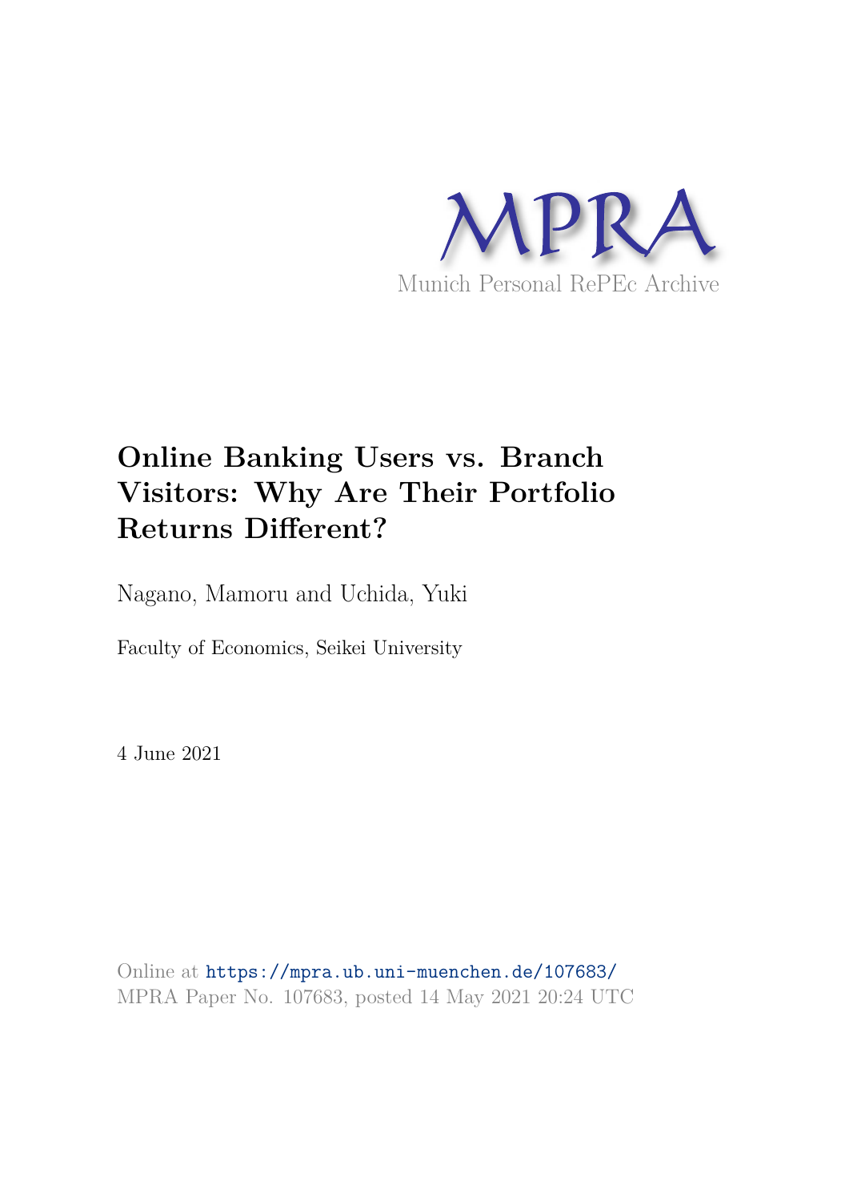MPRA

Munich Personal RePEc Archive

# Online Banking Users vs. Branch Visitors: Why Are Their Portfolio Returns Different?

Nagano, Mamoru and Uchida, Yuki

Faculty of Economics, Seikei University

4 June 2021

Online at https://mpra.ub.uni-muenchen.de/107683/
MPRA Paper No. 107683, posted 14 May 2021 20:24 UTC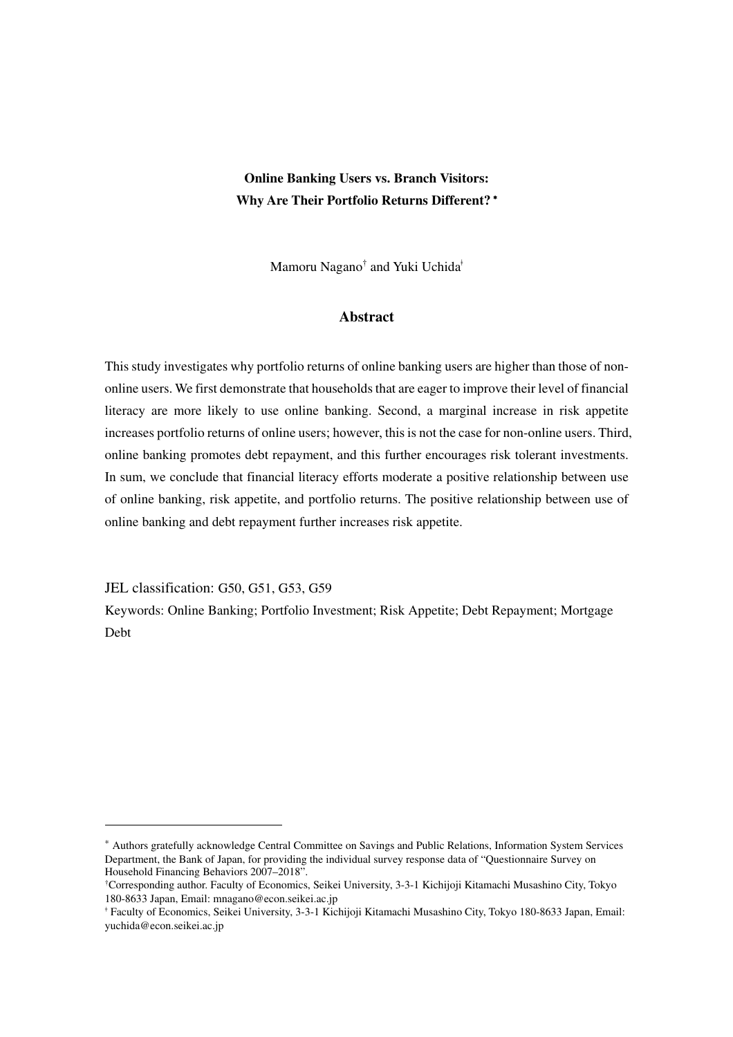**Online Banking Users vs. Branch Visitors:**
**Why Are Their Portfolio Returns Different?** [*]

Mamoru Nagano[†] and Yuki Uchida[‡]

## Abstract

This study investigates why portfolio returns of online banking users are higher than those of non-online users. We first demonstrate that households that are eager to improve their level of financial literacy are more likely to use online banking. Second, a marginal increase in risk appetite increases portfolio returns of online users; however, this is not the case for non-online users. Third, online banking promotes debt repayment, and this further encourages risk tolerant investments. In sum, we conclude that financial literacy efforts moderate a positive relationship between use of online banking, risk appetite, and portfolio returns. The positive relationship between use of online banking and debt repayment further increases risk appetite.

JEL classification: G50, G51, G53, G59

Keywords: Online Banking; Portfolio Investment; Risk Appetite; Debt Repayment; Mortgage Debt

---

[*] Authors gratefully acknowledge Central Committee on Savings and Public Relations, Information System Services Department, the Bank of Japan, for providing the individual survey response data of "Questionnaire Survey on Household Financing Behaviors 2007–2018".

[†]Corresponding author. Faculty of Economics, Seikei University, 3-3-1 Kichijoji Kitamachi Musashino City, Tokyo 180-8633 Japan, Email: mnagano@econ.seikei.ac.jp

[‡] Faculty of Economics, Seikei University, 3-3-1 Kichijoji Kitamachi Musashino City, Tokyo 180-8633 Japan, Email: yuchida@econ.seikei.ac.jp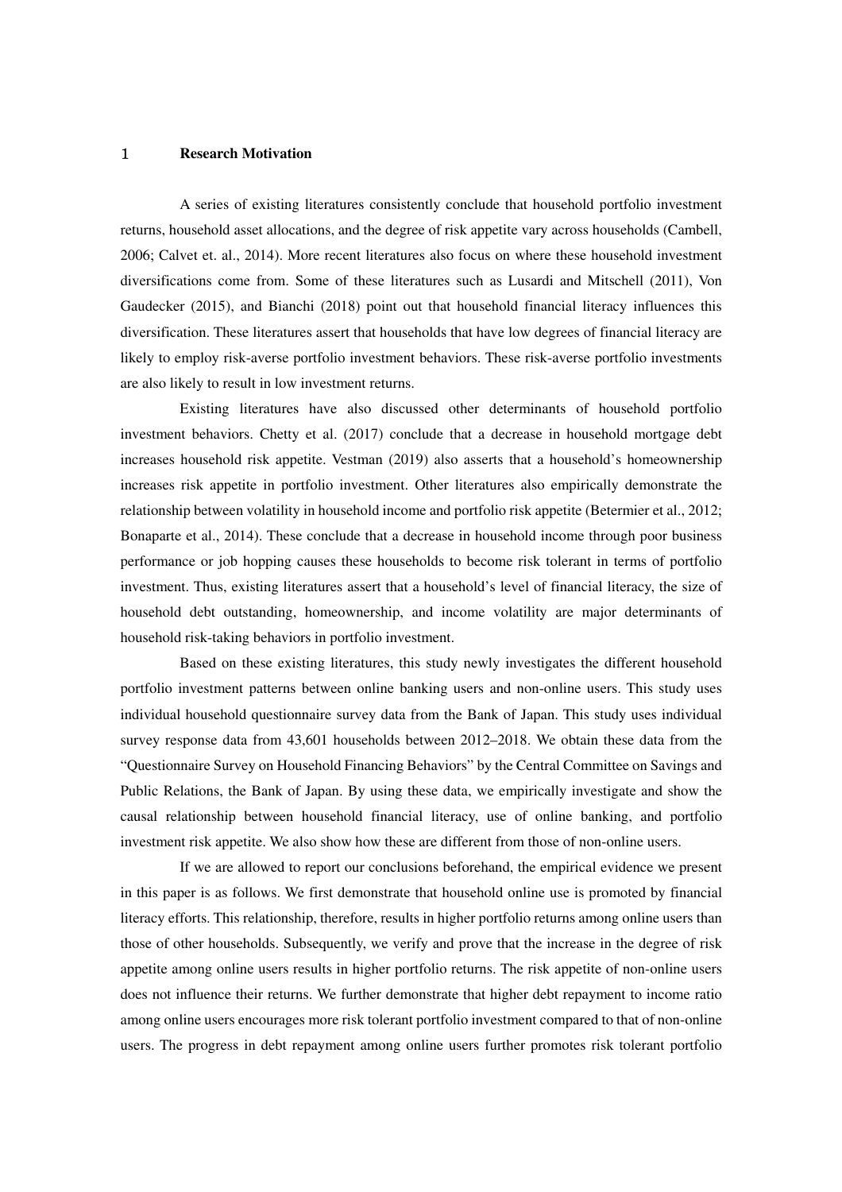# 1 Research Motivation

A series of existing literatures consistently conclude that household portfolio investment returns, household asset allocations, and the degree of risk appetite vary across households (Cambell, 2006; Calvet et. al., 2014). More recent literatures also focus on where these household investment diversifications come from. Some of these literatures such as Lusardi and Mitschell (2011), Von Gaudecker (2015), and Bianchi (2018) point out that household financial literacy influences this diversification. These literatures assert that households that have low degrees of financial literacy are likely to employ risk-averse portfolio investment behaviors. These risk-averse portfolio investments are also likely to result in low investment returns.

Existing literatures have also discussed other determinants of household portfolio investment behaviors. Chetty et al. (2017) conclude that a decrease in household mortgage debt increases household risk appetite. Vestman (2019) also asserts that a household's homeownership increases risk appetite in portfolio investment. Other literatures also empirically demonstrate the relationship between volatility in household income and portfolio risk appetite (Betermier et al., 2012; Bonaparte et al., 2014). These conclude that a decrease in household income through poor business performance or job hopping causes these households to become risk tolerant in terms of portfolio investment. Thus, existing literatures assert that a household's level of financial literacy, the size of household debt outstanding, homeownership, and income volatility are major determinants of household risk-taking behaviors in portfolio investment.

Based on these existing literatures, this study newly investigates the different household portfolio investment patterns between online banking users and non-online users. This study uses individual household questionnaire survey data from the Bank of Japan. This study uses individual survey response data from 43,601 households between 2012–2018. We obtain these data from the "Questionnaire Survey on Household Financing Behaviors" by the Central Committee on Savings and Public Relations, the Bank of Japan. By using these data, we empirically investigate and show the causal relationship between household financial literacy, use of online banking, and portfolio investment risk appetite. We also show how these are different from those of non-online users.

If we are allowed to report our conclusions beforehand, the empirical evidence we present in this paper is as follows. We first demonstrate that household online use is promoted by financial literacy efforts. This relationship, therefore, results in higher portfolio returns among online users than those of other households. Subsequently, we verify and prove that the increase in the degree of risk appetite among online users results in higher portfolio returns. The risk appetite of non-online users does not influence their returns. We further demonstrate that higher debt repayment to income ratio among online users encourages more risk tolerant portfolio investment compared to that of non-online users. The progress in debt repayment among online users further promotes risk tolerant portfolio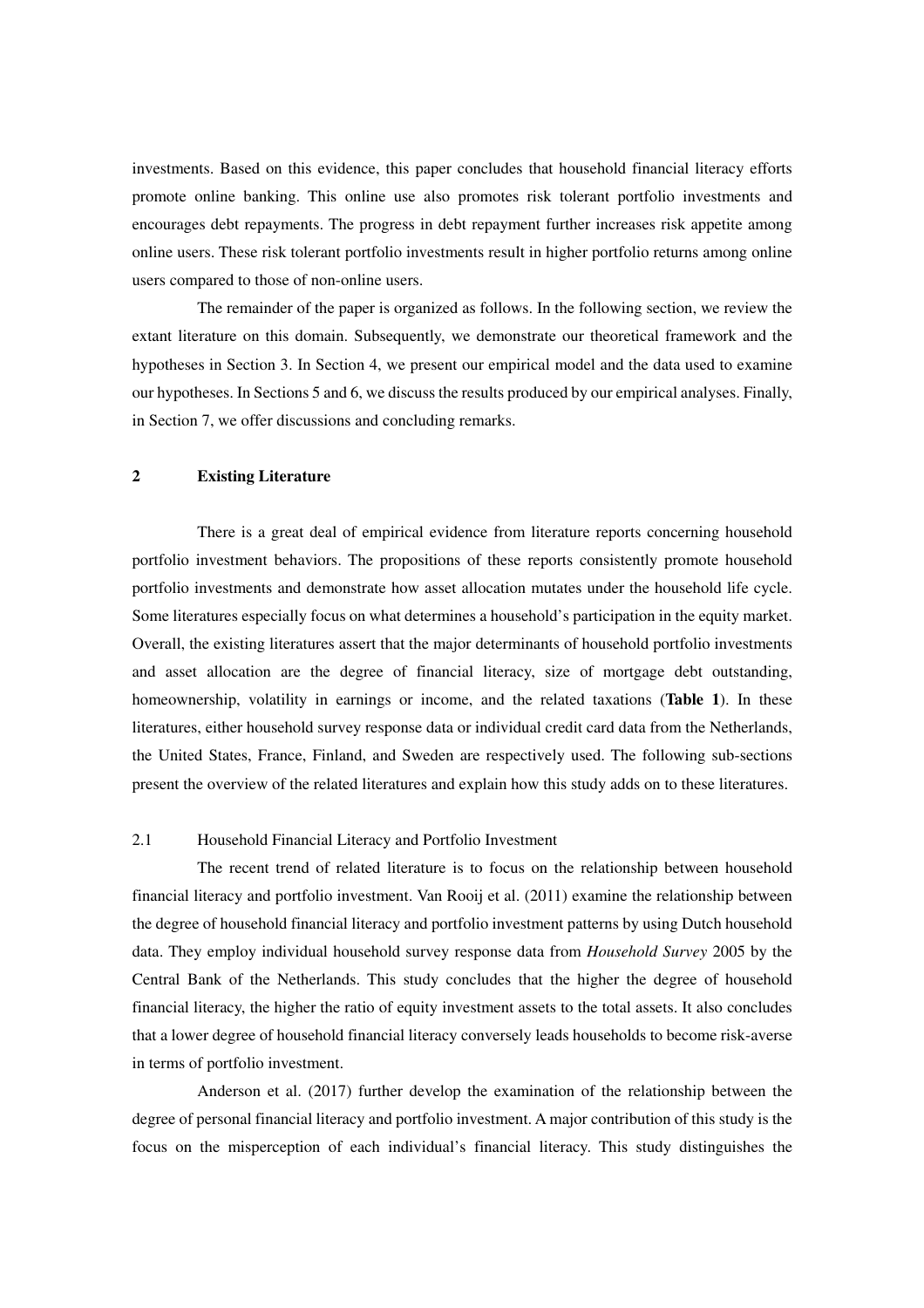investments. Based on this evidence, this paper concludes that household financial literacy efforts promote online banking. This online use also promotes risk tolerant portfolio investments and encourages debt repayments. The progress in debt repayment further increases risk appetite among online users. These risk tolerant portfolio investments result in higher portfolio returns among online users compared to those of non-online users.

The remainder of the paper is organized as follows. In the following section, we review the extant literature on this domain. Subsequently, we demonstrate our theoretical framework and the hypotheses in Section 3. In Section 4, we present our empirical model and the data used to examine our hypotheses. In Sections 5 and 6, we discuss the results produced by our empirical analyses. Finally, in Section 7, we offer discussions and concluding remarks.

## 2 Existing Literature

There is a great deal of empirical evidence from literature reports concerning household portfolio investment behaviors. The propositions of these reports consistently promote household portfolio investments and demonstrate how asset allocation mutates under the household life cycle. Some literatures especially focus on what determines a household's participation in the equity market. Overall, the existing literatures assert that the major determinants of household portfolio investments and asset allocation are the degree of financial literacy, size of mortgage debt outstanding, homeownership, volatility in earnings or income, and the related taxations (**Table 1**). In these literatures, either household survey response data or individual credit card data from the Netherlands, the United States, France, Finland, and Sweden are respectively used. The following sub-sections present the overview of the related literatures and explain how this study adds on to these literatures.

### 2.1 Household Financial Literacy and Portfolio Investment

The recent trend of related literature is to focus on the relationship between household financial literacy and portfolio investment. Van Rooij et al. (2011) examine the relationship between the degree of household financial literacy and portfolio investment patterns by using Dutch household data. They employ individual household survey response data from *Household Survey* 2005 by the Central Bank of the Netherlands. This study concludes that the higher the degree of household financial literacy, the higher the ratio of equity investment assets to the total assets. It also concludes that a lower degree of household financial literacy conversely leads households to become risk-averse in terms of portfolio investment.

Anderson et al. (2017) further develop the examination of the relationship between the degree of personal financial literacy and portfolio investment. A major contribution of this study is the focus on the misperception of each individual's financial literacy. This study distinguishes the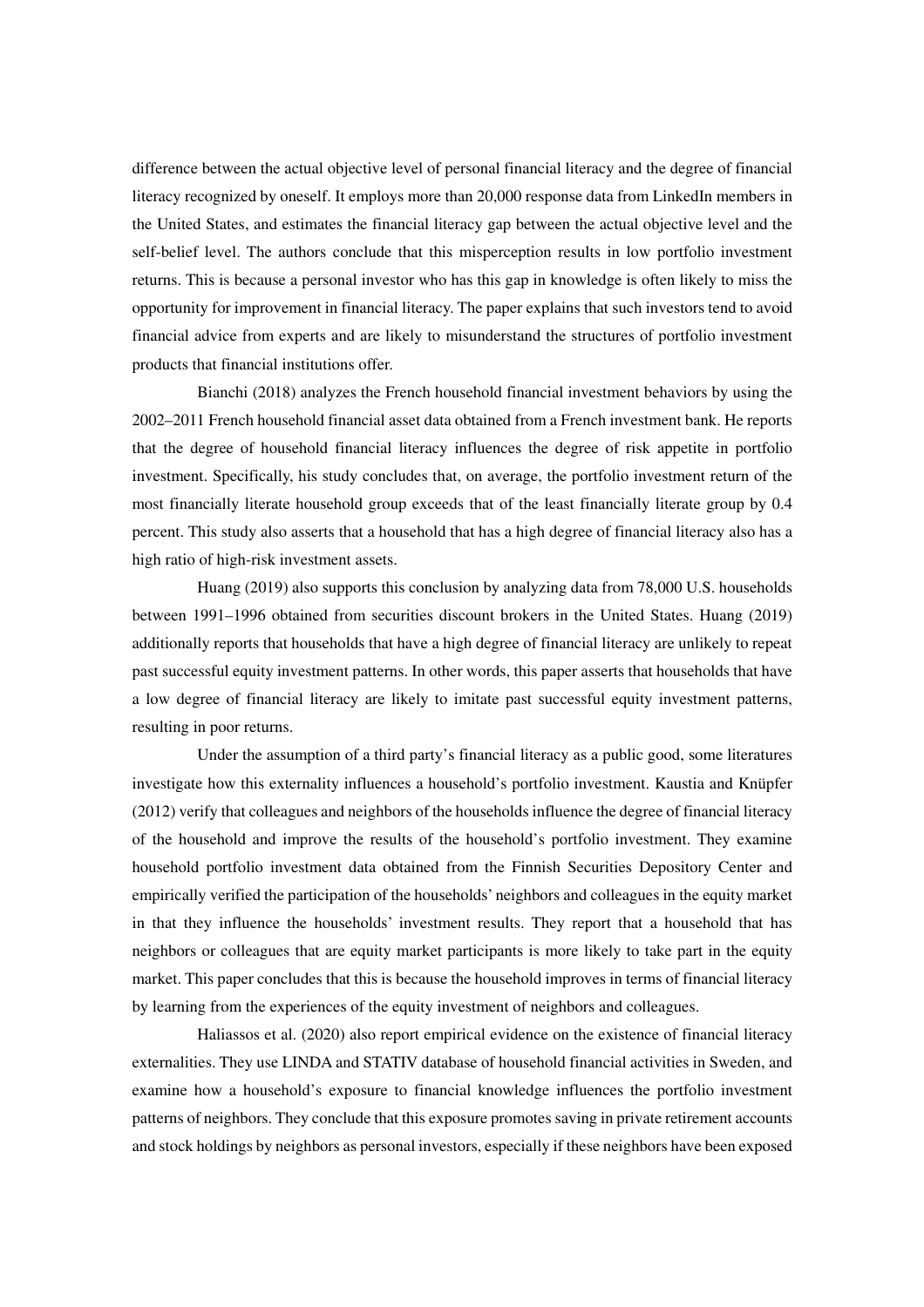difference between the actual objective level of personal financial literacy and the degree of financial literacy recognized by oneself. It employs more than 20,000 response data from LinkedIn members in the United States, and estimates the financial literacy gap between the actual objective level and the self-belief level. The authors conclude that this misperception results in low portfolio investment returns. This is because a personal investor who has this gap in knowledge is often likely to miss the opportunity for improvement in financial literacy. The paper explains that such investors tend to avoid financial advice from experts and are likely to misunderstand the structures of portfolio investment products that financial institutions offer.

Bianchi (2018) analyzes the French household financial investment behaviors by using the 2002–2011 French household financial asset data obtained from a French investment bank. He reports that the degree of household financial literacy influences the degree of risk appetite in portfolio investment. Specifically, his study concludes that, on average, the portfolio investment return of the most financially literate household group exceeds that of the least financially literate group by 0.4 percent. This study also asserts that a household that has a high degree of financial literacy also has a high ratio of high-risk investment assets.

Huang (2019) also supports this conclusion by analyzing data from 78,000 U.S. households between 1991–1996 obtained from securities discount brokers in the United States. Huang (2019) additionally reports that households that have a high degree of financial literacy are unlikely to repeat past successful equity investment patterns. In other words, this paper asserts that households that have a low degree of financial literacy are likely to imitate past successful equity investment patterns, resulting in poor returns.

Under the assumption of a third party's financial literacy as a public good, some literatures investigate how this externality influences a household's portfolio investment. Kaustia and Knüpfer (2012) verify that colleagues and neighbors of the households influence the degree of financial literacy of the household and improve the results of the household's portfolio investment. They examine household portfolio investment data obtained from the Finnish Securities Depository Center and empirically verified the participation of the households' neighbors and colleagues in the equity market in that they influence the households' investment results. They report that a household that has neighbors or colleagues that are equity market participants is more likely to take part in the equity market. This paper concludes that this is because the household improves in terms of financial literacy by learning from the experiences of the equity investment of neighbors and colleagues.

Haliassos et al. (2020) also report empirical evidence on the existence of financial literacy externalities. They use LINDA and STATIV database of household financial activities in Sweden, and examine how a household's exposure to financial knowledge influences the portfolio investment patterns of neighbors. They conclude that this exposure promotes saving in private retirement accounts and stock holdings by neighbors as personal investors, especially if these neighbors have been exposed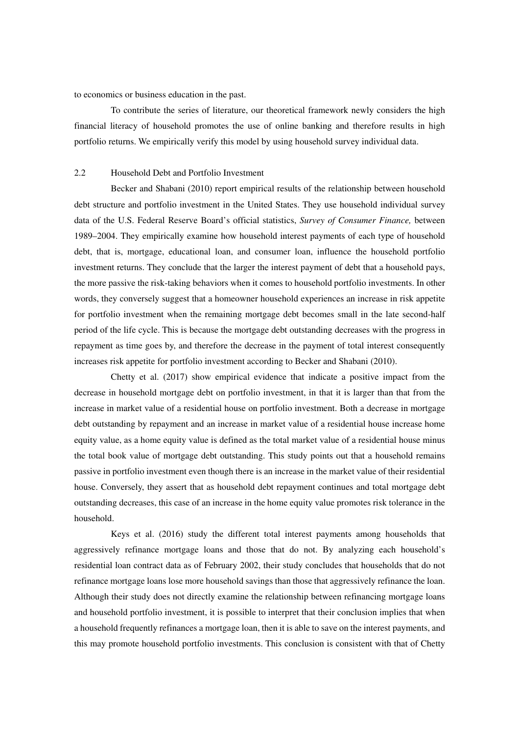to economics or business education in the past.

To contribute the series of literature, our theoretical framework newly considers the high financial literacy of household promotes the use of online banking and therefore results in high portfolio returns. We empirically verify this model by using household survey individual data.

### 2.2 Household Debt and Portfolio Investment

Becker and Shabani (2010) report empirical results of the relationship between household debt structure and portfolio investment in the United States. They use household individual survey data of the U.S. Federal Reserve Board's official statistics, *Survey of Consumer Finance,* between 1989–2004. They empirically examine how household interest payments of each type of household debt, that is, mortgage, educational loan, and consumer loan, influence the household portfolio investment returns. They conclude that the larger the interest payment of debt that a household pays, the more passive the risk-taking behaviors when it comes to household portfolio investments. In other words, they conversely suggest that a homeowner household experiences an increase in risk appetite for portfolio investment when the remaining mortgage debt becomes small in the late second-half period of the life cycle. This is because the mortgage debt outstanding decreases with the progress in repayment as time goes by, and therefore the decrease in the payment of total interest consequently increases risk appetite for portfolio investment according to Becker and Shabani (2010).

Chetty et al. (2017) show empirical evidence that indicate a positive impact from the decrease in household mortgage debt on portfolio investment, in that it is larger than that from the increase in market value of a residential house on portfolio investment. Both a decrease in mortgage debt outstanding by repayment and an increase in market value of a residential house increase home equity value, as a home equity value is defined as the total market value of a residential house minus the total book value of mortgage debt outstanding. This study points out that a household remains passive in portfolio investment even though there is an increase in the market value of their residential house. Conversely, they assert that as household debt repayment continues and total mortgage debt outstanding decreases, this case of an increase in the home equity value promotes risk tolerance in the household.

Keys et al. (2016) study the different total interest payments among households that aggressively refinance mortgage loans and those that do not. By analyzing each household's residential loan contract data as of February 2002, their study concludes that households that do not refinance mortgage loans lose more household savings than those that aggressively refinance the loan. Although their study does not directly examine the relationship between refinancing mortgage loans and household portfolio investment, it is possible to interpret that their conclusion implies that when a household frequently refinances a mortgage loan, then it is able to save on the interest payments, and this may promote household portfolio investments. This conclusion is consistent with that of Chetty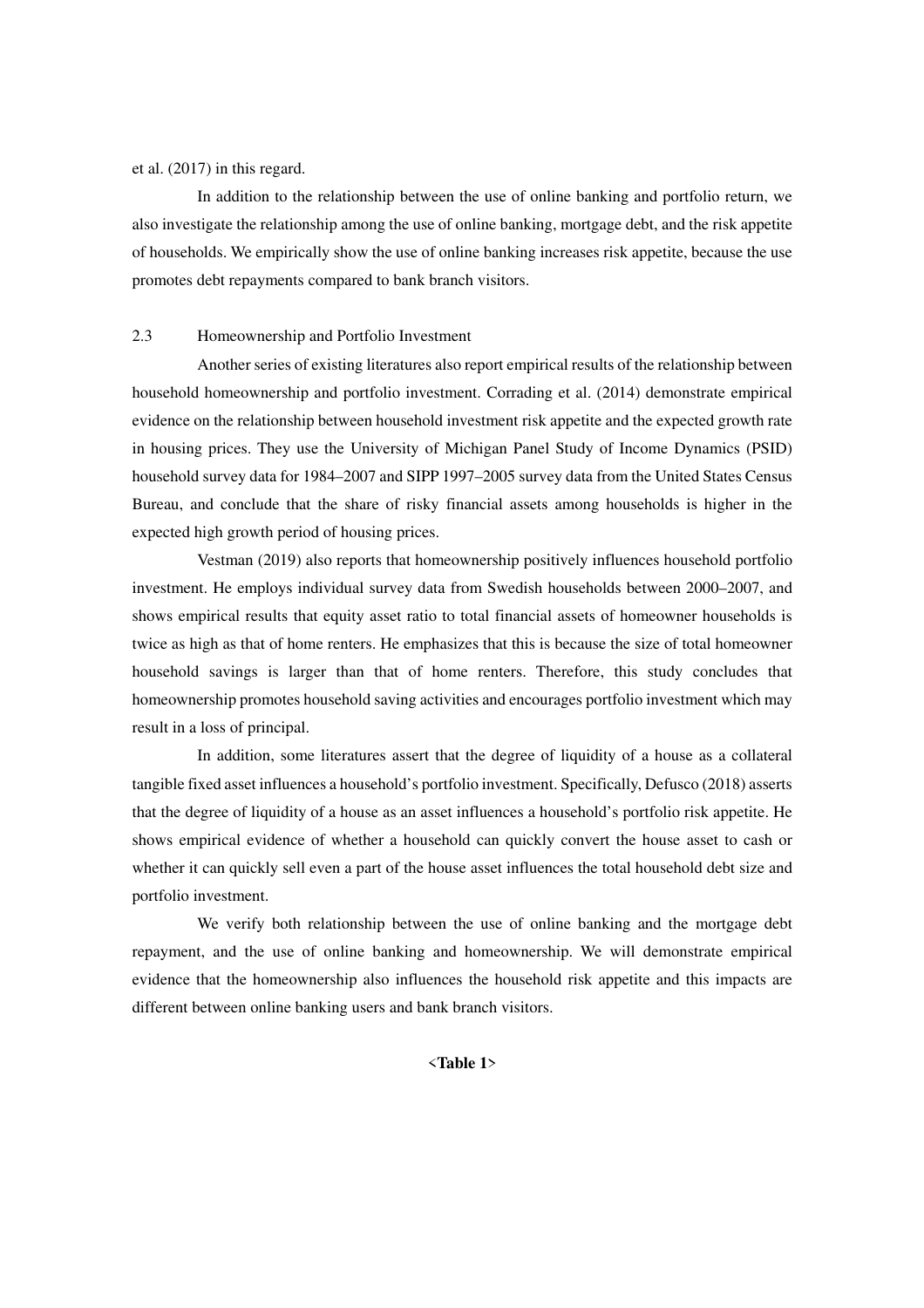et al. (2017) in this regard.

In addition to the relationship between the use of online banking and portfolio return, we also investigate the relationship among the use of online banking, mortgage debt, and the risk appetite of households. We empirically show the use of online banking increases risk appetite, because the use promotes debt repayments compared to bank branch visitors.

### 2.3 Homeownership and Portfolio Investment

Another series of existing literatures also report empirical results of the relationship between household homeownership and portfolio investment. Corrading et al. (2014) demonstrate empirical evidence on the relationship between household investment risk appetite and the expected growth rate in housing prices. They use the University of Michigan Panel Study of Income Dynamics (PSID) household survey data for 1984–2007 and SIPP 1997–2005 survey data from the United States Census Bureau, and conclude that the share of risky financial assets among households is higher in the expected high growth period of housing prices.

Vestman (2019) also reports that homeownership positively influences household portfolio investment. He employs individual survey data from Swedish households between 2000–2007, and shows empirical results that equity asset ratio to total financial assets of homeowner households is twice as high as that of home renters. He emphasizes that this is because the size of total homeowner household savings is larger than that of home renters. Therefore, this study concludes that homeownership promotes household saving activities and encourages portfolio investment which may result in a loss of principal.

In addition, some literatures assert that the degree of liquidity of a house as a collateral tangible fixed asset influences a household's portfolio investment. Specifically, Defusco (2018) asserts that the degree of liquidity of a house as an asset influences a household's portfolio risk appetite. He shows empirical evidence of whether a household can quickly convert the house asset to cash or whether it can quickly sell even a part of the house asset influences the total household debt size and portfolio investment.

We verify both relationship between the use of online banking and the mortgage debt repayment, and the use of online banking and homeownership. We will demonstrate empirical evidence that the homeownership also influences the household risk appetite and this impacts are different between online banking users and bank branch visitors.

**<Table 1>**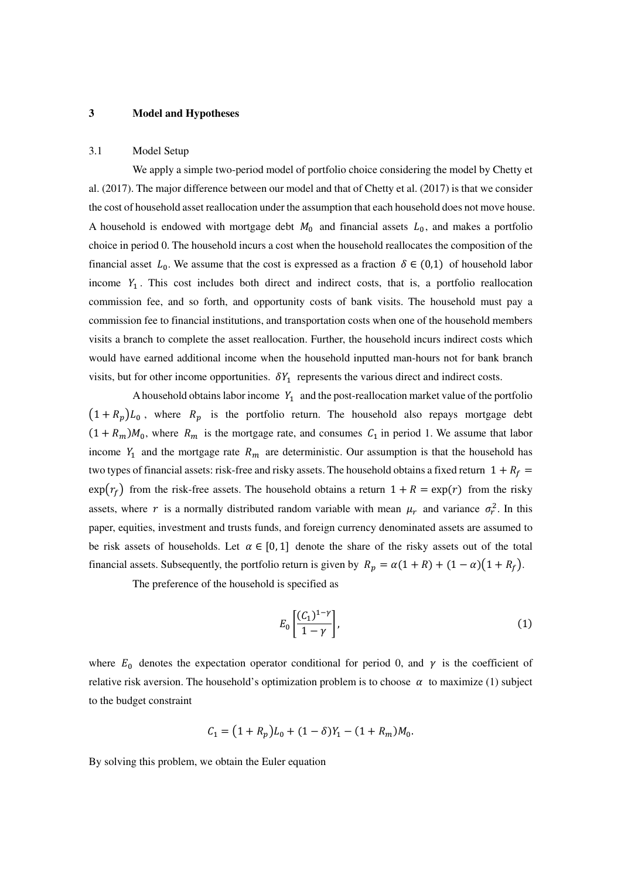## 3 Model and Hypotheses

### 3.1 Model Setup

We apply a simple two-period model of portfolio choice considering the model by Chetty et al. (2017). The major difference between our model and that of Chetty et al. (2017) is that we consider the cost of household asset reallocation under the assumption that each household does not move house. A household is endowed with mortgage debt $M_0$ and financial assets $L_0$, and makes a portfolio choice in period 0. The household incurs a cost when the household reallocates the composition of the financial asset $L_0$. We assume that the cost is expressed as a fraction $\delta \in (0,1)$ of household labor income $Y_1$. This cost includes both direct and indirect costs, that is, a portfolio reallocation commission fee, and so forth, and opportunity costs of bank visits. The household must pay a commission fee to financial institutions, and transportation costs when one of the household members visits a branch to complete the asset reallocation. Further, the household incurs indirect costs which would have earned additional income when the household inputted man-hours not for bank branch visits, but for other income opportunities. $\delta Y_1$ represents the various direct and indirect costs.

A household obtains labor income $Y_1$ and the post-reallocation market value of the portfolio $(1 + R_p)L_0$, where $R_p$ is the portfolio return. The household also repays mortgage debt $(1 + R_m)M_0$, where $R_m$ is the mortgage rate, and consumes $C_1$ in period 1. We assume that labor income $Y_1$ and the mortgage rate $R_m$ are deterministic. Our assumption is that the household has two types of financial assets: risk-free and risky assets. The household obtains a fixed return $1 + R_f = \exp(r_f)$ from the risk-free assets. The household obtains a return $1 + R = \exp(r)$ from the risky assets, where $r$ is a normally distributed random variable with mean $\mu_r$ and variance $\sigma_r^2$. In this paper, equities, investment and trusts funds, and foreign currency denominated assets are assumed to be risk assets of households. Let $\alpha \in [0, 1]$ denote the share of the risky assets out of the total financial assets. Subsequently, the portfolio return is given by $R_p = \alpha(1 + R) + (1 - \alpha)(1 + R_f)$.

The preference of the household is specified as

$$E_0 \left[ \frac{(C_1)^{1-\gamma}}{1-\gamma} \right], \tag{1}$$

where $E_0$ denotes the expectation operator conditional for period 0, and $\gamma$ is the coefficient of relative risk aversion. The household's optimization problem is to choose $\alpha$ to maximize (1) subject to the budget constraint

$$C_1 = (1 + R_p)L_0 + (1 - \delta)Y_1 - (1 + R_m)M_0.$$

By solving this problem, we obtain the Euler equation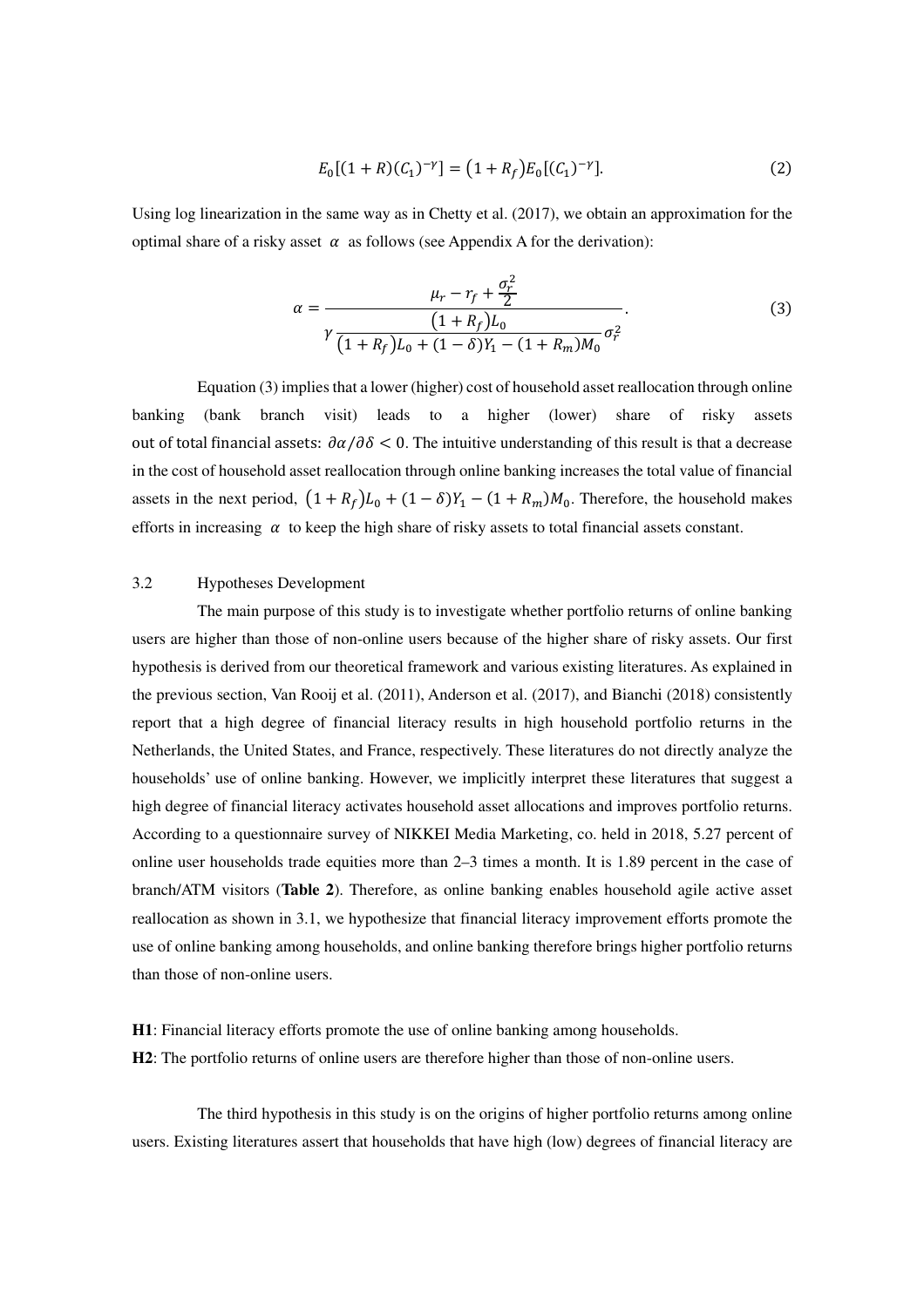$$E_0[(1+R)(C_1)^{-\gamma}] = (1+R_f)E_0[(C_1)^{-\gamma}]. \tag{2}$$

Using log linearization in the same way as in Chetty et al. (2017), we obtain an approximation for the optimal share of a risky asset $\alpha$ as follows (see Appendix A for the derivation):

$$\alpha = \frac{\mu_r - r_f + \frac{\sigma_r^2}{2}}{\gamma \frac{(1+R_f)L_0}{(1+R_f)L_0 + (1-\delta)Y_1 - (1+R_m)M_0}\sigma_r^2}. \tag{3}$$

Equation (3) implies that a lower (higher) cost of household asset reallocation through online banking (bank branch visit) leads to a higher (lower) share of risky assets out of total financial assets: $\partial\alpha/\partial\delta < 0$. The intuitive understanding of this result is that a decrease in the cost of household asset reallocation through online banking increases the total value of financial assets in the next period, $(1+R_f)L_0 + (1-\delta)Y_1 - (1+R_m)M_0$. Therefore, the household makes efforts in increasing $\alpha$ to keep the high share of risky assets to total financial assets constant.

### 3.2 Hypotheses Development

The main purpose of this study is to investigate whether portfolio returns of online banking users are higher than those of non-online users because of the higher share of risky assets. Our first hypothesis is derived from our theoretical framework and various existing literatures. As explained in the previous section, Van Rooij et al. (2011), Anderson et al. (2017), and Bianchi (2018) consistently report that a high degree of financial literacy results in high household portfolio returns in the Netherlands, the United States, and France, respectively. These literatures do not directly analyze the households' use of online banking. However, we implicitly interpret these literatures that suggest a high degree of financial literacy activates household asset allocations and improves portfolio returns. According to a questionnaire survey of NIKKEI Media Marketing, co. held in 2018, 5.27 percent of online user households trade equities more than 2–3 times a month. It is 1.89 percent in the case of branch/ATM visitors (**Table 2**). Therefore, as online banking enables household agile active asset reallocation as shown in 3.1, we hypothesize that financial literacy improvement efforts promote the use of online banking among households, and online banking therefore brings higher portfolio returns than those of non-online users.

**H1**: Financial literacy efforts promote the use of online banking among households.

**H2**: The portfolio returns of online users are therefore higher than those of non-online users.

The third hypothesis in this study is on the origins of higher portfolio returns among online users. Existing literatures assert that households that have high (low) degrees of financial literacy are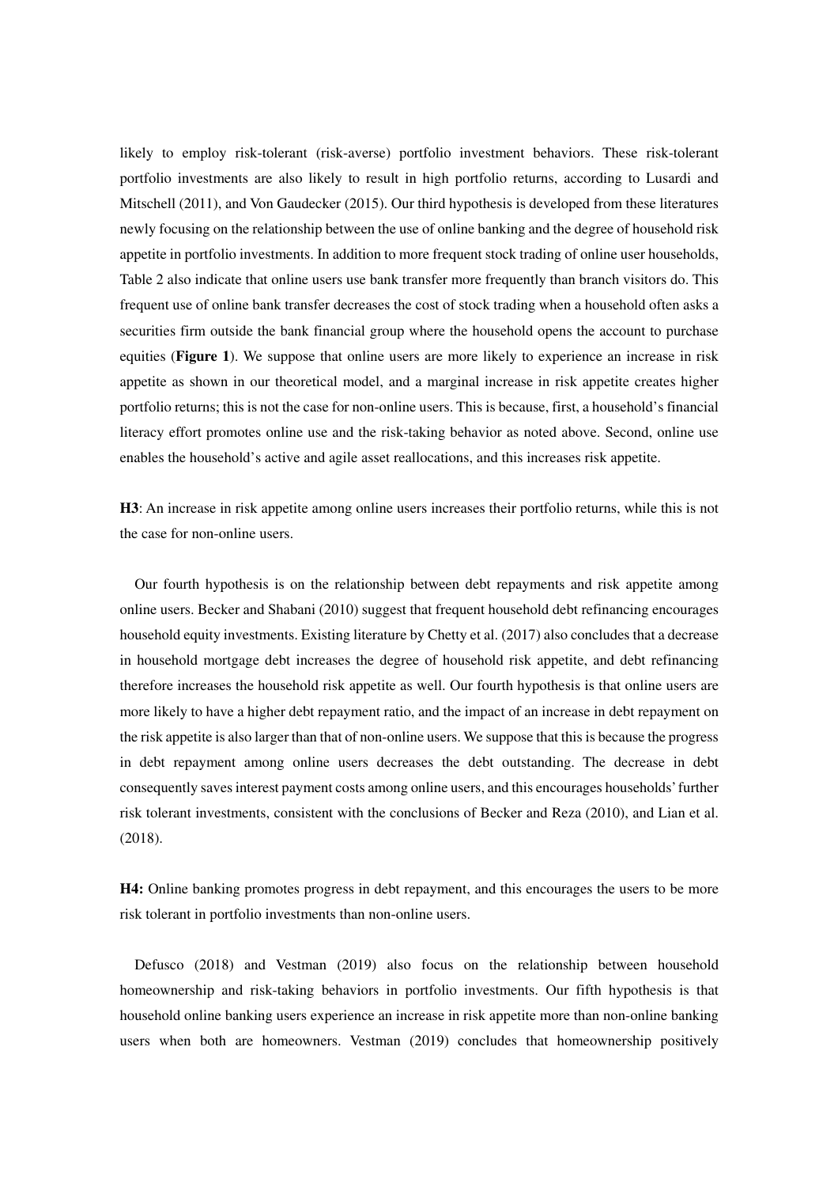likely to employ risk-tolerant (risk-averse) portfolio investment behaviors. These risk-tolerant portfolio investments are also likely to result in high portfolio returns, according to Lusardi and Mitschell (2011), and Von Gaudecker (2015). Our third hypothesis is developed from these literatures newly focusing on the relationship between the use of online banking and the degree of household risk appetite in portfolio investments. In addition to more frequent stock trading of online user households, Table 2 also indicate that online users use bank transfer more frequently than branch visitors do. This frequent use of online bank transfer decreases the cost of stock trading when a household often asks a securities firm outside the bank financial group where the household opens the account to purchase equities (**Figure 1**). We suppose that online users are more likely to experience an increase in risk appetite as shown in our theoretical model, and a marginal increase in risk appetite creates higher portfolio returns; this is not the case for non-online users. This is because, first, a household's financial literacy effort promotes online use and the risk-taking behavior as noted above. Second, online use enables the household's active and agile asset reallocations, and this increases risk appetite.

**H3**: An increase in risk appetite among online users increases their portfolio returns, while this is not the case for non-online users.

Our fourth hypothesis is on the relationship between debt repayments and risk appetite among online users. Becker and Shabani (2010) suggest that frequent household debt refinancing encourages household equity investments. Existing literature by Chetty et al. (2017) also concludes that a decrease in household mortgage debt increases the degree of household risk appetite, and debt refinancing therefore increases the household risk appetite as well. Our fourth hypothesis is that online users are more likely to have a higher debt repayment ratio, and the impact of an increase in debt repayment on the risk appetite is also larger than that of non-online users. We suppose that this is because the progress in debt repayment among online users decreases the debt outstanding. The decrease in debt consequently saves interest payment costs among online users, and this encourages households' further risk tolerant investments, consistent with the conclusions of Becker and Reza (2010), and Lian et al. (2018).

**H4:** Online banking promotes progress in debt repayment, and this encourages the users to be more risk tolerant in portfolio investments than non-online users.

Defusco (2018) and Vestman (2019) also focus on the relationship between household homeownership and risk-taking behaviors in portfolio investments. Our fifth hypothesis is that household online banking users experience an increase in risk appetite more than non-online banking users when both are homeowners. Vestman (2019) concludes that homeownership positively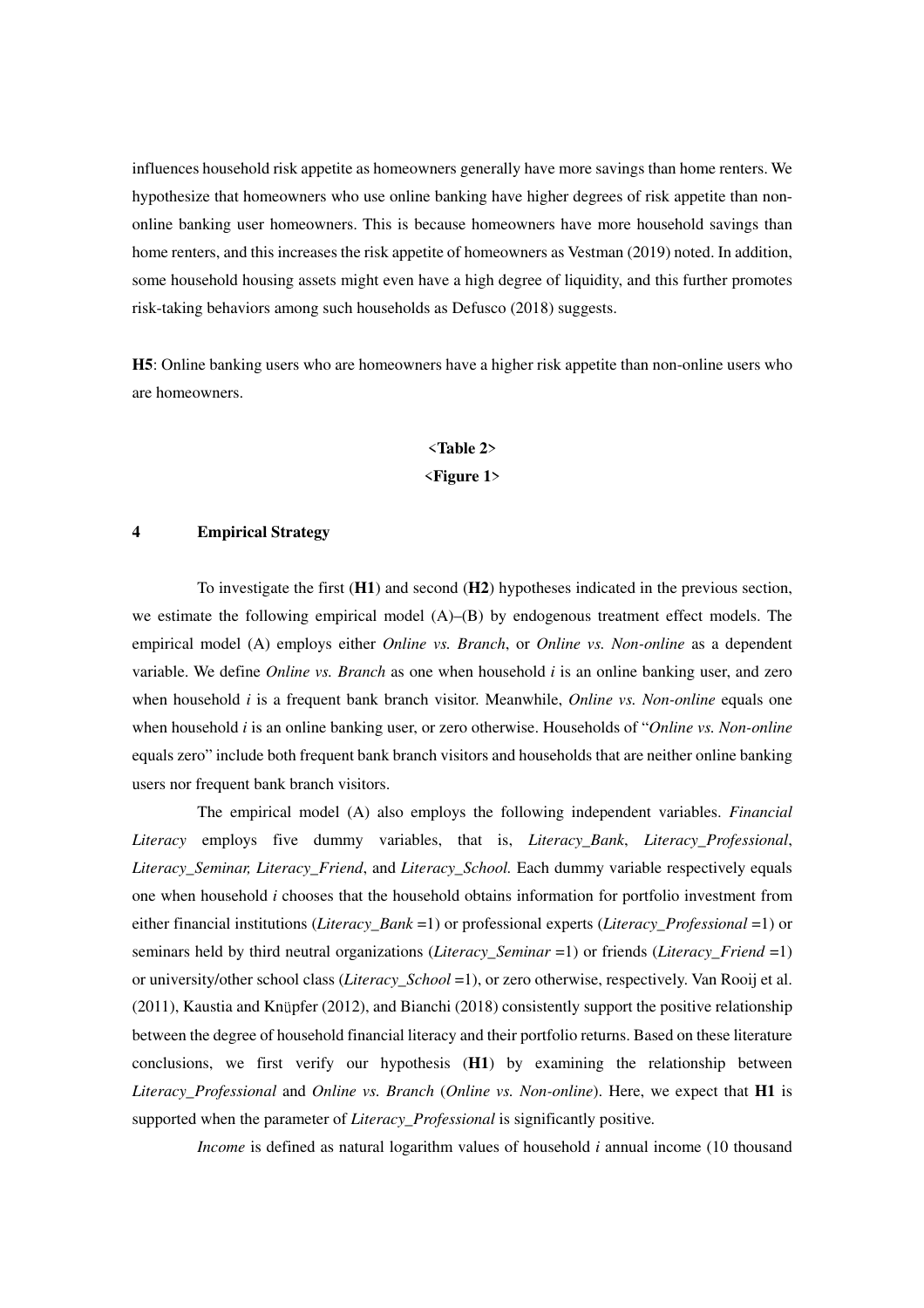influences household risk appetite as homeowners generally have more savings than home renters. We hypothesize that homeowners who use online banking have higher degrees of risk appetite than non-online banking user homeowners. This is because homeowners have more household savings than home renters, and this increases the risk appetite of homeowners as Vestman (2019) noted. In addition, some household housing assets might even have a high degree of liquidity, and this further promotes risk-taking behaviors among such households as Defusco (2018) suggests.

**H5**: Online banking users who are homeowners have a higher risk appetite than non-online users who are homeowners.

**<Table 2>**

**<Figure 1>**

## 4 Empirical Strategy

To investigate the first (**H1**) and second (**H2**) hypotheses indicated in the previous section, we estimate the following empirical model (A)–(B) by endogenous treatment effect models. The empirical model (A) employs either *Online vs. Branch*, or *Online vs. Non-online* as a dependent variable. We define *Online vs. Branch* as one when household *i* is an online banking user, and zero when household *i* is a frequent bank branch visitor. Meanwhile, *Online vs. Non-online* equals one when household *i* is an online banking user, or zero otherwise. Households of "*Online vs. Non-online* equals zero" include both frequent bank branch visitors and households that are neither online banking users nor frequent bank branch visitors.

The empirical model (A) also employs the following independent variables. *Financial Literacy* employs five dummy variables, that is, *Literacy_Bank*, *Literacy_Professional*, *Literacy_Seminar, Literacy_Friend*, and *Literacy_School.* Each dummy variable respectively equals one when household *i* chooses that the household obtains information for portfolio investment from either financial institutions (*Literacy_Bank* =1) or professional experts (*Literacy_Professional* =1) or seminars held by third neutral organizations (*Literacy_Seminar* =1) or friends (*Literacy_Friend* =1) or university/other school class (*Literacy_School* =1), or zero otherwise, respectively. Van Rooij et al. (2011), Kaustia and Knüpfer (2012), and Bianchi (2018) consistently support the positive relationship between the degree of household financial literacy and their portfolio returns. Based on these literature conclusions, we first verify our hypothesis (**H1**) by examining the relationship between *Literacy_Professional* and *Online vs. Branch* (*Online vs. Non-online*). Here, we expect that **H1** is supported when the parameter of *Literacy_Professional* is significantly positive.

*Income* is defined as natural logarithm values of household *i* annual income (10 thousand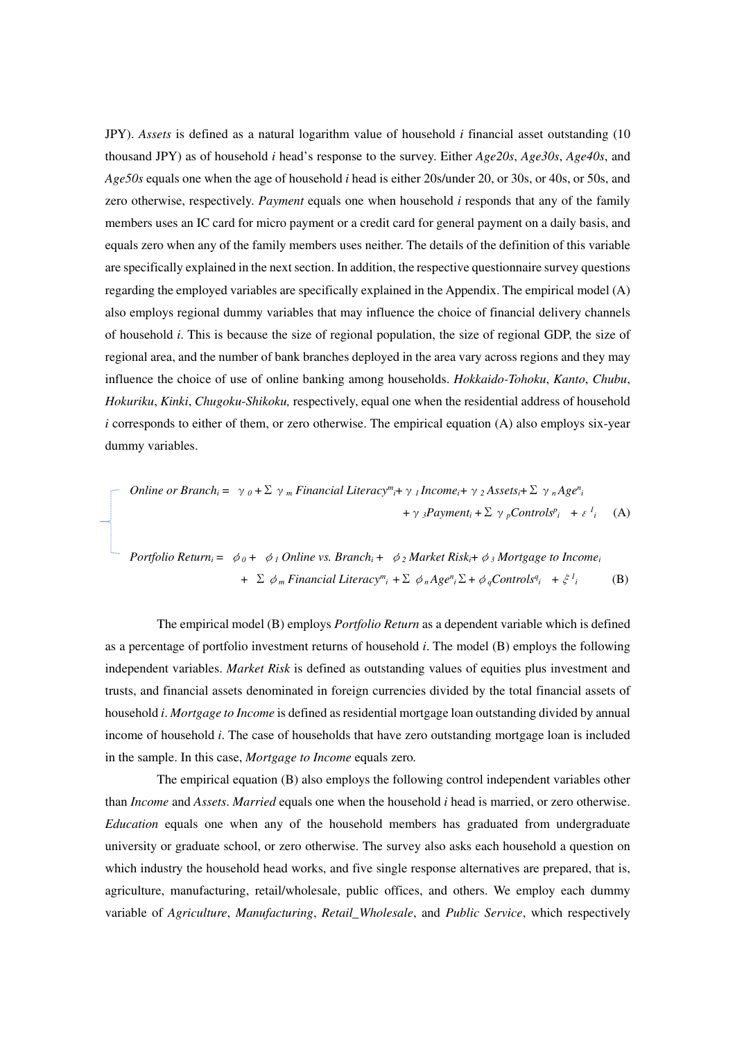JPY). *Assets* is defined as a natural logarithm value of household *i* financial asset outstanding (10 thousand JPY) as of household *i* head's response to the survey. Either *Age20s*, *Age30s*, *Age40s*, and *Age50s* equals one when the age of household *i* head is either 20s/under 20, or 30s, or 40s, or 50s, and zero otherwise, respectively. *Payment* equals one when household *i* responds that any of the family members uses an IC card for micro payment or a credit card for general payment on a daily basis, and equals zero when any of the family members uses neither. The details of the definition of this variable are specifically explained in the next section. In addition, the respective questionnaire survey questions regarding the employed variables are specifically explained in the Appendix. The empirical model (A) also employs regional dummy variables that may influence the choice of financial delivery channels of household *i*. This is because the size of regional population, the size of regional GDP, the size of regional area, and the number of bank branches deployed in the area vary across regions and they may influence the choice of use of online banking among households. *Hokkaido-Tohoku*, *Kanto*, *Chubu*, *Hokuriku*, *Kinki*, *Chugoku-Shikoku,* respectively, equal one when the residential address of household *i* corresponds to either of them, or zero otherwise. The empirical equation (A) also employs six-year dummy variables.

$$\begin{cases} Online\ or\ Branch_i = \gamma_0 + \Sigma\ \gamma_m\ Financial\ Literacy^m_i + \gamma_1\ Income_i + \gamma_2\ Assets_i + \Sigma\ \gamma_n\ Age^n_i \\ \qquad + \gamma_3 Payment_i + \Sigma\ \gamma_p Controls^p_i + \varepsilon^1_i \quad \text{(A)} \\ Portfolio\ Return_i = \phi_0 + \phi_1\ Online\ vs.\ Branch_i + \phi_2\ Market\ Risk_i + \phi_3\ Mortgage\ to\ Income_i \\ \qquad + \Sigma\ \phi_m\ Financial\ Literacy^m_i + \Sigma\ \phi_n Age^n_i \Sigma + \phi_q Controls^q_i + \xi^1_i \quad \text{(B)} \end{cases}$$

The empirical model (B) employs *Portfolio Return* as a dependent variable which is defined as a percentage of portfolio investment returns of household *i*. The model (B) employs the following independent variables. *Market Risk* is defined as outstanding values of equities plus investment and trusts, and financial assets denominated in foreign currencies divided by the total financial assets of household *i*. *Mortgage to Income* is defined as residential mortgage loan outstanding divided by annual income of household *i*. The case of households that have zero outstanding mortgage loan is included in the sample. In this case, *Mortgage to Income* equals zero.

The empirical equation (B) also employs the following control independent variables other than *Income* and *Assets*. *Married* equals one when the household *i* head is married, or zero otherwise. *Education* equals one when any of the household members has graduated from undergraduate university or graduate school, or zero otherwise. The survey also asks each household a question on which industry the household head works, and five single response alternatives are prepared, that is, agriculture, manufacturing, retail/wholesale, public offices, and others. We employ each dummy variable of *Agriculture*, *Manufacturing*, *Retail_Wholesale*, and *Public Service*, which respectively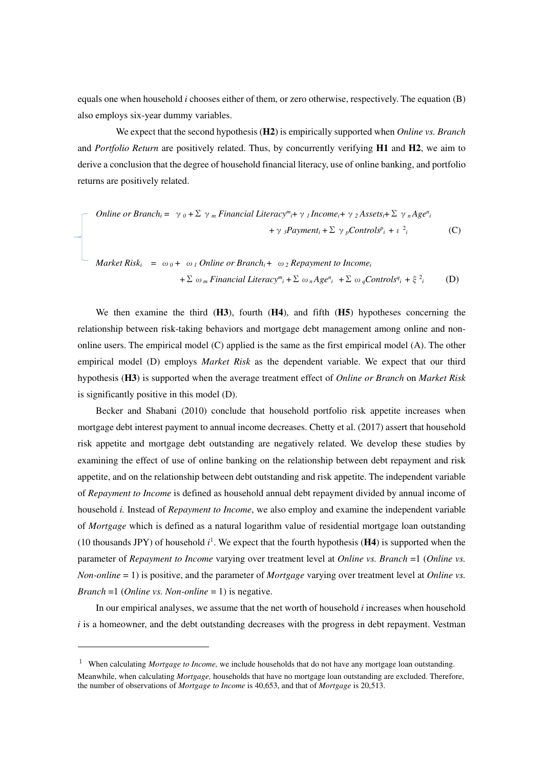equals one when household *i* chooses either of them, or zero otherwise, respectively. The equation (B) also employs six-year dummy variables.

We expect that the second hypothesis (**H2**) is empirically supported when *Online vs. Branch* and *Portfolio Return* are positively related. Thus, by concurrently verifying **H1** and **H2**, we aim to derive a conclusion that the degree of household financial literacy, use of online banking, and portfolio returns are positively related.

$$\left\{\begin{array}{ll} \textit{Online or Branch}_i = \gamma_0 + \Sigma\, \gamma_m\, \textit{Financial Literacy}^m_i + \gamma_1\, \textit{Income}_i + \gamma_2\, \textit{Assets}_i + \Sigma\, \gamma_n\, \textit{Age}^n_i & \\ \qquad\qquad + \gamma_3 \textit{Payment}_i + \Sigma\, \gamma_p \textit{Controls}^p_i + \varepsilon^2_i & \text{(C)} \\ \textit{Market Risk}_i = \omega_0 + \omega_1\, \textit{Online or Branch}_i + \omega_2\, \textit{Repayment to Income}_i & \\ \qquad\qquad + \Sigma\, \omega_m\, \textit{Financial Literacy}^m_i + \Sigma\, \omega_n \textit{Age}^n_i + \Sigma\, \omega_q \textit{Controls}^q_i + \xi^2_i & \text{(D)} \end{array}\right.$$

We then examine the third (**H3**), fourth (**H4**), and fifth (**H5**) hypotheses concerning the relationship between risk-taking behaviors and mortgage debt management among online and non-online users. The empirical model (C) applied is the same as the first empirical model (A). The other empirical model (D) employs *Market Risk* as the dependent variable. We expect that our third hypothesis (**H3**) is supported when the average treatment effect of *Online or Branch* on *Market Risk* is significantly positive in this model (D).

Becker and Shabani (2010) conclude that household portfolio risk appetite increases when mortgage debt interest payment to annual income decreases. Chetty et al. (2017) assert that household risk appetite and mortgage debt outstanding are negatively related. We develop these studies by examining the effect of use of online banking on the relationship between debt repayment and risk appetite, and on the relationship between debt outstanding and risk appetite. The independent variable of *Repayment to Income* is defined as household annual debt repayment divided by annual income of household *i.* Instead of *Repayment to Income*, we also employ and examine the independent variable of *Mortgage* which is defined as a natural logarithm value of residential mortgage loan outstanding (10 thousands JPY) of household *i*[1]. We expect that the fourth hypothesis (**H4**) is supported when the parameter of *Repayment to Income* varying over treatment level at *Online vs. Branch* =1 (*Online vs. Non-online* = 1) is positive, and the parameter of *Mortgage* varying over treatment level at *Online vs. Branch* =1 (*Online vs. Non-online* = 1) is negative.

In our empirical analyses, we assume that the net worth of household *i* increases when household *i* is a homeowner, and the debt outstanding decreases with the progress in debt repayment. Vestman

---

[1] When calculating *Mortgage to Income,* we include households that do not have any mortgage loan outstanding. Meanwhile, when calculating *Mortgage,* households that have no mortgage loan outstanding are excluded. Therefore, the number of observations of *Mortgage to Income* is 40,653, and that of *Mortgage* is 20,513.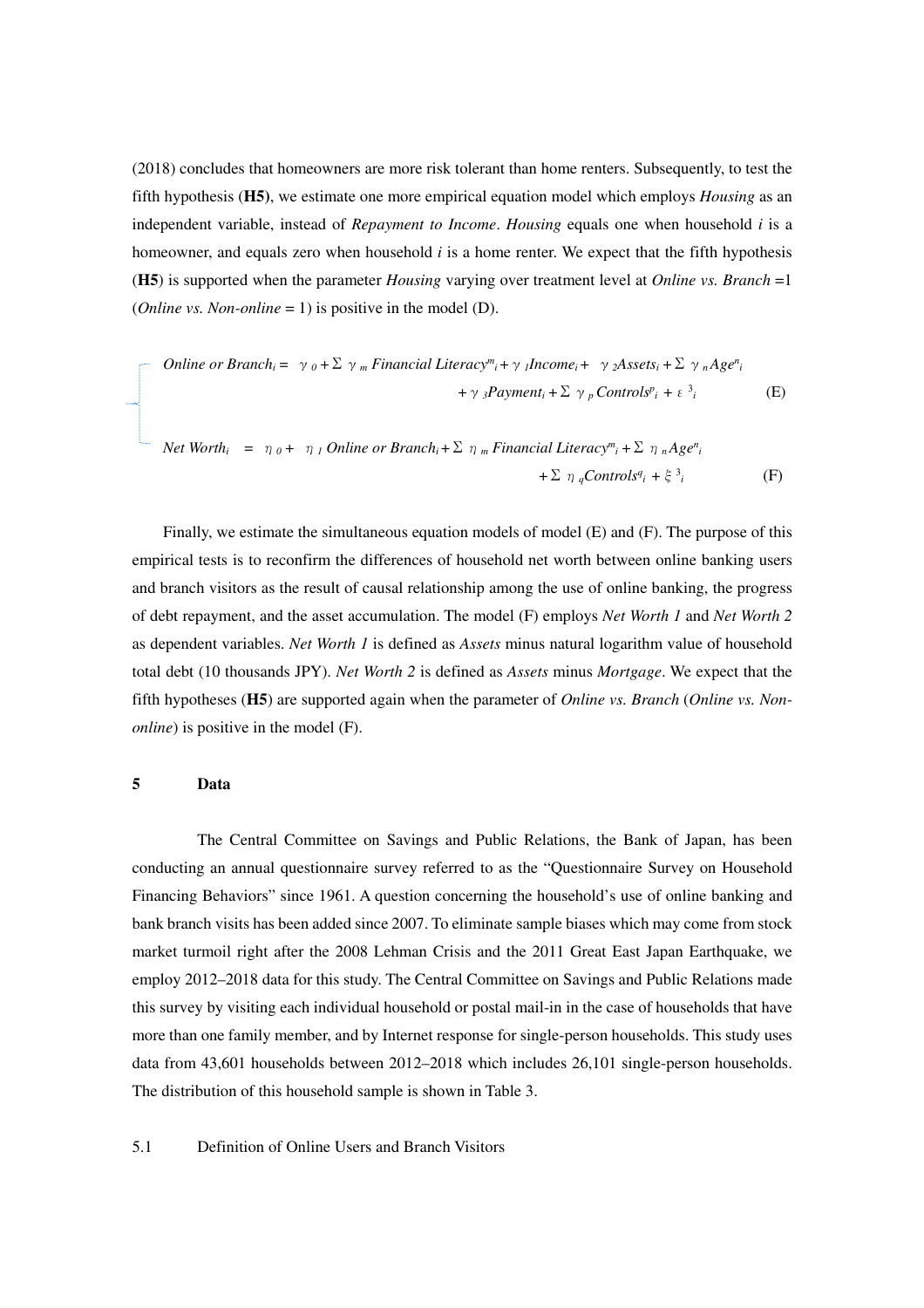(2018) concludes that homeowners are more risk tolerant than home renters. Subsequently, to test the fifth hypothesis (**H5**), we estimate one more empirical equation model which employs *Housing* as an independent variable, instead of *Repayment to Income*. *Housing* equals one when household *i* is a homeowner, and equals zero when household *i* is a home renter. We expect that the fifth hypothesis (**H5**) is supported when the parameter *Housing* varying over treatment level at *Online vs. Branch* =1 (*Online vs. Non-online* = 1) is positive in the model (D).

$$
\begin{cases}
\textit{Online or Branch}_i = \gamma_0 + \Sigma\ \gamma_m \textit{ Financial Literacy}^m_i + \gamma_1 \textit{Income}_i + \gamma_2 \textit{Assets}_i + \Sigma\ \gamma_n \textit{Age}^n_i \\
\qquad\qquad + \gamma_3 \textit{Payment}_i + \Sigma\ \gamma_p \textit{ Controls}^p_i + \varepsilon^3_i \qquad\qquad \text{(E)} \\
\\
\textit{Net Worth}_i = \eta_0 + \eta_1 \textit{ Online or Branch}_i + \Sigma\ \eta_m \textit{ Financial Literacy}^m_i + \Sigma\ \eta_n \textit{Age}^n_i \\
\qquad\qquad + \Sigma\ \eta_q \textit{Controls}^q_i + \xi^3_i \qquad\qquad \text{(F)}
\end{cases}
$$

Finally, we estimate the simultaneous equation models of model (E) and (F). The purpose of this empirical tests is to reconfirm the differences of household net worth between online banking users and branch visitors as the result of causal relationship among the use of online banking, the progress of debt repayment, and the asset accumulation. The model (F) employs *Net Worth 1* and *Net Worth 2* as dependent variables. *Net Worth 1* is defined as *Assets* minus natural logarithm value of household total debt (10 thousands JPY). *Net Worth 2* is defined as *Assets* minus *Mortgage*. We expect that the fifth hypotheses (**H5**) are supported again when the parameter of *Online vs. Branch* (*Online vs. Non-online*) is positive in the model (F).

## 5 Data

The Central Committee on Savings and Public Relations, the Bank of Japan, has been conducting an annual questionnaire survey referred to as the "Questionnaire Survey on Household Financing Behaviors" since 1961. A question concerning the household's use of online banking and bank branch visits has been added since 2007. To eliminate sample biases which may come from stock market turmoil right after the 2008 Lehman Crisis and the 2011 Great East Japan Earthquake, we employ 2012–2018 data for this study. The Central Committee on Savings and Public Relations made this survey by visiting each individual household or postal mail-in in the case of households that have more than one family member, and by Internet response for single-person households. This study uses data from 43,601 households between 2012–2018 which includes 26,101 single-person households. The distribution of this household sample is shown in Table 3.

### 5.1 Definition of Online Users and Branch Visitors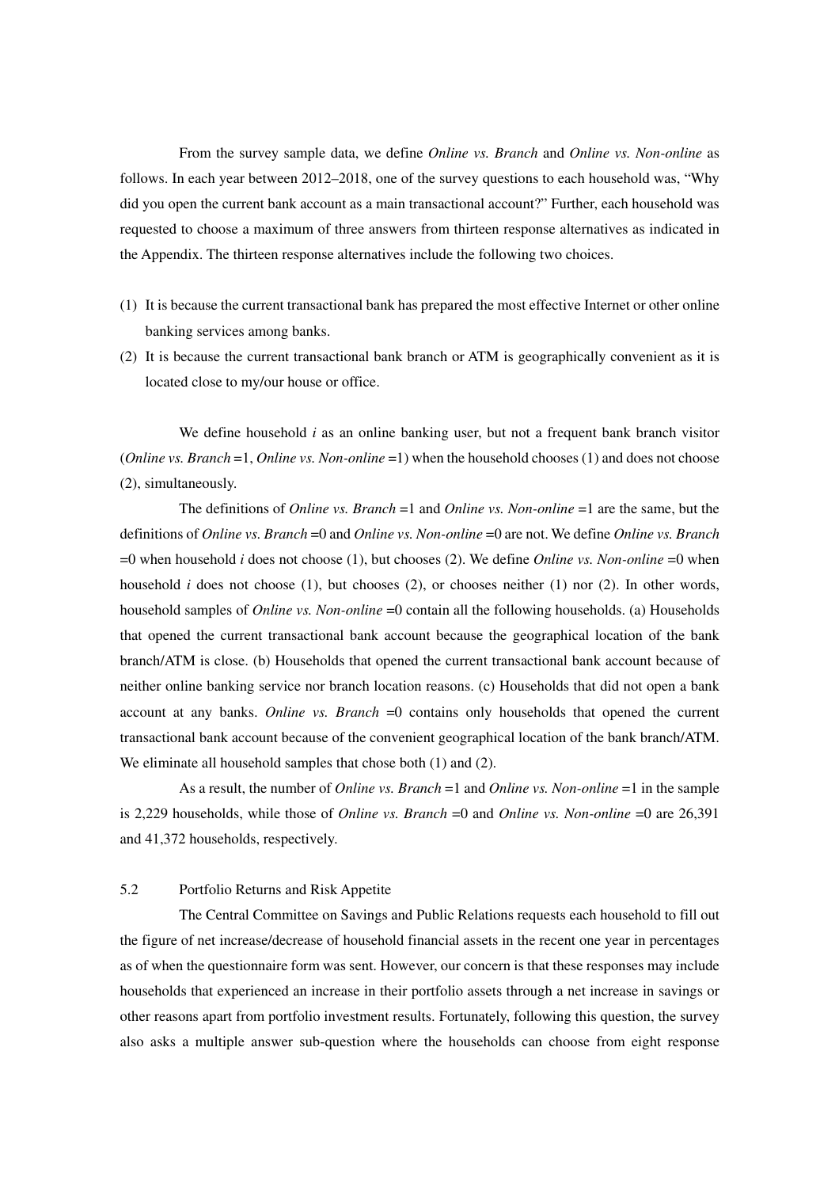From the survey sample data, we define *Online vs. Branch* and *Online vs. Non-online* as follows. In each year between 2012–2018, one of the survey questions to each household was, "Why did you open the current bank account as a main transactional account?" Further, each household was requested to choose a maximum of three answers from thirteen response alternatives as indicated in the Appendix. The thirteen response alternatives include the following two choices.

(1) It is because the current transactional bank has prepared the most effective Internet or other online banking services among banks.
(2) It is because the current transactional bank branch or ATM is geographically convenient as it is located close to my/our house or office.

We define household *i* as an online banking user, but not a frequent bank branch visitor (*Online vs. Branch* =1, *Online vs. Non-online* =1) when the household chooses (1) and does not choose (2), simultaneously.

The definitions of *Online vs. Branch* =1 and *Online vs. Non-online* =1 are the same, but the definitions of *Online vs. Branch* =0 and *Online vs. Non-online* =0 are not. We define *Online vs. Branch* =0 when household *i* does not choose (1), but chooses (2). We define *Online vs. Non-online* =0 when household *i* does not choose (1), but chooses (2), or chooses neither (1) nor (2). In other words, household samples of *Online vs. Non-online* =0 contain all the following households. (a) Households that opened the current transactional bank account because the geographical location of the bank branch/ATM is close. (b) Households that opened the current transactional bank account because of neither online banking service nor branch location reasons. (c) Households that did not open a bank account at any banks. *Online vs. Branch* =0 contains only households that opened the current transactional bank account because of the convenient geographical location of the bank branch/ATM. We eliminate all household samples that chose both (1) and (2).

As a result, the number of *Online vs. Branch* =1 and *Online vs. Non-online* =1 in the sample is 2,229 households, while those of *Online vs. Branch* =0 and *Online vs. Non-online* =0 are 26,391 and 41,372 households, respectively.

### 5.2 Portfolio Returns and Risk Appetite

The Central Committee on Savings and Public Relations requests each household to fill out the figure of net increase/decrease of household financial assets in the recent one year in percentages as of when the questionnaire form was sent. However, our concern is that these responses may include households that experienced an increase in their portfolio assets through a net increase in savings or other reasons apart from portfolio investment results. Fortunately, following this question, the survey also asks a multiple answer sub-question where the households can choose from eight response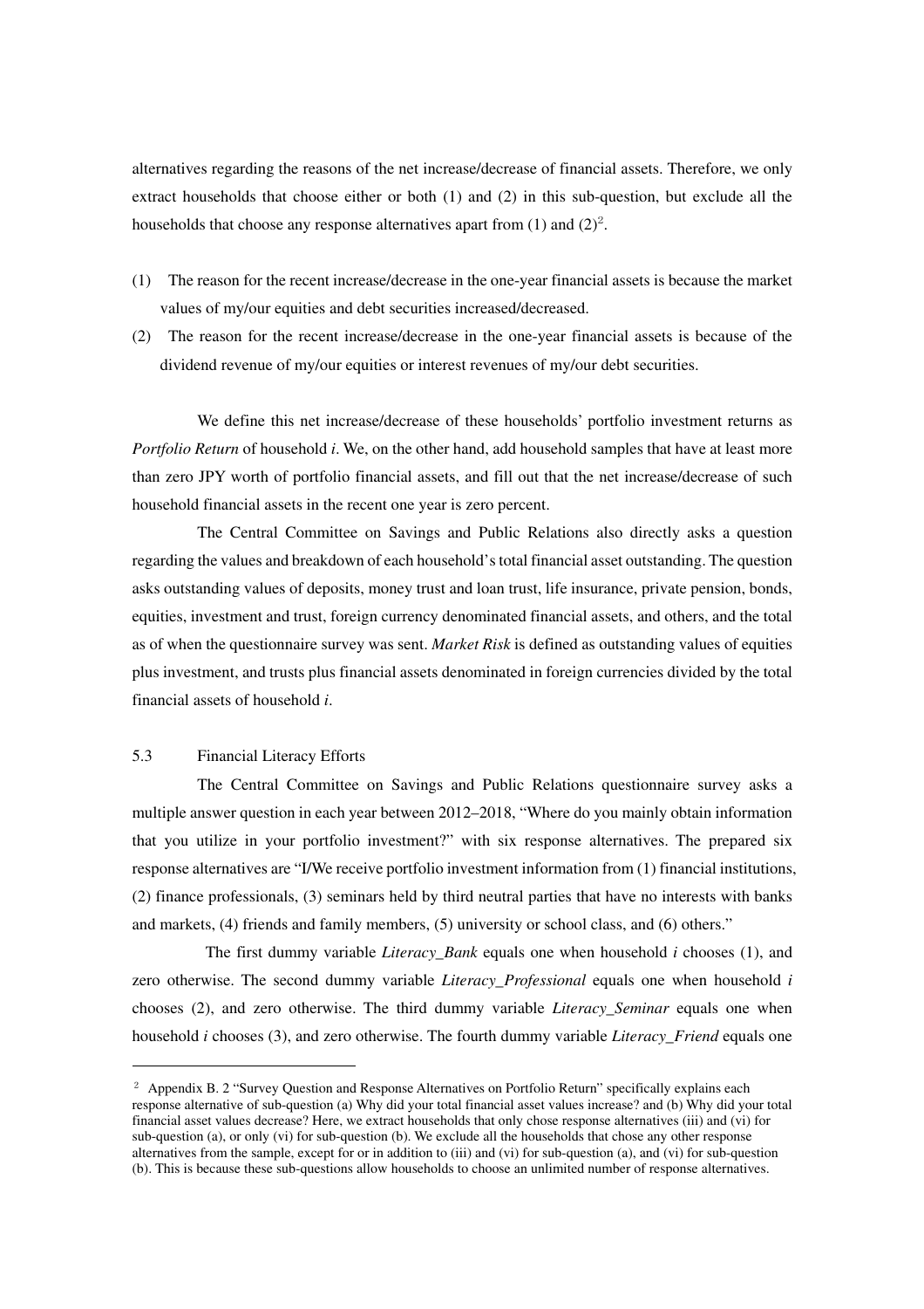alternatives regarding the reasons of the net increase/decrease of financial assets. Therefore, we only extract households that choose either or both (1) and (2) in this sub-question, but exclude all the households that choose any response alternatives apart from (1) and (2)[2].

(1) The reason for the recent increase/decrease in the one-year financial assets is because the market values of my/our equities and debt securities increased/decreased.

(2) The reason for the recent increase/decrease in the one-year financial assets is because of the dividend revenue of my/our equities or interest revenues of my/our debt securities.

We define this net increase/decrease of these households' portfolio investment returns as *Portfolio Return* of household *i*. We, on the other hand, add household samples that have at least more than zero JPY worth of portfolio financial assets, and fill out that the net increase/decrease of such household financial assets in the recent one year is zero percent.

The Central Committee on Savings and Public Relations also directly asks a question regarding the values and breakdown of each household's total financial asset outstanding. The question asks outstanding values of deposits, money trust and loan trust, life insurance, private pension, bonds, equities, investment and trust, foreign currency denominated financial assets, and others, and the total as of when the questionnaire survey was sent. *Market Risk* is defined as outstanding values of equities plus investment, and trusts plus financial assets denominated in foreign currencies divided by the total financial assets of household *i*.

### 5.3 Financial Literacy Efforts

The Central Committee on Savings and Public Relations questionnaire survey asks a multiple answer question in each year between 2012–2018, "Where do you mainly obtain information that you utilize in your portfolio investment?" with six response alternatives. The prepared six response alternatives are "I/We receive portfolio investment information from (1) financial institutions, (2) finance professionals, (3) seminars held by third neutral parties that have no interests with banks and markets, (4) friends and family members, (5) university or school class, and (6) others."

The first dummy variable *Literacy_Bank* equals one when household *i* chooses (1), and zero otherwise. The second dummy variable *Literacy_Professional* equals one when household *i* chooses (2), and zero otherwise. The third dummy variable *Literacy_Seminar* equals one when household *i* chooses (3), and zero otherwise. The fourth dummy variable *Literacy_Friend* equals one

---

[2] Appendix B. 2 "Survey Question and Response Alternatives on Portfolio Return" specifically explains each response alternative of sub-question (a) Why did your total financial asset values increase? and (b) Why did your total financial asset values decrease? Here, we extract households that only chose response alternatives (iii) and (vi) for sub-question (a), or only (vi) for sub-question (b). We exclude all the households that chose any other response alternatives from the sample, except for or in addition to (iii) and (vi) for sub-question (a), and (vi) for sub-question (b). This is because these sub-questions allow households to choose an unlimited number of response alternatives.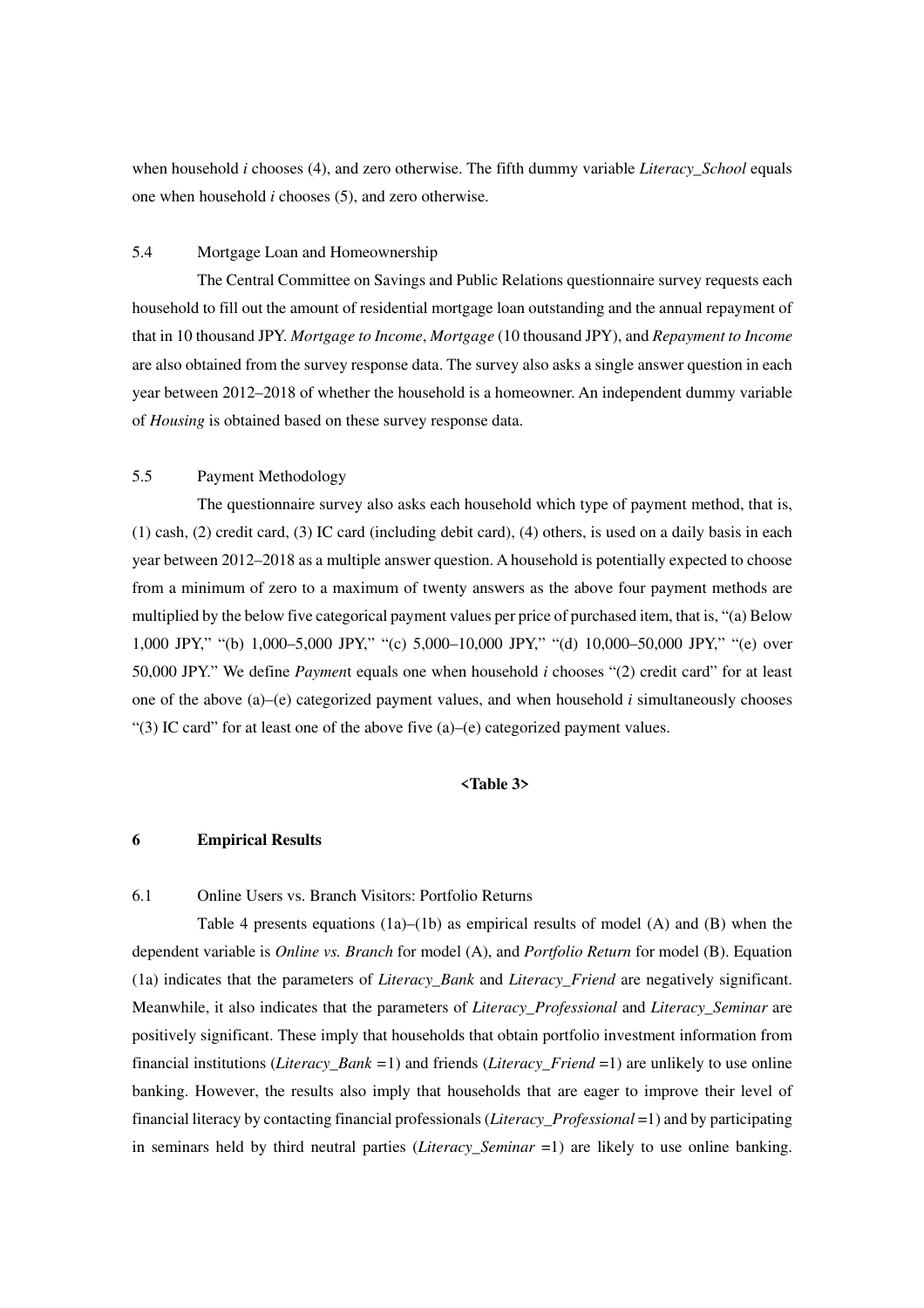when household *i* chooses (4), and zero otherwise. The fifth dummy variable *Literacy_School* equals one when household *i* chooses (5), and zero otherwise.

### 5.4 Mortgage Loan and Homeownership

The Central Committee on Savings and Public Relations questionnaire survey requests each household to fill out the amount of residential mortgage loan outstanding and the annual repayment of that in 10 thousand JPY. *Mortgage to Income*, *Mortgage* (10 thousand JPY), and *Repayment to Income* are also obtained from the survey response data. The survey also asks a single answer question in each year between 2012–2018 of whether the household is a homeowner. An independent dummy variable of *Housing* is obtained based on these survey response data.

### 5.5 Payment Methodology

The questionnaire survey also asks each household which type of payment method, that is, (1) cash, (2) credit card, (3) IC card (including debit card), (4) others, is used on a daily basis in each year between 2012–2018 as a multiple answer question. A household is potentially expected to choose from a minimum of zero to a maximum of twenty answers as the above four payment methods are multiplied by the below five categorical payment values per price of purchased item, that is, "(a) Below 1,000 JPY," "(b) 1,000–5,000 JPY," "(c) 5,000–10,000 JPY," "(d) 10,000–50,000 JPY," "(e) over 50,000 JPY." We define *Payment* equals one when household *i* chooses "(2) credit card" for at least one of the above (a)–(e) categorized payment values, and when household *i* simultaneously chooses "(3) IC card" for at least one of the above five (a)–(e) categorized payment values.

**<Table 3>**

## 6 Empirical Results

### 6.1 Online Users vs. Branch Visitors: Portfolio Returns

Table 4 presents equations (1a)–(1b) as empirical results of model (A) and (B) when the dependent variable is *Online vs. Branch* for model (A), and *Portfolio Return* for model (B). Equation (1a) indicates that the parameters of *Literacy_Bank* and *Literacy_Friend* are negatively significant. Meanwhile, it also indicates that the parameters of *Literacy_Professional* and *Literacy_Seminar* are positively significant. These imply that households that obtain portfolio investment information from financial institutions (*Literacy_Bank* =1) and friends (*Literacy_Friend* =1) are unlikely to use online banking. However, the results also imply that households that are eager to improve their level of financial literacy by contacting financial professionals (*Literacy_Professional* =1) and by participating in seminars held by third neutral parties (*Literacy_Seminar* =1) are likely to use online banking.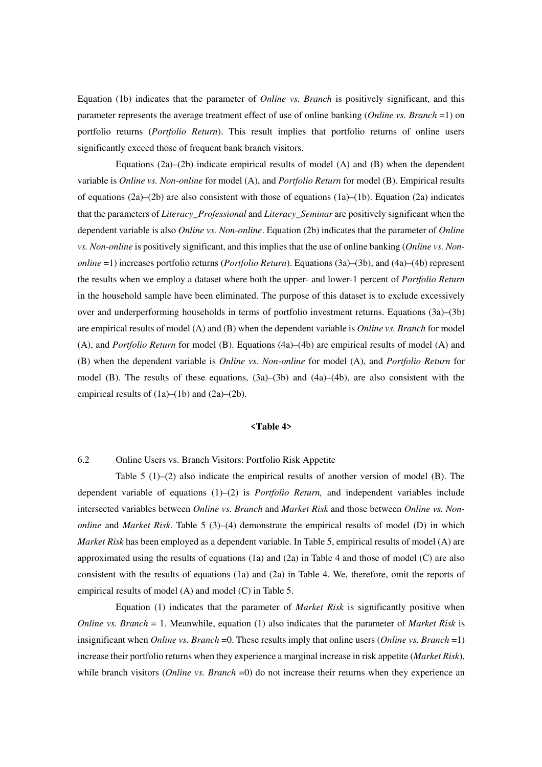Equation (1b) indicates that the parameter of *Online vs. Branch* is positively significant, and this parameter represents the average treatment effect of use of online banking (*Online vs. Branch* =1) on portfolio returns (*Portfolio Return*). This result implies that portfolio returns of online users significantly exceed those of frequent bank branch visitors.

Equations (2a)–(2b) indicate empirical results of model (A) and (B) when the dependent variable is *Online vs. Non-online* for model (A), and *Portfolio Return* for model (B). Empirical results of equations (2a)–(2b) are also consistent with those of equations (1a)–(1b). Equation (2a) indicates that the parameters of *Literacy_Professional* and *Literacy_Seminar* are positively significant when the dependent variable is also *Online vs. Non-online*. Equation (2b) indicates that the parameter of *Online vs. Non-online* is positively significant, and this implies that the use of online banking (*Online vs. Non-online* =1) increases portfolio returns (*Portfolio Return*). Equations (3a)–(3b), and (4a)–(4b) represent the results when we employ a dataset where both the upper- and lower-1 percent of *Portfolio Return* in the household sample have been eliminated. The purpose of this dataset is to exclude excessively over and underperforming households in terms of portfolio investment returns. Equations (3a)–(3b) are empirical results of model (A) and (B) when the dependent variable is *Online vs. Branch* for model (A), and *Portfolio Return* for model (B). Equations (4a)–(4b) are empirical results of model (A) and (B) when the dependent variable is *Online vs. Non-online* for model (A), and *Portfolio Return* for model (B). The results of these equations, (3a)–(3b) and (4a)–(4b), are also consistent with the empirical results of (1a)–(1b) and (2a)–(2b).

**<Table 4>**

## 6.2 Online Users vs. Branch Visitors: Portfolio Risk Appetite

Table 5 (1)–(2) also indicate the empirical results of another version of model (B). The dependent variable of equations (1)–(2) is *Portfolio Return,* and independent variables include intersected variables between *Online vs. Branch* and *Market Risk* and those between *Online vs. Non-online* and *Market Risk*. Table 5 (3)–(4) demonstrate the empirical results of model (D) in which *Market Risk* has been employed as a dependent variable. In Table 5, empirical results of model (A) are approximated using the results of equations (1a) and (2a) in Table 4 and those of model (C) are also consistent with the results of equations (1a) and (2a) in Table 4. We, therefore, omit the reports of empirical results of model (A) and model (C) in Table 5.

Equation (1) indicates that the parameter of *Market Risk* is significantly positive when *Online vs. Branch* = 1. Meanwhile, equation (1) also indicates that the parameter of *Market Risk* is insignificant when *Online vs. Branch* =0. These results imply that online users (*Online vs. Branch* =1) increase their portfolio returns when they experience a marginal increase in risk appetite (*Market Risk*), while branch visitors (*Online vs. Branch* =0) do not increase their returns when they experience an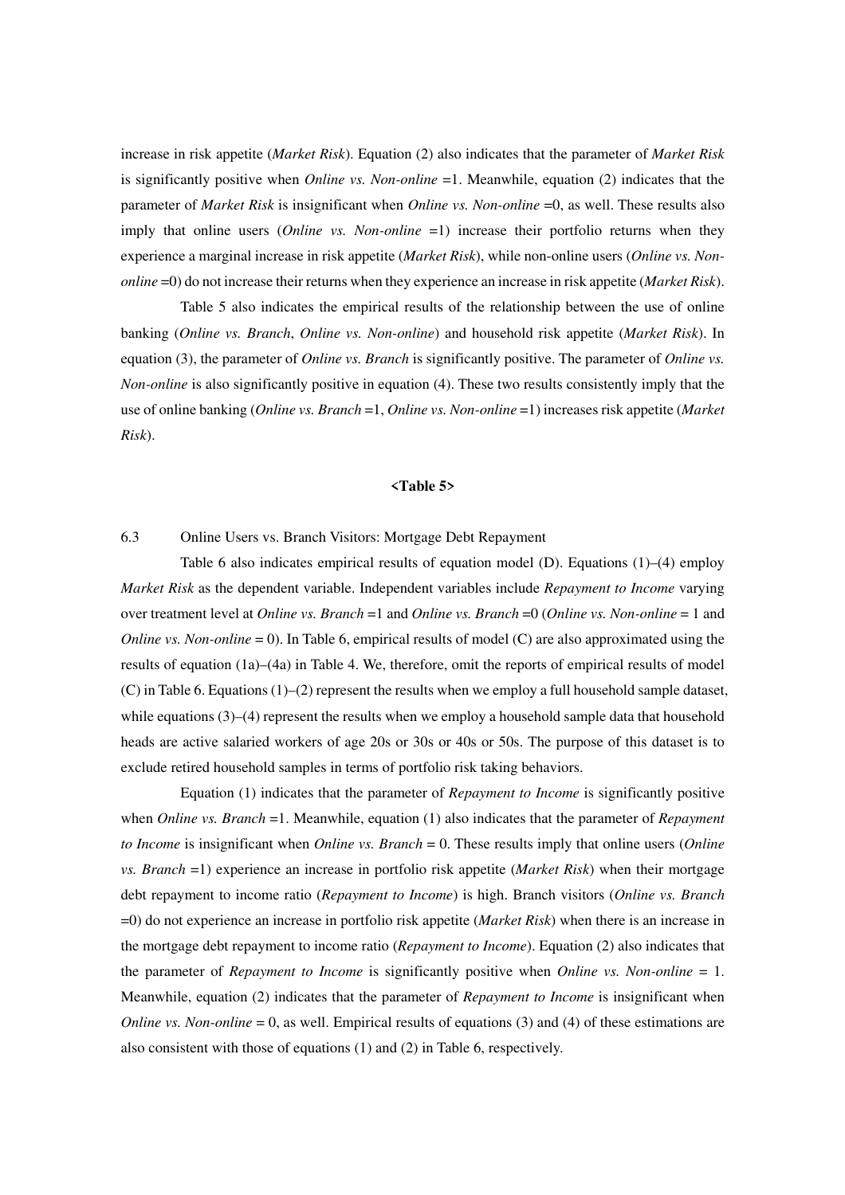increase in risk appetite (*Market Risk*). Equation (2) also indicates that the parameter of *Market Risk* is significantly positive when *Online vs. Non-online* =1. Meanwhile, equation (2) indicates that the parameter of *Market Risk* is insignificant when *Online vs. Non-online* =0, as well. These results also imply that online users (*Online vs. Non-online* =1) increase their portfolio returns when they experience a marginal increase in risk appetite (*Market Risk*), while non-online users (*Online vs. Non-online* =0) do not increase their returns when they experience an increase in risk appetite (*Market Risk*).

Table 5 also indicates the empirical results of the relationship between the use of online banking (*Online vs. Branch*, *Online vs. Non-online*) and household risk appetite (*Market Risk*). In equation (3), the parameter of *Online vs. Branch* is significantly positive. The parameter of *Online vs. Non-online* is also significantly positive in equation (4). These two results consistently imply that the use of online banking (*Online vs. Branch* =1, *Online vs. Non-online* =1) increases risk appetite (*Market Risk*).

**<Table 5>**

## 6.3 Online Users vs. Branch Visitors: Mortgage Debt Repayment

Table 6 also indicates empirical results of equation model (D). Equations (1)–(4) employ *Market Risk* as the dependent variable. Independent variables include *Repayment to Income* varying over treatment level at *Online vs. Branch* =1 and *Online vs. Branch* =0 (*Online vs. Non-online* = 1 and *Online vs. Non-online* = 0). In Table 6, empirical results of model (C) are also approximated using the results of equation (1a)–(4a) in Table 4. We, therefore, omit the reports of empirical results of model (C) in Table 6. Equations (1)–(2) represent the results when we employ a full household sample dataset, while equations (3)–(4) represent the results when we employ a household sample data that household heads are active salaried workers of age 20s or 30s or 40s or 50s. The purpose of this dataset is to exclude retired household samples in terms of portfolio risk taking behaviors.

Equation (1) indicates that the parameter of *Repayment to Income* is significantly positive when *Online vs. Branch* =1. Meanwhile, equation (1) also indicates that the parameter of *Repayment to Income* is insignificant when *Online vs. Branch* = 0. These results imply that online users (*Online vs. Branch* =1) experience an increase in portfolio risk appetite (*Market Risk*) when their mortgage debt repayment to income ratio (*Repayment to Income*) is high. Branch visitors (*Online vs. Branch* =0) do not experience an increase in portfolio risk appetite (*Market Risk*) when there is an increase in the mortgage debt repayment to income ratio (*Repayment to Income*). Equation (2) also indicates that the parameter of *Repayment to Income* is significantly positive when *Online vs. Non-online* = 1. Meanwhile, equation (2) indicates that the parameter of *Repayment to Income* is insignificant when *Online vs. Non-online* = 0, as well. Empirical results of equations (3) and (4) of these estimations are also consistent with those of equations (1) and (2) in Table 6, respectively.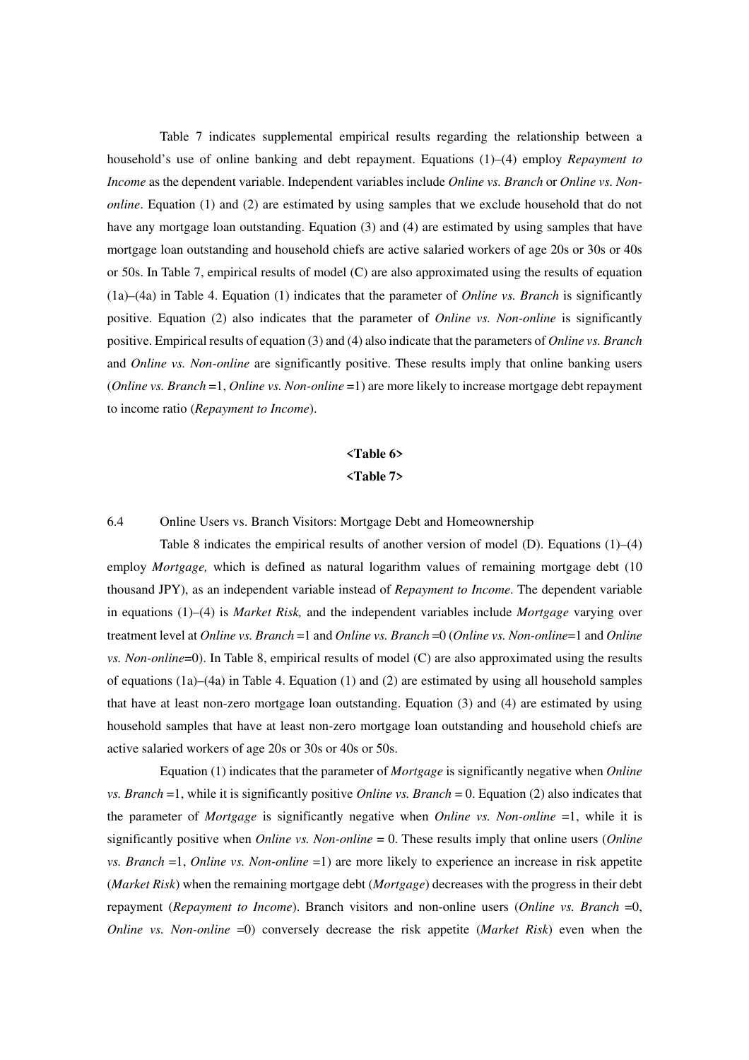Table 7 indicates supplemental empirical results regarding the relationship between a household's use of online banking and debt repayment. Equations (1)–(4) employ *Repayment to Income* as the dependent variable. Independent variables include *Online vs. Branch* or *Online vs. Non-online*. Equation (1) and (2) are estimated by using samples that we exclude household that do not have any mortgage loan outstanding. Equation (3) and (4) are estimated by using samples that have mortgage loan outstanding and household chiefs are active salaried workers of age 20s or 30s or 40s or 50s. In Table 7, empirical results of model (C) are also approximated using the results of equation (1a)–(4a) in Table 4. Equation (1) indicates that the parameter of *Online vs. Branch* is significantly positive. Equation (2) also indicates that the parameter of *Online vs. Non-online* is significantly positive. Empirical results of equation (3) and (4) also indicate that the parameters of *Online vs. Branch* and *Online vs. Non-online* are significantly positive. These results imply that online banking users (*Online vs. Branch* =1, *Online vs. Non-online* =1) are more likely to increase mortgage debt repayment to income ratio (*Repayment to Income*).

**<Table 6>**

**<Table 7>**

### 6.4 Online Users vs. Branch Visitors: Mortgage Debt and Homeownership

Table 8 indicates the empirical results of another version of model (D). Equations (1)–(4) employ *Mortgage,* which is defined as natural logarithm values of remaining mortgage debt (10 thousand JPY), as an independent variable instead of *Repayment to Income*. The dependent variable in equations (1)–(4) is *Market Risk,* and the independent variables include *Mortgage* varying over treatment level at *Online vs. Branch* =1 and *Online vs. Branch* =0 (*Online vs. Non-online*=1 and *Online vs. Non-online*=0). In Table 8, empirical results of model (C) are also approximated using the results of equations (1a)–(4a) in Table 4. Equation (1) and (2) are estimated by using all household samples that have at least non-zero mortgage loan outstanding. Equation (3) and (4) are estimated by using household samples that have at least non-zero mortgage loan outstanding and household chiefs are active salaried workers of age 20s or 30s or 40s or 50s.

Equation (1) indicates that the parameter of *Mortgage* is significantly negative when *Online vs. Branch* =1, while it is significantly positive *Online vs. Branch* = 0. Equation (2) also indicates that the parameter of *Mortgage* is significantly negative when *Online vs. Non-online* =1, while it is significantly positive when *Online vs. Non-online* = 0. These results imply that online users (*Online vs. Branch* =1, *Online vs. Non-online* =1) are more likely to experience an increase in risk appetite (*Market Risk*) when the remaining mortgage debt (*Mortgage*) decreases with the progress in their debt repayment (*Repayment to Income*). Branch visitors and non-online users (*Online vs. Branch* =0, *Online vs. Non-online* =0) conversely decrease the risk appetite (*Market Risk*) even when the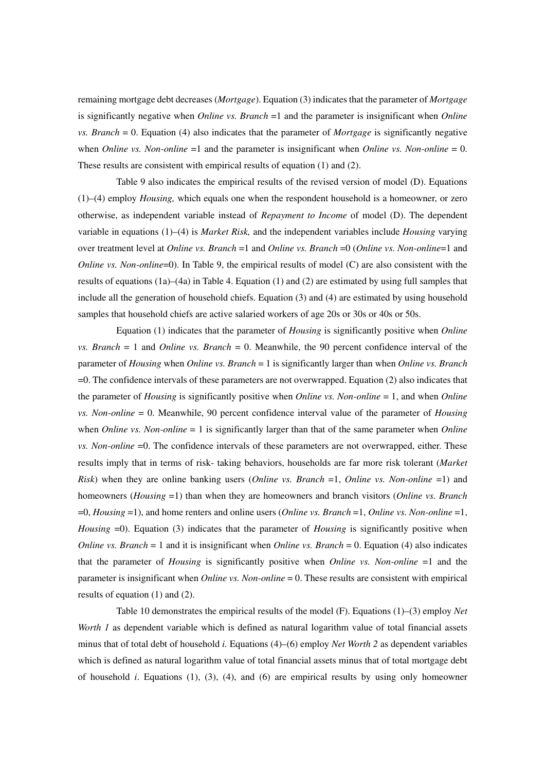remaining mortgage debt decreases (*Mortgage*). Equation (3) indicates that the parameter of *Mortgage* is significantly negative when *Online vs. Branch* =1 and the parameter is insignificant when *Online vs. Branch* = 0. Equation (4) also indicates that the parameter of *Mortgage* is significantly negative when *Online vs. Non-online* =1 and the parameter is insignificant when *Online vs. Non-online* = 0. These results are consistent with empirical results of equation (1) and (2).

Table 9 also indicates the empirical results of the revised version of model (D). Equations (1)–(4) employ *Housing,* which equals one when the respondent household is a homeowner, or zero otherwise, as independent variable instead of *Repayment to Income* of model (D). The dependent variable in equations (1)–(4) is *Market Risk,* and the independent variables include *Housing* varying over treatment level at *Online vs. Branch* =1 and *Online vs. Branch* =0 (*Online vs. Non-online*=1 and *Online vs. Non-online*=0). In Table 9, the empirical results of model (C) are also consistent with the results of equations (1a)–(4a) in Table 4. Equation (1) and (2) are estimated by using full samples that include all the generation of household chiefs. Equation (3) and (4) are estimated by using household samples that household chiefs are active salaried workers of age 20s or 30s or 40s or 50s.

Equation (1) indicates that the parameter of *Housing* is significantly positive when *Online vs. Branch* = 1 and *Online vs. Branch* = 0. Meanwhile, the 90 percent confidence interval of the parameter of *Housing* when *Online vs. Branch* = 1 is significantly larger than when *Online vs. Branch* =0. The confidence intervals of these parameters are not overwrapped. Equation (2) also indicates that the parameter of *Housing* is significantly positive when *Online vs. Non-online* = 1, and when *Online vs. Non-online* = 0. Meanwhile, 90 percent confidence interval value of the parameter of *Housing* when *Online vs. Non-online* = 1 is significantly larger than that of the same parameter when *Online vs. Non-online* =0. The confidence intervals of these parameters are not overwrapped, either. These results imply that in terms of risk- taking behaviors, households are far more risk tolerant (*Market Risk*) when they are online banking users (*Online vs. Branch* =1, *Online vs. Non-online* =1) and homeowners (*Housing* =1) than when they are homeowners and branch visitors (*Online vs. Branch* =0, *Housing* =1), and home renters and online users (*Online vs. Branch* =1, *Online vs. Non-online* =1, *Housing* =0). Equation (3) indicates that the parameter of *Housing* is significantly positive when *Online vs. Branch* = 1 and it is insignificant when *Online vs. Branch* = 0. Equation (4) also indicates that the parameter of *Housing* is significantly positive when *Online vs. Non-online* =1 and the parameter is insignificant when *Online vs. Non-online* = 0. These results are consistent with empirical results of equation (1) and (2).

Table 10 demonstrates the empirical results of the model (F). Equations (1)–(3) employ *Net Worth 1* as dependent variable which is defined as natural logarithm value of total financial assets minus that of total debt of household *i.* Equations (4)–(6) employ *Net Worth 2* as dependent variables which is defined as natural logarithm value of total financial assets minus that of total mortgage debt of household *i*. Equations (1), (3), (4), and (6) are empirical results by using only homeowner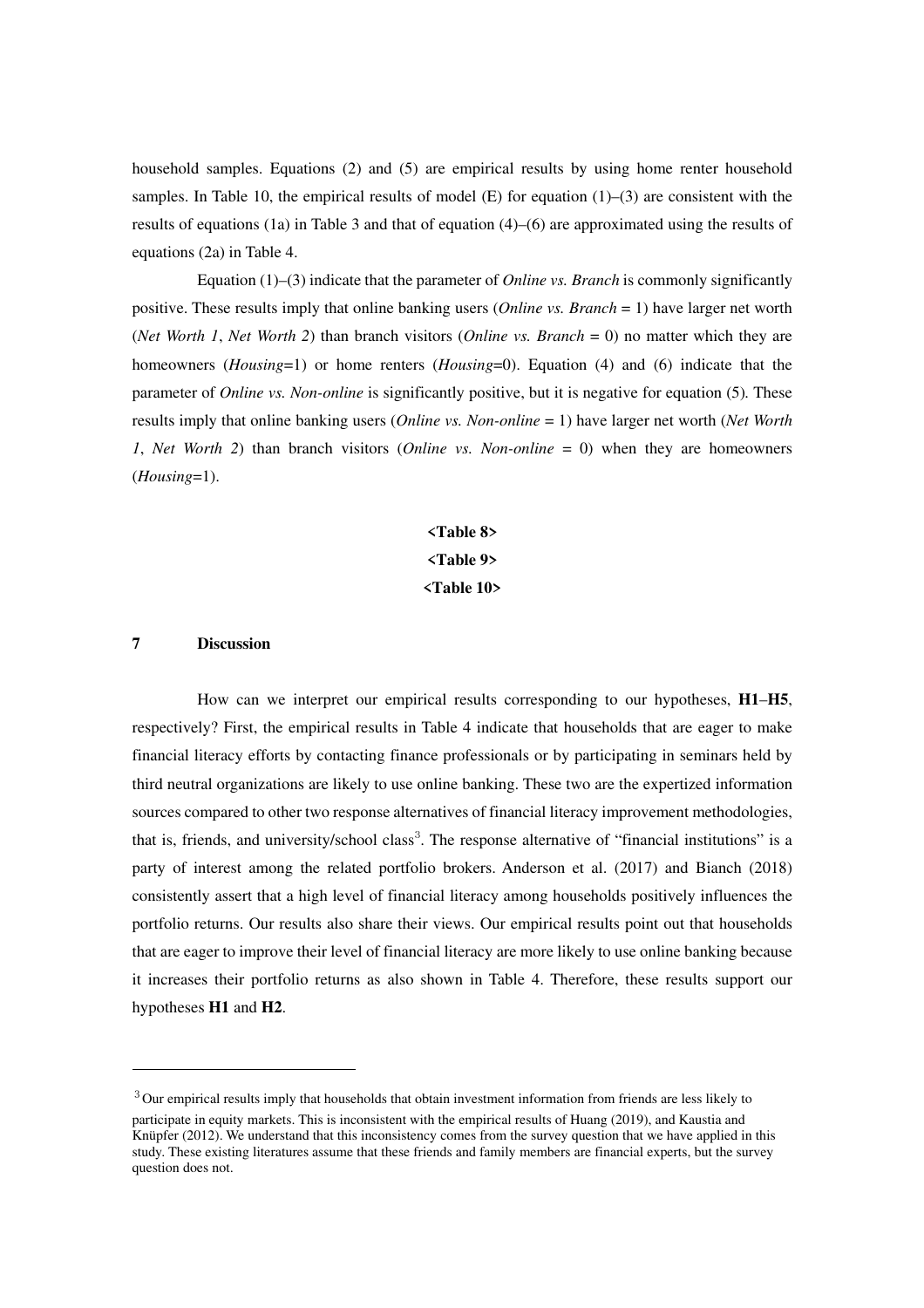household samples. Equations (2) and (5) are empirical results by using home renter household samples. In Table 10, the empirical results of model (E) for equation (1)–(3) are consistent with the results of equations (1a) in Table 3 and that of equation (4)–(6) are approximated using the results of equations (2a) in Table 4.

Equation (1)–(3) indicate that the parameter of *Online vs. Branch* is commonly significantly positive. These results imply that online banking users (*Online vs. Branch* = 1) have larger net worth (*Net Worth 1*, *Net Worth 2*) than branch visitors (*Online vs. Branch* = 0) no matter which they are homeowners (*Housing*=1) or home renters (*Housing*=0). Equation (4) and (6) indicate that the parameter of *Online vs. Non-online* is significantly positive, but it is negative for equation (5). These results imply that online banking users (*Online vs. Non-online* = 1) have larger net worth (*Net Worth 1*, *Net Worth 2*) than branch visitors (*Online vs. Non-online* = 0) when they are homeowners (*Housing*=1).

**<Table 8>**

**<Table 9>**

**<Table 10>**

## 7 Discussion

How can we interpret our empirical results corresponding to our hypotheses, **H1**–**H5**, respectively? First, the empirical results in Table 4 indicate that households that are eager to make financial literacy efforts by contacting finance professionals or by participating in seminars held by third neutral organizations are likely to use online banking. These two are the expertized information sources compared to other two response alternatives of financial literacy improvement methodologies, that is, friends, and university/school class[3]. The response alternative of "financial institutions" is a party of interest among the related portfolio brokers. Anderson et al. (2017) and Bianch (2018) consistently assert that a high level of financial literacy among households positively influences the portfolio returns. Our results also share their views. Our empirical results point out that households that are eager to improve their level of financial literacy are more likely to use online banking because it increases their portfolio returns as also shown in Table 4. Therefore, these results support our hypotheses **H1** and **H2**.

---

[3] Our empirical results imply that households that obtain investment information from friends are less likely to participate in equity markets. This is inconsistent with the empirical results of Huang (2019), and Kaustia and Knüpfer (2012). We understand that this inconsistency comes from the survey question that we have applied in this study. These existing literatures assume that these friends and family members are financial experts, but the survey question does not.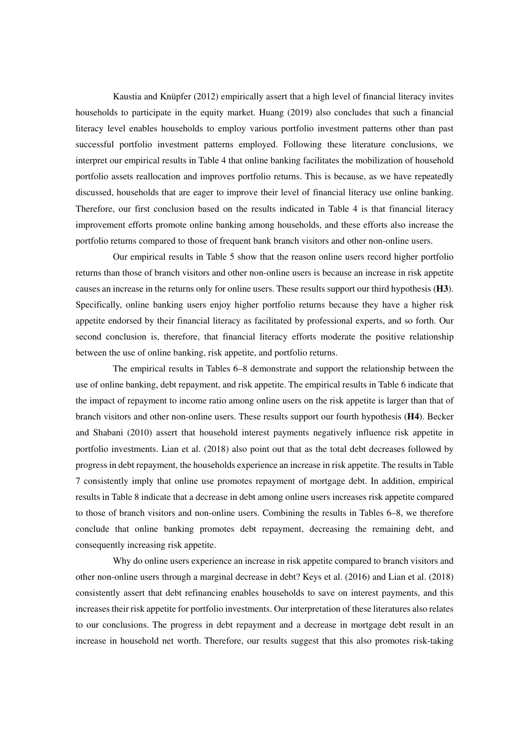Kaustia and Knüpfer (2012) empirically assert that a high level of financial literacy invites households to participate in the equity market. Huang (2019) also concludes that such a financial literacy level enables households to employ various portfolio investment patterns other than past successful portfolio investment patterns employed. Following these literature conclusions, we interpret our empirical results in Table 4 that online banking facilitates the mobilization of household portfolio assets reallocation and improves portfolio returns. This is because, as we have repeatedly discussed, households that are eager to improve their level of financial literacy use online banking. Therefore, our first conclusion based on the results indicated in Table 4 is that financial literacy improvement efforts promote online banking among households, and these efforts also increase the portfolio returns compared to those of frequent bank branch visitors and other non-online users.

Our empirical results in Table 5 show that the reason online users record higher portfolio returns than those of branch visitors and other non-online users is because an increase in risk appetite causes an increase in the returns only for online users. These results support our third hypothesis (**H3**). Specifically, online banking users enjoy higher portfolio returns because they have a higher risk appetite endorsed by their financial literacy as facilitated by professional experts, and so forth. Our second conclusion is, therefore, that financial literacy efforts moderate the positive relationship between the use of online banking, risk appetite, and portfolio returns.

The empirical results in Tables 6–8 demonstrate and support the relationship between the use of online banking, debt repayment, and risk appetite. The empirical results in Table 6 indicate that the impact of repayment to income ratio among online users on the risk appetite is larger than that of branch visitors and other non-online users. These results support our fourth hypothesis (**H4**). Becker and Shabani (2010) assert that household interest payments negatively influence risk appetite in portfolio investments. Lian et al. (2018) also point out that as the total debt decreases followed by progress in debt repayment, the households experience an increase in risk appetite. The results in Table 7 consistently imply that online use promotes repayment of mortgage debt. In addition, empirical results in Table 8 indicate that a decrease in debt among online users increases risk appetite compared to those of branch visitors and non-online users. Combining the results in Tables 6–8, we therefore conclude that online banking promotes debt repayment, decreasing the remaining debt, and consequently increasing risk appetite.

Why do online users experience an increase in risk appetite compared to branch visitors and other non-online users through a marginal decrease in debt? Keys et al. (2016) and Lian et al. (2018) consistently assert that debt refinancing enables households to save on interest payments, and this increases their risk appetite for portfolio investments. Our interpretation of these literatures also relates to our conclusions. The progress in debt repayment and a decrease in mortgage debt result in an increase in household net worth. Therefore, our results suggest that this also promotes risk-taking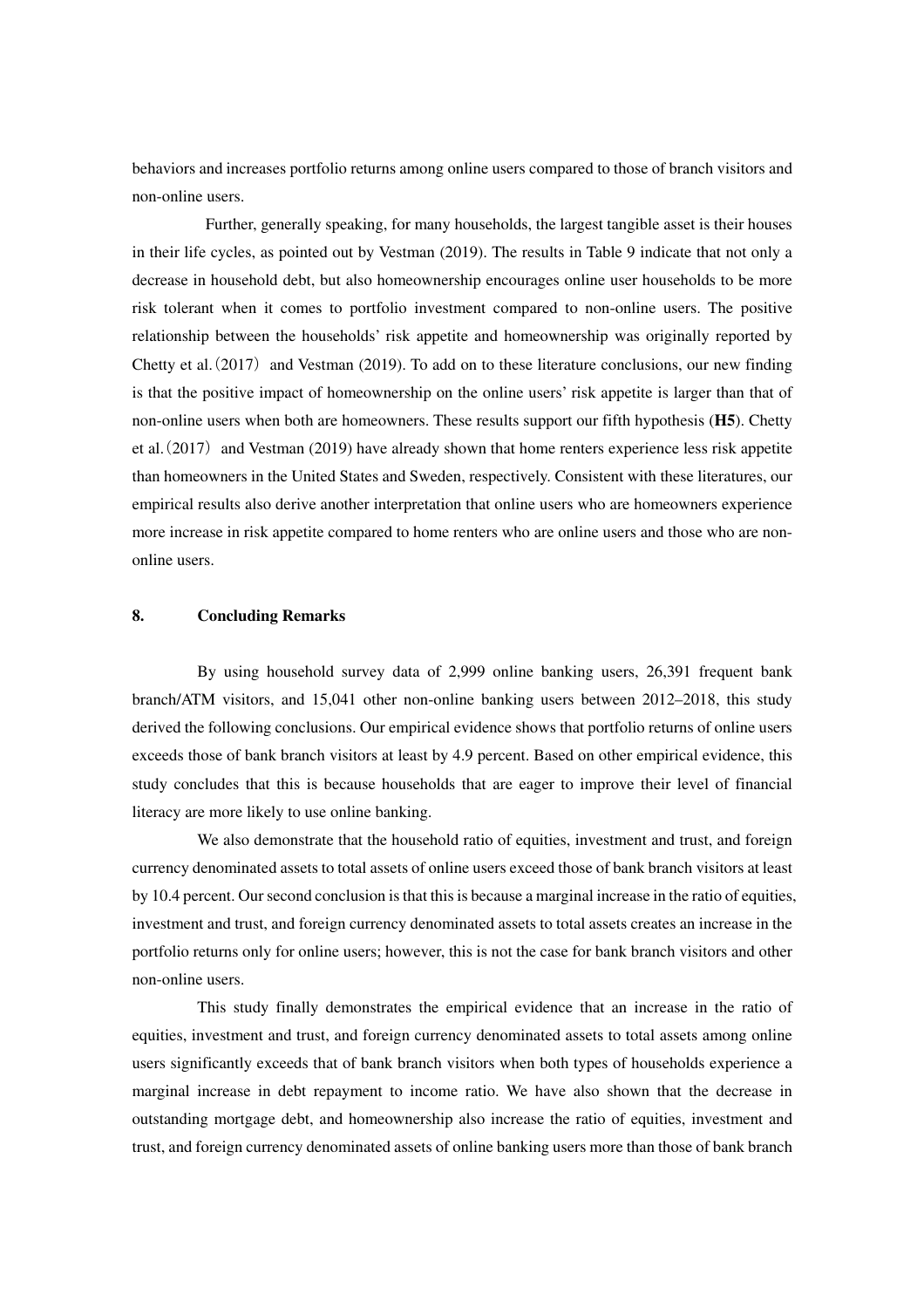behaviors and increases portfolio returns among online users compared to those of branch visitors and non-online users.

Further, generally speaking, for many households, the largest tangible asset is their houses in their life cycles, as pointed out by Vestman (2019). The results in Table 9 indicate that not only a decrease in household debt, but also homeownership encourages online user households to be more risk tolerant when it comes to portfolio investment compared to non-online users. The positive relationship between the households' risk appetite and homeownership was originally reported by Chetty et al.（2017） and Vestman (2019). To add on to these literature conclusions, our new finding is that the positive impact of homeownership on the online users' risk appetite is larger than that of non-online users when both are homeowners. These results support our fifth hypothesis (**H5**). Chetty et al.（2017） and Vestman (2019) have already shown that home renters experience less risk appetite than homeowners in the United States and Sweden, respectively. Consistent with these literatures, our empirical results also derive another interpretation that online users who are homeowners experience more increase in risk appetite compared to home renters who are online users and those who are non-online users.

## 8. Concluding Remarks

By using household survey data of 2,999 online banking users, 26,391 frequent bank branch/ATM visitors, and 15,041 other non-online banking users between 2012–2018, this study derived the following conclusions. Our empirical evidence shows that portfolio returns of online users exceeds those of bank branch visitors at least by 4.9 percent. Based on other empirical evidence, this study concludes that this is because households that are eager to improve their level of financial literacy are more likely to use online banking.

We also demonstrate that the household ratio of equities, investment and trust, and foreign currency denominated assets to total assets of online users exceed those of bank branch visitors at least by 10.4 percent. Our second conclusion is that this is because a marginal increase in the ratio of equities, investment and trust, and foreign currency denominated assets to total assets creates an increase in the portfolio returns only for online users; however, this is not the case for bank branch visitors and other non-online users.

This study finally demonstrates the empirical evidence that an increase in the ratio of equities, investment and trust, and foreign currency denominated assets to total assets among online users significantly exceeds that of bank branch visitors when both types of households experience a marginal increase in debt repayment to income ratio. We have also shown that the decrease in outstanding mortgage debt, and homeownership also increase the ratio of equities, investment and trust, and foreign currency denominated assets of online banking users more than those of bank branch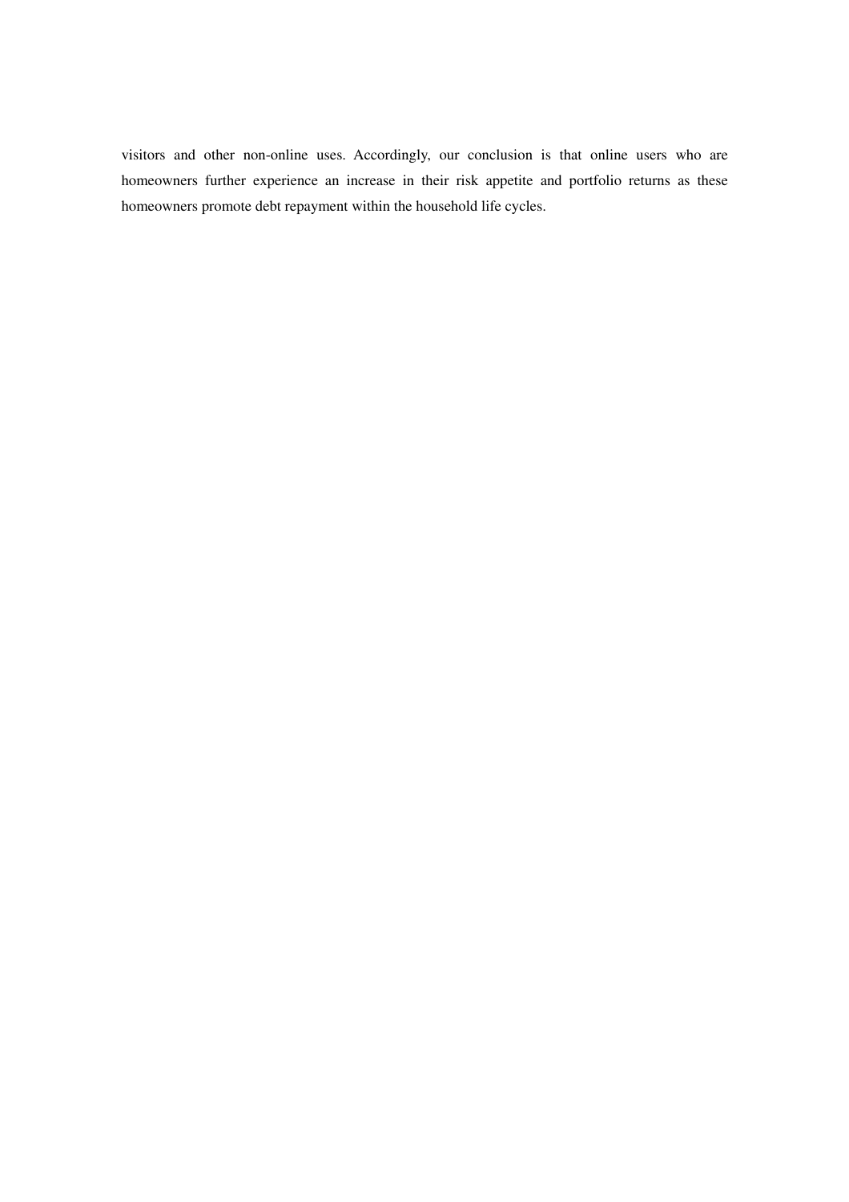visitors and other non-online uses. Accordingly, our conclusion is that online users who are homeowners further experience an increase in their risk appetite and portfolio returns as these homeowners promote debt repayment within the household life cycles.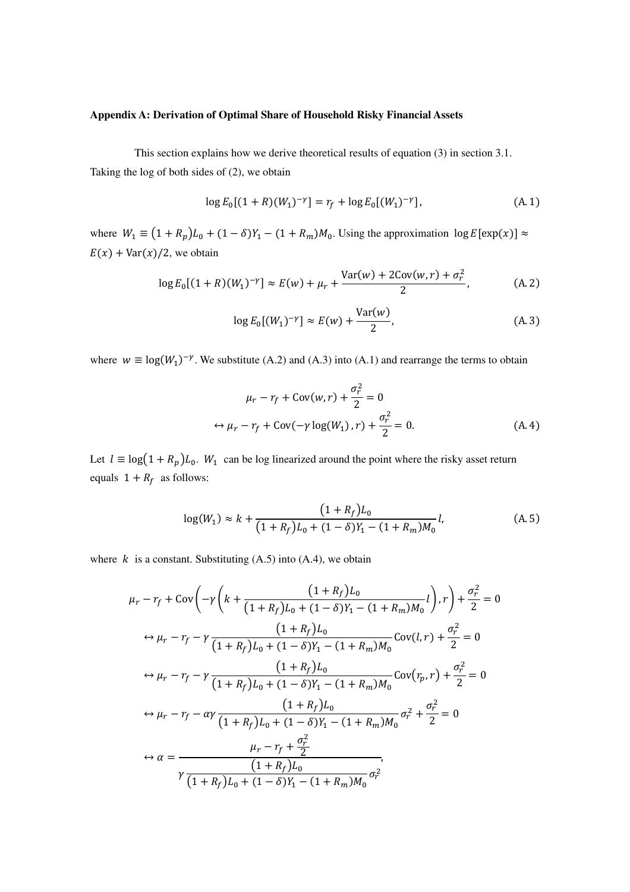**Appendix A: Derivation of Optimal Share of Household Risky Financial Assets**

This section explains how we derive theoretical results of equation (3) in section 3.1. Taking the log of both sides of (2), we obtain

$$\log E_0[(1+R)(W_1)^{-\gamma}] = r_f + \log E_0[(W_1)^{-\gamma}], \tag{A.1}$$

where $W_1 \equiv (1+R_p)L_0 + (1-\delta)Y_1 - (1+R_m)M_0$. Using the approximation $\log E[\exp(x)] \approx E(x) + \mathrm{Var}(x)/2$, we obtain

$$\log E_0[(1+R)(W_1)^{-\gamma}] \approx E(w) + \mu_r + \frac{\mathrm{Var}(w) + 2\mathrm{Cov}(w,r) + \sigma_r^2}{2}, \tag{A.2}$$

$$\log E_0[(W_1)^{-\gamma}] \approx E(w) + \frac{\mathrm{Var}(w)}{2}, \tag{A.3}$$

where $w \equiv \log(W_1)^{-\gamma}$. We substitute (A.2) and (A.3) into (A.1) and rearrange the terms to obtain

$$\mu_r - r_f + \mathrm{Cov}(w,r) + \frac{\sigma_r^2}{2} = 0$$

$$\leftrightarrow \mu_r - r_f + \mathrm{Cov}(-\gamma \log(W_1), r) + \frac{\sigma_r^2}{2} = 0. \tag{A.4}$$

Let $l \equiv \log(1+R_p)L_0$. $W_1$ can be log linearized around the point where the risky asset return equals $1+R_f$ as follows:

$$\log(W_1) \approx k + \frac{(1+R_f)L_0}{(1+R_f)L_0 + (1-\delta)Y_1 - (1+R_m)M_0} l, \tag{A.5}$$

where $k$ is a constant. Substituting (A.5) into (A.4), we obtain

$$\mu_r - r_f + \mathrm{Cov}\left(-\gamma\left(k + \frac{(1+R_f)L_0}{(1+R_f)L_0 + (1-\delta)Y_1 - (1+R_m)M_0} l\right), r\right) + \frac{\sigma_r^2}{2} = 0$$

$$\leftrightarrow \mu_r - r_f - \gamma \frac{(1+R_f)L_0}{(1+R_f)L_0 + (1-\delta)Y_1 - (1+R_m)M_0} \mathrm{Cov}(l,r) + \frac{\sigma_r^2}{2} = 0$$

$$\leftrightarrow \mu_r - r_f - \gamma \frac{(1+R_f)L_0}{(1+R_f)L_0 + (1-\delta)Y_1 - (1+R_m)M_0} \mathrm{Cov}(r_p, r) + \frac{\sigma_r^2}{2} = 0$$

$$\leftrightarrow \mu_r - r_f - \alpha\gamma \frac{(1+R_f)L_0}{(1+R_f)L_0 + (1-\delta)Y_1 - (1+R_m)M_0} \sigma_r^2 + \frac{\sigma_r^2}{2} = 0$$

$$\leftrightarrow \alpha = \frac{\mu_r - r_f + \frac{\sigma_r^2}{2}}{\gamma \frac{(1+R_f)L_0}{(1+R_f)L_0 + (1-\delta)Y_1 - (1+R_m)M_0} \sigma_r^2},$$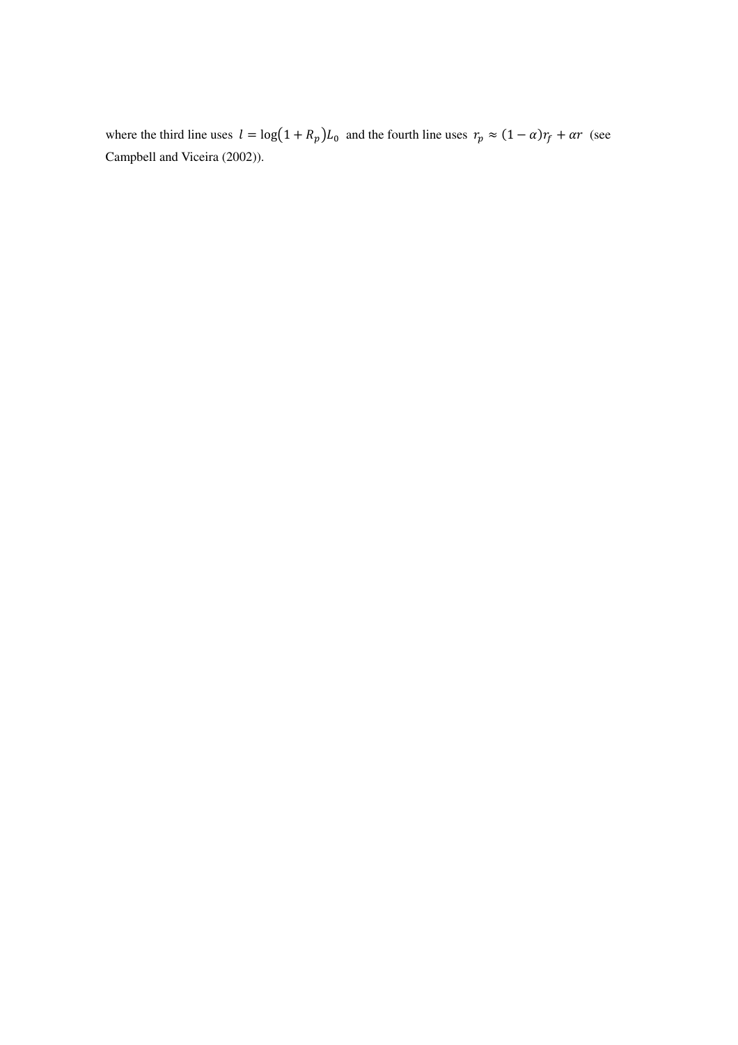where the third line uses $l = \log(1 + R_p)L_0$ and the fourth line uses $r_p \approx (1 - \alpha)r_f + \alpha r$ (see Campbell and Viceira (2002)).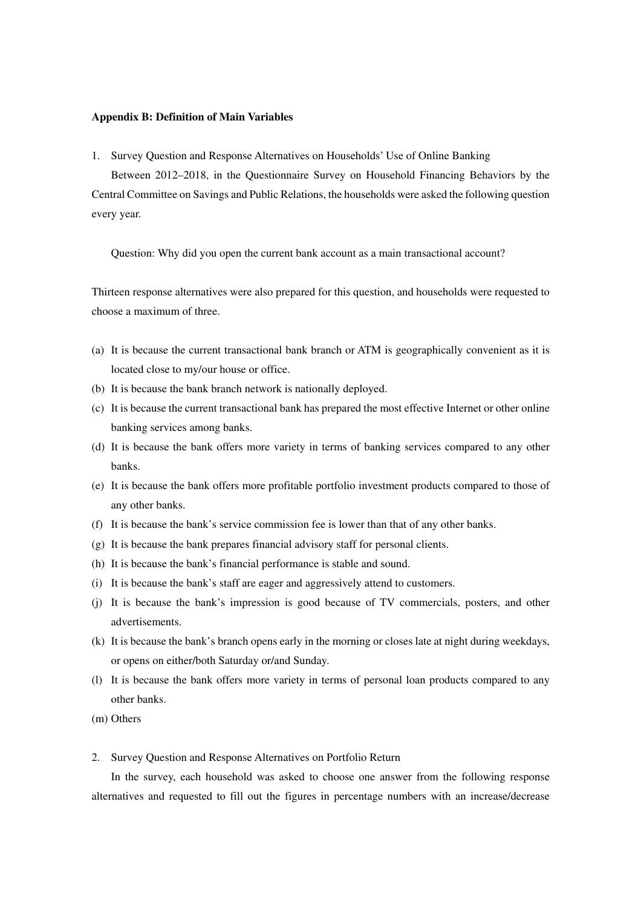**Appendix B: Definition of Main Variables**

1. Survey Question and Response Alternatives on Households' Use of Online Banking

Between 2012–2018, in the Questionnaire Survey on Household Financing Behaviors by the Central Committee on Savings and Public Relations, the households were asked the following question every year.

Question: Why did you open the current bank account as a main transactional account?

Thirteen response alternatives were also prepared for this question, and households were requested to choose a maximum of three.

(a) It is because the current transactional bank branch or ATM is geographically convenient as it is located close to my/our house or office.
(b) It is because the bank branch network is nationally deployed.
(c) It is because the current transactional bank has prepared the most effective Internet or other online banking services among banks.
(d) It is because the bank offers more variety in terms of banking services compared to any other banks.
(e) It is because the bank offers more profitable portfolio investment products compared to those of any other banks.
(f) It is because the bank's service commission fee is lower than that of any other banks.
(g) It is because the bank prepares financial advisory staff for personal clients.
(h) It is because the bank's financial performance is stable and sound.
(i) It is because the bank's staff are eager and aggressively attend to customers.
(j) It is because the bank's impression is good because of TV commercials, posters, and other advertisements.
(k) It is because the bank's branch opens early in the morning or closes late at night during weekdays, or opens on either/both Saturday or/and Sunday.
(l) It is because the bank offers more variety in terms of personal loan products compared to any other banks.
(m) Others

2. Survey Question and Response Alternatives on Portfolio Return

In the survey, each household was asked to choose one answer from the following response alternatives and requested to fill out the figures in percentage numbers with an increase/decrease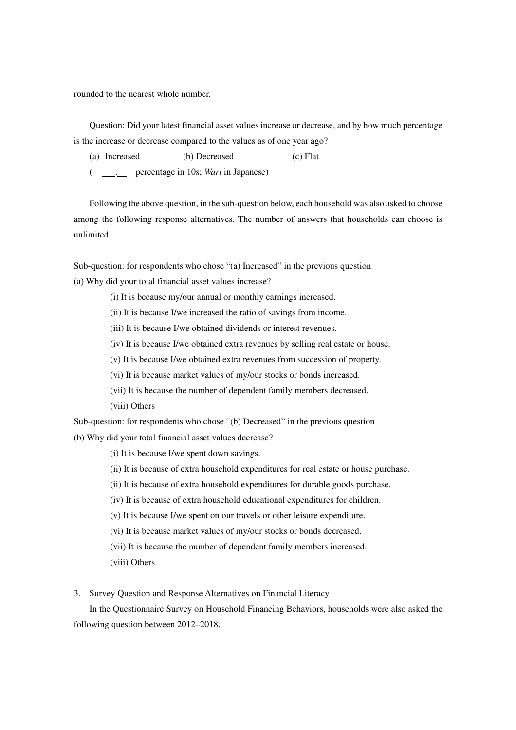rounded to the nearest whole number.

Question: Did your latest financial asset values increase or decrease, and by how much percentage is the increase or decrease compared to the values as of one year ago?

(a) Increased (b) Decreased (c) Flat

( \_\_\_.\_\_ percentage in 10s; *Wari* in Japanese)

Following the above question, in the sub-question below, each household was also asked to choose among the following response alternatives. The number of answers that households can choose is unlimited.

Sub-question: for respondents who chose "(a) Increased" in the previous question

(a) Why did your total financial asset values increase?

(i) It is because my/our annual or monthly earnings increased.

(ii) It is because I/we increased the ratio of savings from income.

(iii) It is because I/we obtained dividends or interest revenues.

(iv) It is because I/we obtained extra revenues by selling real estate or house.

(v) It is because I/we obtained extra revenues from succession of property.

(vi) It is because market values of my/our stocks or bonds increased.

(vii) It is because the number of dependent family members decreased.

(viii) Others

Sub-question: for respondents who chose "(b) Decreased" in the previous question

(b) Why did your total financial asset values decrease?

(i) It is because I/we spent down savings.

(ii) It is because of extra household expenditures for real estate or house purchase.

(ii) It is because of extra household expenditures for durable goods purchase.

(iv) It is because of extra household educational expenditures for children.

(v) It is because I/we spent on our travels or other leisure expenditure.

(vi) It is because market values of my/our stocks or bonds decreased.

(vii) It is because the number of dependent family members increased.

(viii) Others

3. Survey Question and Response Alternatives on Financial Literacy

In the Questionnaire Survey on Household Financing Behaviors, households were also asked the following question between 2012–2018.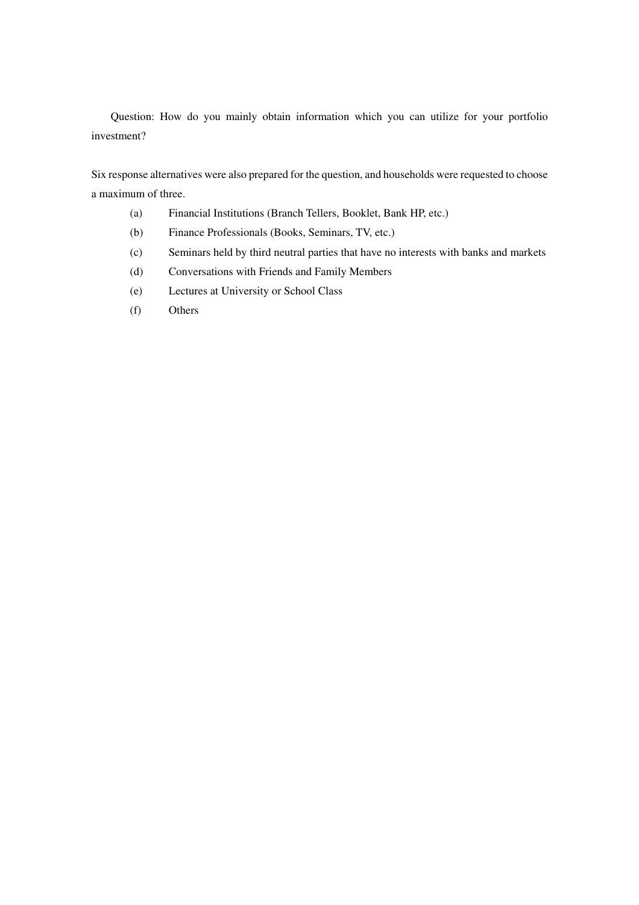Question: How do you mainly obtain information which you can utilize for your portfolio investment?

Six response alternatives were also prepared for the question, and households were requested to choose a maximum of three.

(a) Financial Institutions (Branch Tellers, Booklet, Bank HP, etc.)

(b) Finance Professionals (Books, Seminars, TV, etc.)

(c) Seminars held by third neutral parties that have no interests with banks and markets

(d) Conversations with Friends and Family Members

(e) Lectures at University or School Class

(f) Others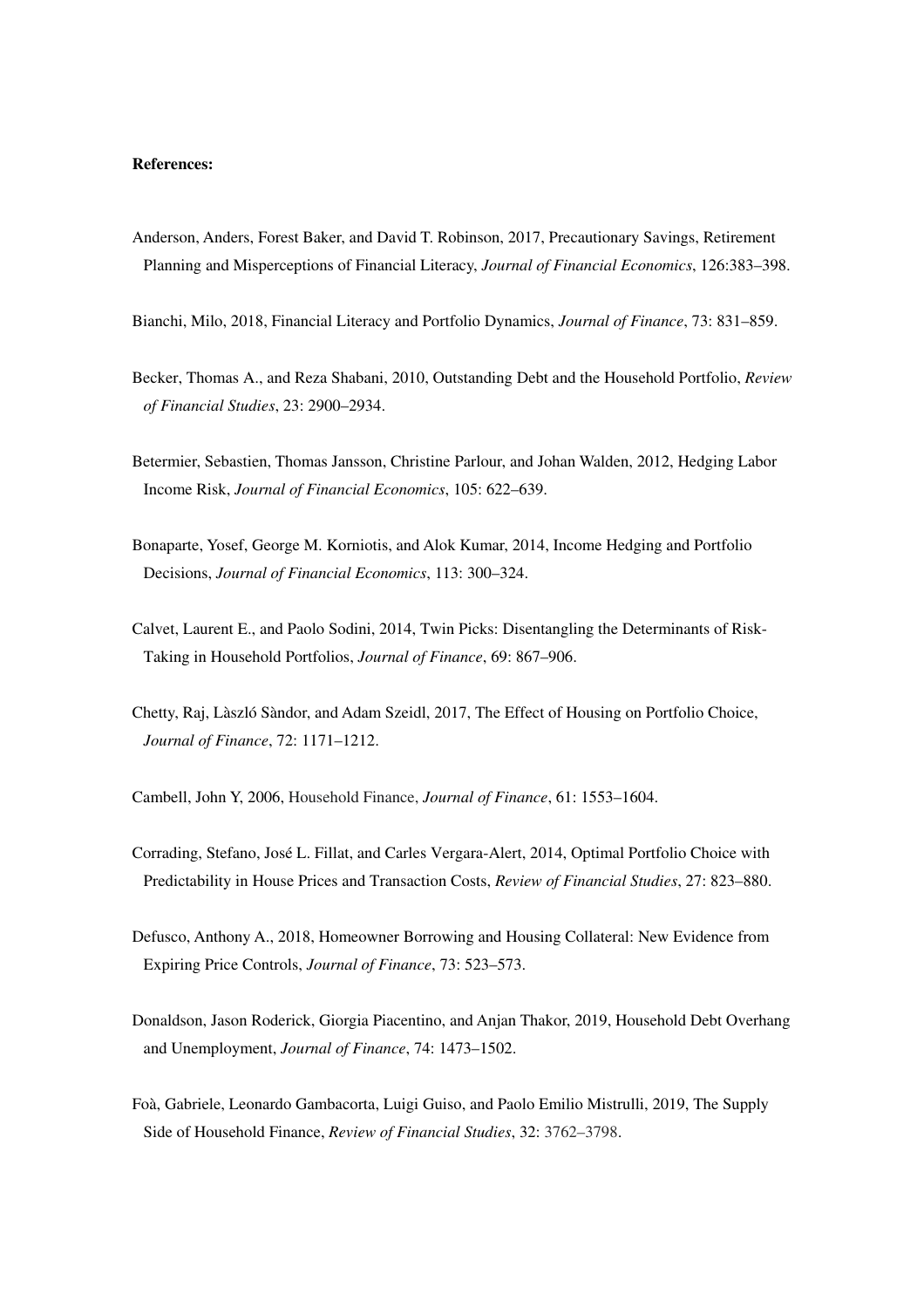**References:**

Anderson, Anders, Forest Baker, and David T. Robinson, 2017, Precautionary Savings, Retirement Planning and Misperceptions of Financial Literacy, *Journal of Financial Economics*, 126:383–398.

Bianchi, Milo, 2018, Financial Literacy and Portfolio Dynamics, *Journal of Finance*, 73: 831–859.

Becker, Thomas A., and Reza Shabani, 2010, Outstanding Debt and the Household Portfolio, *Review of Financial Studies*, 23: 2900–2934.

Betermier, Sebastien, Thomas Jansson, Christine Parlour, and Johan Walden, 2012, Hedging Labor Income Risk, *Journal of Financial Economics*, 105: 622–639.

Bonaparte, Yosef, George M. Korniotis, and Alok Kumar, 2014, Income Hedging and Portfolio Decisions, *Journal of Financial Economics*, 113: 300–324.

Calvet, Laurent E., and Paolo Sodini, 2014, Twin Picks: Disentangling the Determinants of Risk-Taking in Household Portfolios, *Journal of Finance*, 69: 867–906.

Chetty, Raj, Làszló Sàndor, and Adam Szeidl, 2017, The Effect of Housing on Portfolio Choice, *Journal of Finance*, 72: 1171–1212.

Cambell, John Y, 2006, Household Finance, *Journal of Finance*, 61: 1553–1604.

Corrading, Stefano, José L. Fillat, and Carles Vergara-Alert, 2014, Optimal Portfolio Choice with Predictability in House Prices and Transaction Costs, *Review of Financial Studies*, 27: 823–880.

Defusco, Anthony A., 2018, Homeowner Borrowing and Housing Collateral: New Evidence from Expiring Price Controls, *Journal of Finance*, 73: 523–573.

Donaldson, Jason Roderick, Giorgia Piacentino, and Anjan Thakor, 2019, Household Debt Overhang and Unemployment, *Journal of Finance*, 74: 1473–1502.

Foà, Gabriele, Leonardo Gambacorta, Luigi Guiso, and Paolo Emilio Mistrulli, 2019, The Supply Side of Household Finance, *Review of Financial Studies*, 32: 3762–3798.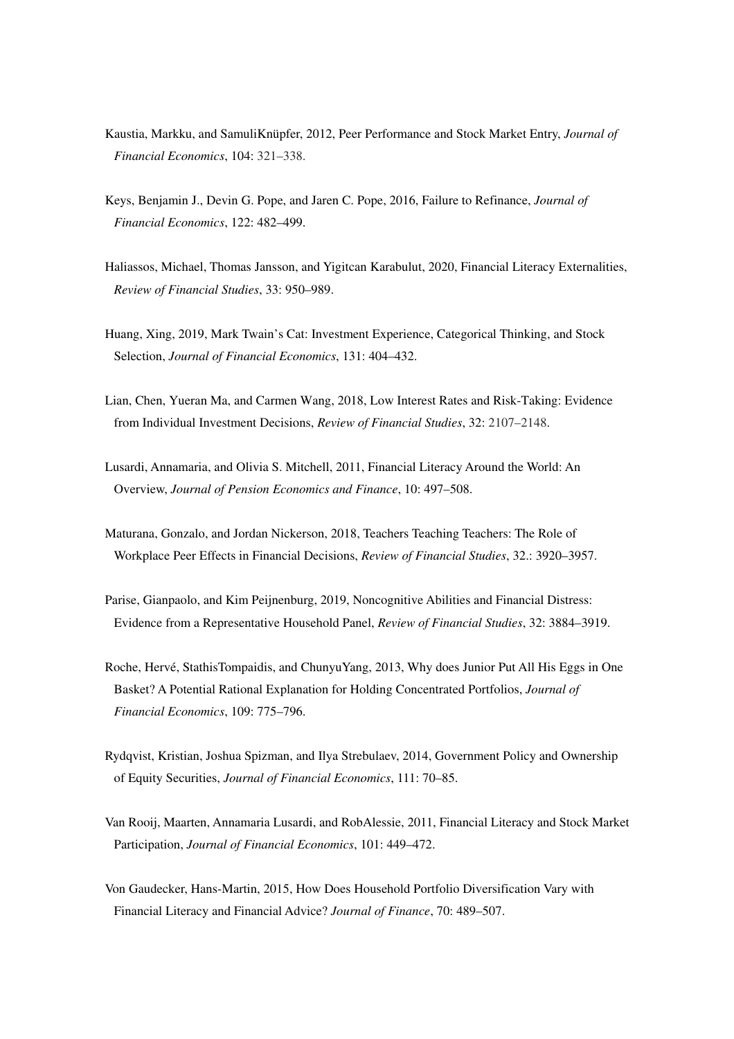Kaustia, Markku, and SamuliKnüpfer, 2012, Peer Performance and Stock Market Entry, *Journal of Financial Economics*, 104: 321–338.

Keys, Benjamin J., Devin G. Pope, and Jaren C. Pope, 2016, Failure to Refinance, *Journal of Financial Economics*, 122: 482–499.

Haliassos, Michael, Thomas Jansson, and Yigitcan Karabulut, 2020, Financial Literacy Externalities, *Review of Financial Studies*, 33: 950–989.

Huang, Xing, 2019, Mark Twain's Cat: Investment Experience, Categorical Thinking, and Stock Selection, *Journal of Financial Economics*, 131: 404–432.

Lian, Chen, Yueran Ma, and Carmen Wang, 2018, Low Interest Rates and Risk-Taking: Evidence from Individual Investment Decisions, *Review of Financial Studies*, 32: 2107–2148.

Lusardi, Annamaria, and Olivia S. Mitchell, 2011, Financial Literacy Around the World: An Overview, *Journal of Pension Economics and Finance*, 10: 497–508.

Maturana, Gonzalo, and Jordan Nickerson, 2018, Teachers Teaching Teachers: The Role of Workplace Peer Effects in Financial Decisions, *Review of Financial Studies*, 32.: 3920–3957.

Parise, Gianpaolo, and Kim Peijnenburg, 2019, Noncognitive Abilities and Financial Distress: Evidence from a Representative Household Panel, *Review of Financial Studies*, 32: 3884–3919.

Roche, Hervé, StathisTompaidis, and ChunyuYang, 2013, Why does Junior Put All His Eggs in One Basket? A Potential Rational Explanation for Holding Concentrated Portfolios, *Journal of Financial Economics*, 109: 775–796.

Rydqvist, Kristian, Joshua Spizman, and Ilya Strebulaev, 2014, Government Policy and Ownership of Equity Securities, *Journal of Financial Economics*, 111: 70–85.

Van Rooij, Maarten, Annamaria Lusardi, and RobAlessie, 2011, Financial Literacy and Stock Market Participation, *Journal of Financial Economics*, 101: 449–472.

Von Gaudecker, Hans-Martin, 2015, How Does Household Portfolio Diversification Vary with Financial Literacy and Financial Advice? *Journal of Finance*, 70: 489–507.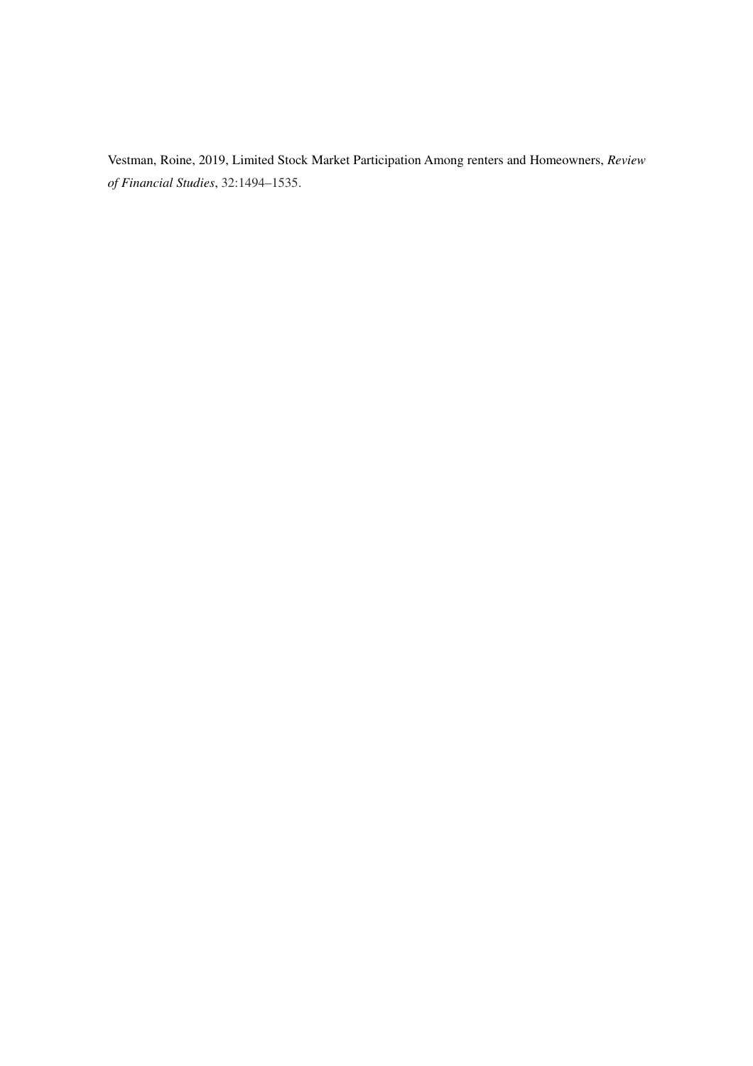Vestman, Roine, 2019, Limited Stock Market Participation Among renters and Homeowners, *Review of Financial Studies*, 32:1494–1535.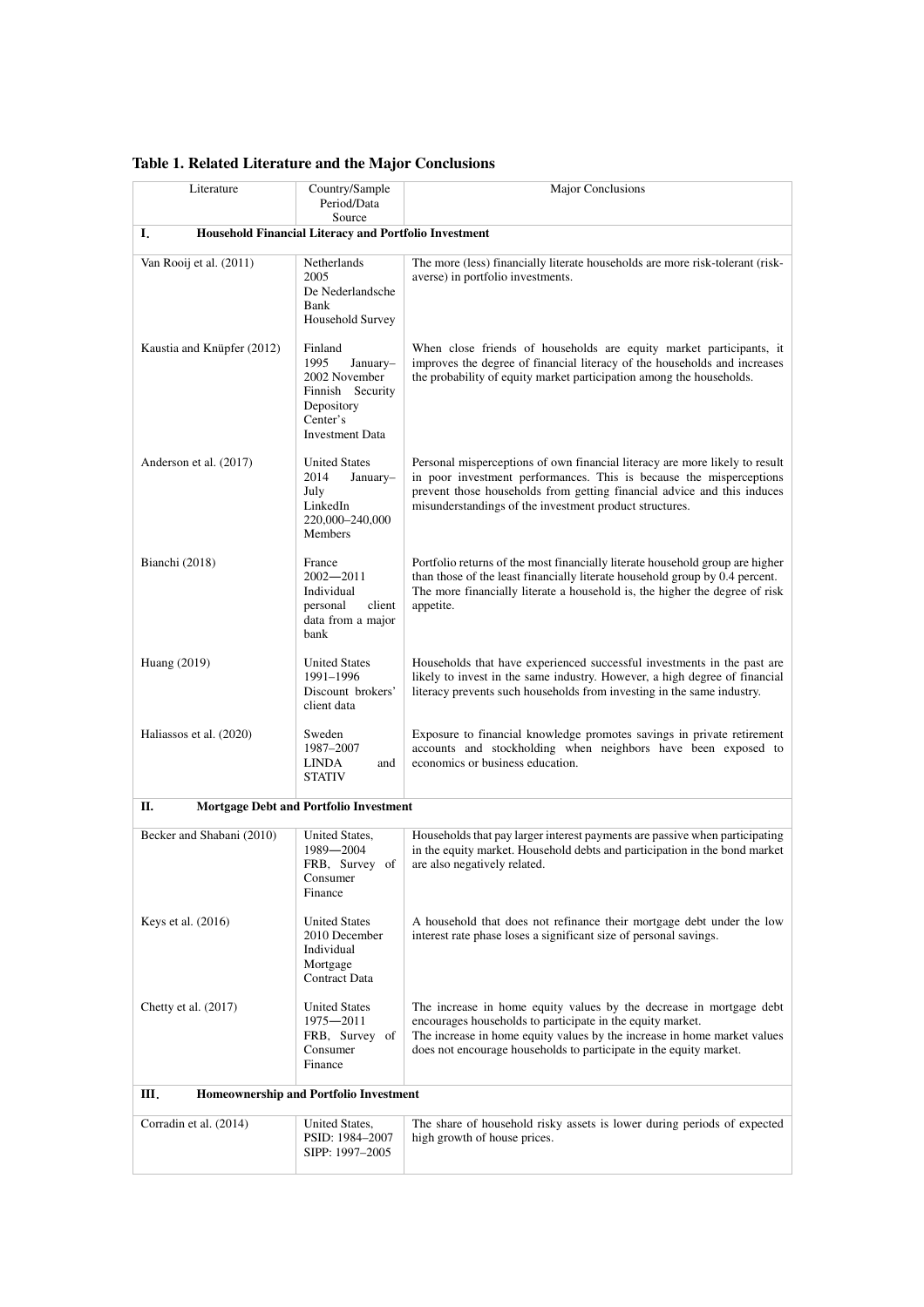**Table 1. Related Literature and the Major Conclusions**

| Literature | Country/Sample Period/Data Source | Major Conclusions |
| --- | --- | --- |
| **I. Household Financial Literacy and Portfolio Investment** | | |
| Van Rooij et al. (2011) | Netherlands 2005 De Nederlandsche Bank Household Survey | The more (less) financially literate households are more risk-tolerant (risk-averse) in portfolio investments. |
| Kaustia and Knüpfer (2012) | Finland 1995 January–2002 November Finnish Security Depository Center's Investment Data | When close friends of households are equity market participants, it improves the degree of financial literacy of the households and increases the probability of equity market participation among the households. |
| Anderson et al. (2017) | United States 2014 January–July LinkedIn 220,000–240,000 Members | Personal misperceptions of own financial literacy are more likely to result in poor investment performances. This is because the misperceptions prevent those households from getting financial advice and this induces misunderstandings of the investment product structures. |
| Bianchi (2018) | France 2002—2011 Individual personal client data from a major bank | Portfolio returns of the most financially literate household group are higher than those of the least financially literate household group by 0.4 percent. The more financially literate a household is, the higher the degree of risk appetite. |
| Huang (2019) | United States 1991–1996 Discount brokers' client data | Households that have experienced successful investments in the past are likely to invest in the same industry. However, a high degree of financial literacy prevents such households from investing in the same industry. |
| Haliassos et al. (2020) | Sweden 1987–2007 LINDA and STATIV | Exposure to financial knowledge promotes savings in private retirement accounts and stockholding when neighbors have been exposed to economics or business education. |
| **II. Mortgage Debt and Portfolio Investment** | | |
| Becker and Shabani (2010) | United States, 1989—2004 FRB, Survey of Consumer Finance | Households that pay larger interest payments are passive when participating in the equity market. Household debts and participation in the bond market are also negatively related. |
| Keys et al. (2016) | United States 2010 December Individual Mortgage Contract Data | A household that does not refinance their mortgage debt under the low interest rate phase loses a significant size of personal savings. |
| Chetty et al. (2017) | United States 1975—2011 FRB, Survey of Consumer Finance | The increase in home equity values by the decrease in mortgage debt encourages households to participate in the equity market. The increase in home equity values by the increase in home market values does not encourage households to participate in the equity market. |
| **III. Homeownership and Portfolio Investment** | | |
| Corradin et al. (2014) | United States, PSID: 1984–2007 SIPP: 1997–2005 | The share of household risky assets is lower during periods of expected high growth of house prices. |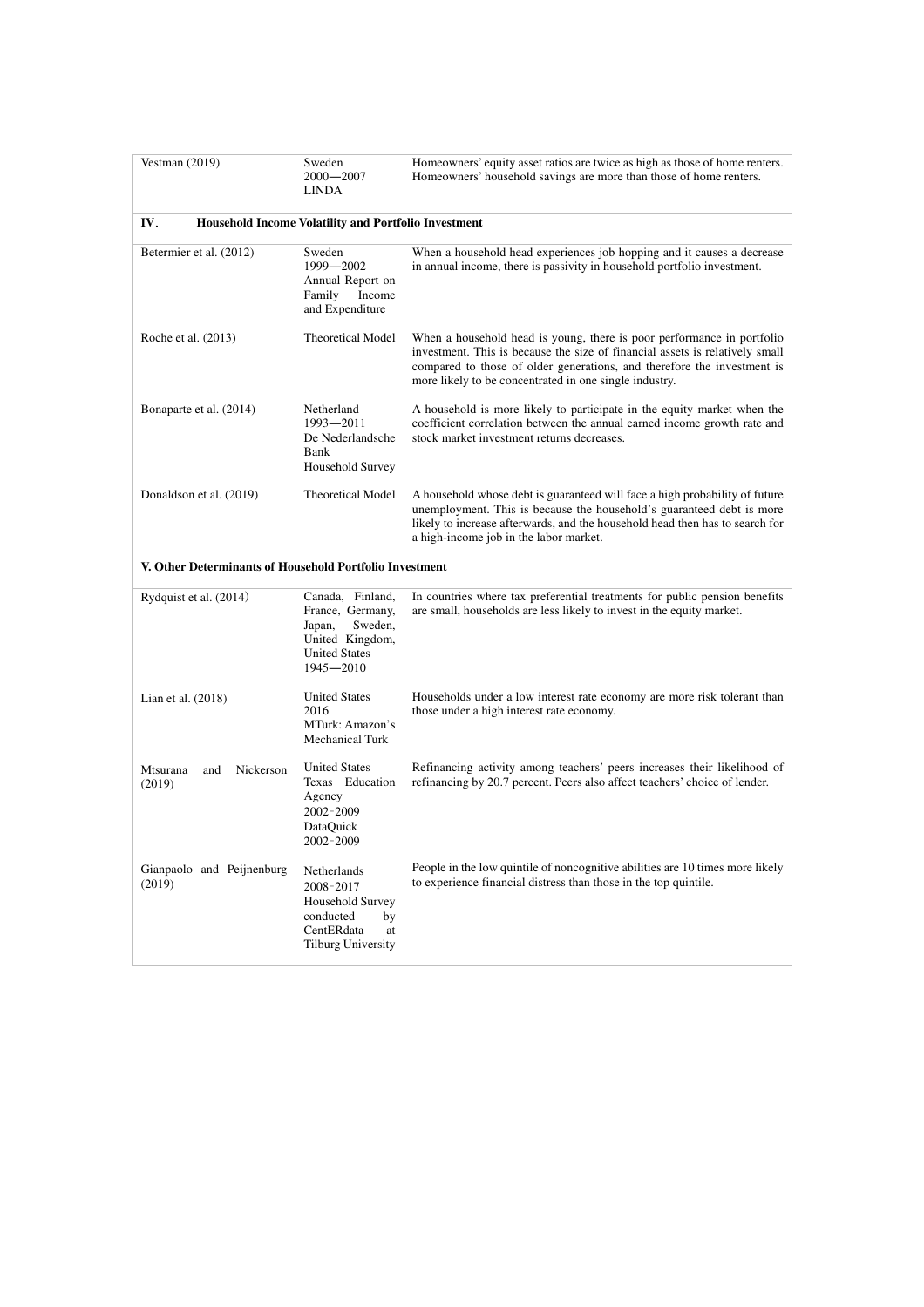| Vestman (2019) | Sweden 2000—2007 LINDA | Homeowners' equity asset ratios are twice as high as those of home renters. Homeowners' household savings are more than those of home renters. |
|---|---|---|
| **IV. Household Income Volatility and Portfolio Investment** | | |
| Betermier et al. (2012) | Sweden 1999—2002 Annual Report on Family Income and Expenditure | When a household head experiences job hopping and it causes a decrease in annual income, there is passivity in household portfolio investment. |
| Roche et al. (2013) | Theoretical Model | When a household head is young, there is poor performance in portfolio investment. This is because the size of financial assets is relatively small compared to those of older generations, and therefore the investment is more likely to be concentrated in one single industry. |
| Bonaparte et al. (2014) | Netherland 1993—2011 De Nederlandsche Bank Household Survey | A household is more likely to participate in the equity market when the coefficient correlation between the annual earned income growth rate and stock market investment returns decreases. |
| Donaldson et al. (2019) | Theoretical Model | A household whose debt is guaranteed will face a high probability of future unemployment. This is because the household's guaranteed debt is more likely to increase afterwards, and the household head then has to search for a high-income job in the labor market. |
| **V. Other Determinants of Household Portfolio Investment** | | |
| Rydquist et al. (2014) | Canada, Finland, France, Germany, Japan, Sweden, United Kingdom, United States 1945—2010 | In countries where tax preferential treatments for public pension benefits are small, households are less likely to invest in the equity market. |
| Lian et al. (2018) | United States 2016 MTurk: Amazon's Mechanical Turk | Households under a low interest rate economy are more risk tolerant than those under a high interest rate economy. |
| Mtsurana and Nickerson (2019) | United States Texas Education Agency 2002–2009 DataQuick 2002–2009 | Refinancing activity among teachers' peers increases their likelihood of refinancing by 20.7 percent. Peers also affect teachers' choice of lender. |
| Gianpaolo and Peijnenburg (2019) | Netherlands 2008–2017 Household Survey conducted by CentERdata at Tilburg University | People in the low quintile of noncognitive abilities are 10 times more likely to experience financial distress than those in the top quintile. |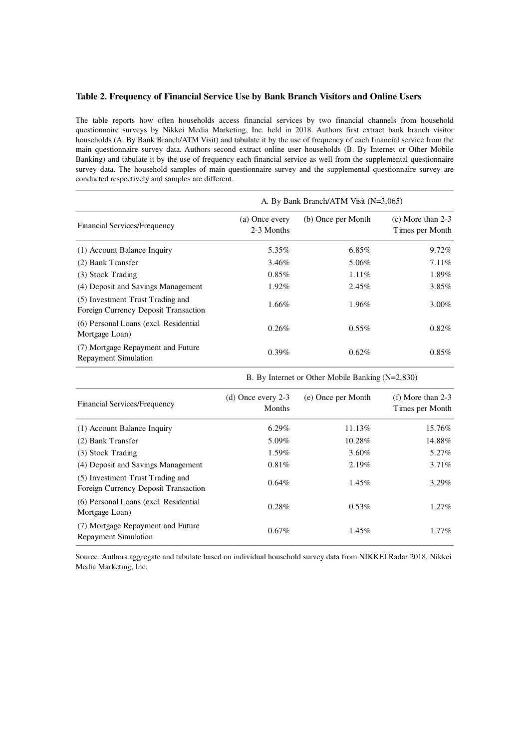**Table 2. Frequency of Financial Service Use by Bank Branch Visitors and Online Users**

The table reports how often households access financial services by two financial channels from household questionnaire surveys by Nikkei Media Marketing, Inc. held in 2018. Authors first extract bank branch visitor households (A. By Bank Branch/ATM Visit) and tabulate it by the use of frequency of each financial service from the main questionnaire survey data. Authors second extract online user households (B. By Internet or Other Mobile Banking) and tabulate it by the use of frequency each financial service as well from the supplemental questionnaire survey data. The household samples of main questionnaire survey and the supplemental questionnaire survey are conducted respectively and samples are different.

| | A. By Bank Branch/ATM Visit (N=3,065) | | |
|---|---|---|---|
| Financial Services/Frequency | (a) Once every 2-3 Months | (b) Once per Month | (c) More than 2-3 Times per Month |
| (1) Account Balance Inquiry | 5.35% | 6.85% | 9.72% |
| (2) Bank Transfer | 3.46% | 5.06% | 7.11% |
| (3) Stock Trading | 0.85% | 1.11% | 1.89% |
| (4) Deposit and Savings Management | 1.92% | 2.45% | 3.85% |
| (5) Investment Trust Trading and Foreign Currency Deposit Transaction | 1.66% | 1.96% | 3.00% |
| (6) Personal Loans (excl. Residential Mortgage Loan) | 0.26% | 0.55% | 0.82% |
| (7) Mortgage Repayment and Future Repayment Simulation | 0.39% | 0.62% | 0.85% |
| | B. By Internet or Other Mobile Banking (N=2,830) | | |
| Financial Services/Frequency | (d) Once every 2-3 Months | (e) Once per Month | (f) More than 2-3 Times per Month |
| (1) Account Balance Inquiry | 6.29% | 11.13% | 15.76% |
| (2) Bank Transfer | 5.09% | 10.28% | 14.88% |
| (3) Stock Trading | 1.59% | 3.60% | 5.27% |
| (4) Deposit and Savings Management | 0.81% | 2.19% | 3.71% |
| (5) Investment Trust Trading and Foreign Currency Deposit Transaction | 0.64% | 1.45% | 3.29% |
| (6) Personal Loans (excl. Residential Mortgage Loan) | 0.28% | 0.53% | 1.27% |
| (7) Mortgage Repayment and Future Repayment Simulation | 0.67% | 1.45% | 1.77% |

Source: Authors aggregate and tabulate based on individual household survey data from NIKKEI Radar 2018, Nikkei Media Marketing, Inc.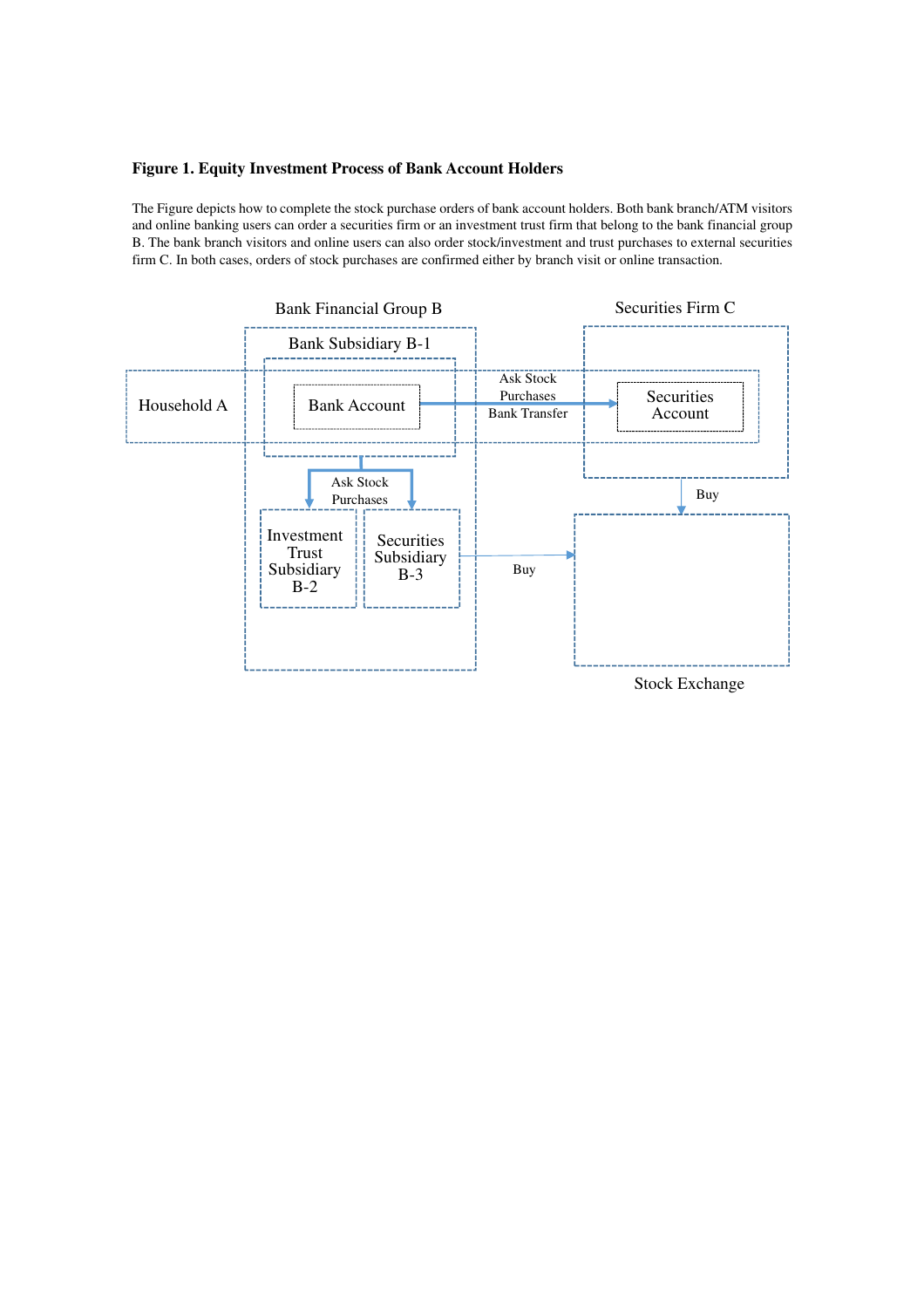**Figure 1. Equity Investment Process of Bank Account Holders**

The Figure depicts how to complete the stock purchase orders of bank account holders. Both bank branch/ATM visitors and online banking users can order a securities firm or an investment trust firm that belong to the bank financial group B. The bank branch visitors and online users can also order stock/investment and trust purchases to external securities firm C. In both cases, orders of stock purchases are confirmed either by branch visit or online transaction.

Bank Financial Group B

Bank Subsidiary B-1

Securities Firm C

Household A

Bank Account

Ask Stock Purchases

Bank Transfer

Securities Account

Buy

Ask Stock Purchases

Investment Trust Subsidiary B-2

Securities Subsidiary B-3

Buy

Stock Exchange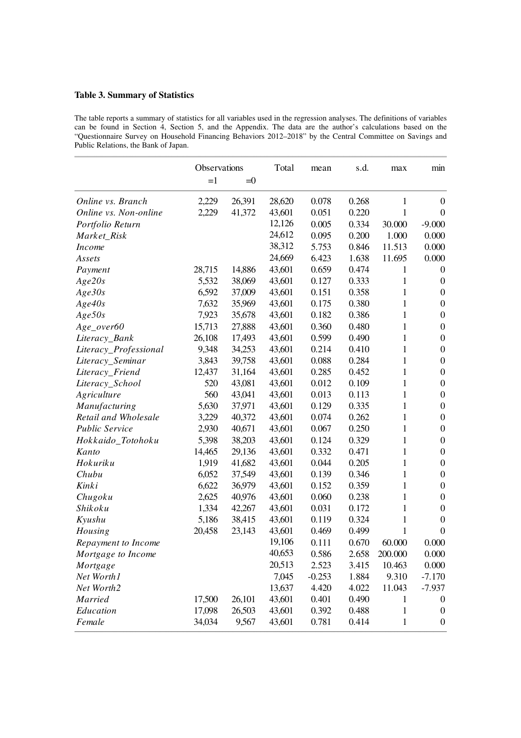**Table 3. Summary of Statistics**

The table reports a summary of statistics for all variables used in the regression analyses. The definitions of variables can be found in Section 4, Section 5, and the Appendix. The data are the author's calculations based on the "Questionnaire Survey on Household Financing Behaviors 2012–2018" by the Central Committee on Savings and Public Relations, the Bank of Japan.

| | Observations | | Total | mean | s.d. | max | min |
|---|---|---|---|---|---|---|---|
| | =1 | =0 | | | | | |
| *Online vs. Branch* | 2,229 | 26,391 | 28,620 | 0.078 | 0.268 | 1 | 0 |
| *Online vs. Non-online* | 2,229 | 41,372 | 43,601 | 0.051 | 0.220 | 1 | 0 |
| *Portfolio Return* | | | 12,126 | 0.005 | 0.334 | 30.000 | -9.000 |
| *Market_Risk* | | | 24,612 | 0.095 | 0.200 | 1.000 | 0.000 |
| *Income* | | | 38,312 | 5.753 | 0.846 | 11.513 | 0.000 |
| *Assets* | | | 24,669 | 6.423 | 1.638 | 11.695 | 0.000 |
| *Payment* | 28,715 | 14,886 | 43,601 | 0.659 | 0.474 | 1 | 0 |
| *Age20s* | 5,532 | 38,069 | 43,601 | 0.127 | 0.333 | 1 | 0 |
| *Age30s* | 6,592 | 37,009 | 43,601 | 0.151 | 0.358 | 1 | 0 |
| *Age40s* | 7,632 | 35,969 | 43,601 | 0.175 | 0.380 | 1 | 0 |
| *Age50s* | 7,923 | 35,678 | 43,601 | 0.182 | 0.386 | 1 | 0 |
| *Age_over60* | 15,713 | 27,888 | 43,601 | 0.360 | 0.480 | 1 | 0 |
| *Literacy_Bank* | 26,108 | 17,493 | 43,601 | 0.599 | 0.490 | 1 | 0 |
| *Literacy_Professional* | 9,348 | 34,253 | 43,601 | 0.214 | 0.410 | 1 | 0 |
| *Literacy_Seminar* | 3,843 | 39,758 | 43,601 | 0.088 | 0.284 | 1 | 0 |
| *Literacy_Friend* | 12,437 | 31,164 | 43,601 | 0.285 | 0.452 | 1 | 0 |
| *Literacy_School* | 520 | 43,081 | 43,601 | 0.012 | 0.109 | 1 | 0 |
| *Agriculture* | 560 | 43,041 | 43,601 | 0.013 | 0.113 | 1 | 0 |
| *Manufacturing* | 5,630 | 37,971 | 43,601 | 0.129 | 0.335 | 1 | 0 |
| *Retail and Wholesale* | 3,229 | 40,372 | 43,601 | 0.074 | 0.262 | 1 | 0 |
| *Public Service* | 2,930 | 40,671 | 43,601 | 0.067 | 0.250 | 1 | 0 |
| *Hokkaido_Totohoku* | 5,398 | 38,203 | 43,601 | 0.124 | 0.329 | 1 | 0 |
| *Kanto* | 14,465 | 29,136 | 43,601 | 0.332 | 0.471 | 1 | 0 |
| *Hokuriku* | 1,919 | 41,682 | 43,601 | 0.044 | 0.205 | 1 | 0 |
| *Chubu* | 6,052 | 37,549 | 43,601 | 0.139 | 0.346 | 1 | 0 |
| *Kinki* | 6,622 | 36,979 | 43,601 | 0.152 | 0.359 | 1 | 0 |
| *Chugoku* | 2,625 | 40,976 | 43,601 | 0.060 | 0.238 | 1 | 0 |
| *Shikoku* | 1,334 | 42,267 | 43,601 | 0.031 | 0.172 | 1 | 0 |
| *Kyushu* | 5,186 | 38,415 | 43,601 | 0.119 | 0.324 | 1 | 0 |
| *Housing* | 20,458 | 23,143 | 43,601 | 0.469 | 0.499 | 1 | 0 |
| *Repayment to Income* | | | 19,106 | 0.111 | 0.670 | 60.000 | 0.000 |
| *Mortgage to Income* | | | 40,653 | 0.586 | 2.658 | 200.000 | 0.000 |
| *Mortgage* | | | 20,513 | 2.523 | 3.415 | 10.463 | 0.000 |
| *Net Worth1* | | | 7,045 | -0.253 | 1.884 | 9.310 | -7.170 |
| *Net Worth2* | | | 13,637 | 4.420 | 4.022 | 11.043 | -7.937 |
| *Married* | 17,500 | 26,101 | 43,601 | 0.401 | 0.490 | 1 | 0 |
| *Education* | 17,098 | 26,503 | 43,601 | 0.392 | 0.488 | 1 | 0 |
| *Female* | 34,034 | 9,567 | 43,601 | 0.781 | 0.414 | 1 | 0 |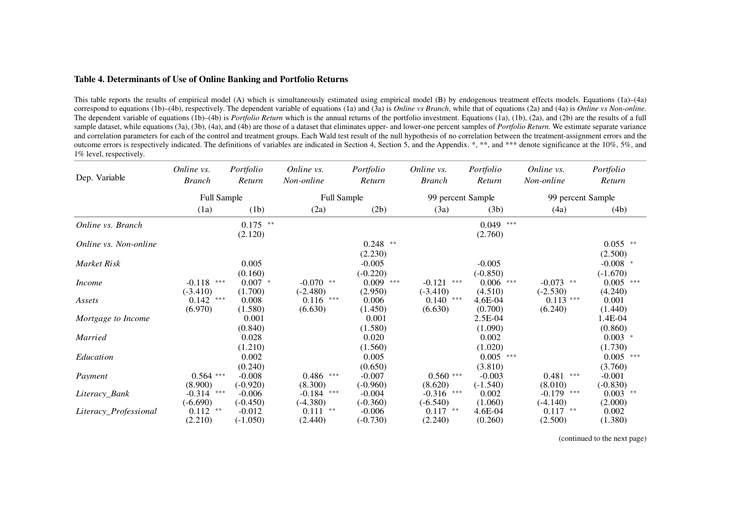**Table 4. Determinants of Use of Online Banking and Portfolio Returns**

This table reports the results of empirical model (A) which is simultaneously estimated using empirical model (B) by endogenous treatment effects models. Equations (1a)–(4a) correspond to equations (1b)–(4b), respectively. The dependent variable of equations (1a) and (3a) is *Online vs Branch*, while that of equations (2a) and (4a) is *Online vs Non-online*. The dependent variable of equations (1b)–(4b) is *Portfolio Return* which is the annual returns of the portfolio investment. Equations (1a), (1b), (2a), and (2b) are the results of a full sample dataset, while equations (3a), (3b), (4a), and (4b) are those of a dataset that eliminates upper- and lower-one percent samples of *Portfolio Return.* We estimate separate variance and correlation parameters for each of the control and treatment groups. Each Wald test result of the null hypothesis of no correlation between the treatment-assignment errors and the outcome errors is respectively indicated. The definitions of variables are indicated in Section 4, Section 5, and the Appendix. *, **, and *** denote significance at the 10%, 5%, and 1% level, respectively.

| Dep. Variable | *Online vs. Branch* | *Portfolio Return* | *Online vs. Non-online* | *Portfolio Return* | *Online vs. Branch* | *Portfolio Return* | *Online vs. Non-online* | *Portfolio Return* |
|---|---|---|---|---|---|---|---|---|
| | Full Sample | | Full Sample | | 99 percent Sample | | 99 percent Sample | |
| | (1a) | (1b) | (2a) | (2b) | (3a) | (3b) | (4a) | (4b) |
| *Online vs. Branch* | | 0.175 ** | | | | 0.049 *** | | |
| | | (2.120) | | | | (2.760) | | |
| *Online vs. Non-online* | | | | 0.248 ** | | | | 0.055 ** |
| | | | | (2.230) | | | | (2.500) |
| *Market Risk* | | 0.005 | | -0.005 | | -0.005 | | -0.008 * |
| | | (0.160) | | (-0.220) | | (-0.850) | | (-1.670) |
| *Income* | -0.118 *** | 0.007 * | -0.070 ** | 0.009 *** | -0.121 *** | 0.006 *** | -0.073 ** | 0.005 *** |
| | (-3.410) | (1.700) | (-2.480) | (2.950) | (-3.410) | (4.510) | (-2.530) | (4.240) |
| *Assets* | 0.142 *** | 0.008 | 0.116 *** | 0.006 | 0.140 *** | 4.6E-04 | 0.113 *** | 0.001 |
| | (6.970) | (1.580) | (6.630) | (1.450) | (6.630) | (0.700) | (6.240) | (1.440) |
| *Mortgage to Income* | | 0.001 | | 0.001 | | 2.5E-04 | | 1.4E-04 |
| | | (0.840) | | (1.580) | | (1.090) | | (0.860) |
| *Married* | | 0.028 | | 0.020 | | 0.002 | | 0.003 * |
| | | (1.210) | | (1.560) | | (1.020) | | (1.730) |
| *Education* | | 0.002 | | 0.005 | | 0.005 *** | | 0.005 *** |
| | | (0.240) | | (0.650) | | (3.810) | | (3.760) |
| *Payment* | 0.564 *** | -0.008 | 0.486 *** | -0.007 | 0.560 *** | -0.003 | 0.481 *** | -0.001 |
| | (8.900) | (-0.920) | (8.300) | (-0.960) | (8.620) | (-1.540) | (8.010) | (-0.830) |
| *Literacy_Bank* | -0.314 *** | -0.006 | -0.184 *** | -0.004 | -0.316 *** | 0.002 | -0.179 *** | 0.003 ** |
| | (-6.690) | (-0.450) | (-4.380) | (-0.360) | (-6.540) | (1.060) | (-4.140) | (2.000) |
| *Literacy_Professional* | 0.112 ** | -0.012 | 0.111 ** | -0.006 | 0.117 ** | 4.6E-04 | 0.117 ** | 0.002 |
| | (2.210) | (-1.050) | (2.440) | (-0.730) | (2.240) | (0.260) | (2.500) | (1.380) |

(continued to the next page)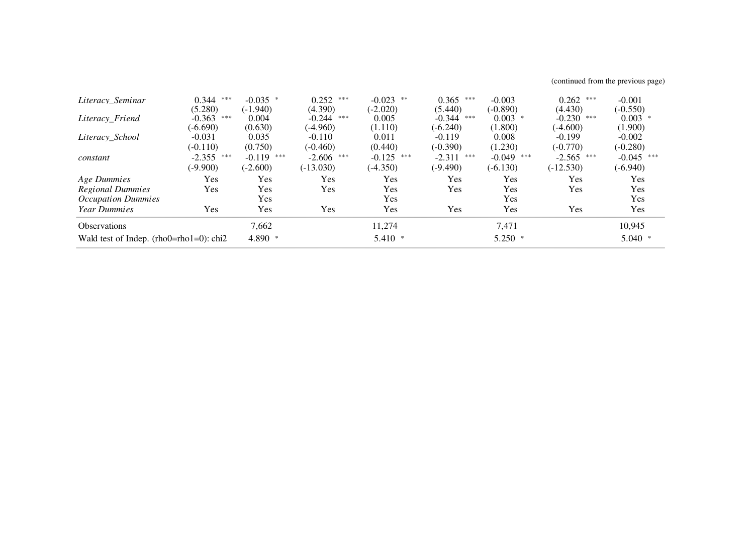(continued from the previous page)

| | (1) | (2) | (3) | (4) | (5) | (6) | (7) | (8) |
|---|---|---|---|---|---|---|---|---|
| *Literacy_Seminar* | 0.344 *** | -0.035 * | 0.252 *** | -0.023 ** | 0.365 *** | -0.003 | 0.262 *** | -0.001 |
| | (5.280) | (-1.940) | (4.390) | (-2.020) | (5.440) | (-0.890) | (4.430) | (-0.550) |
| *Literacy_Friend* | -0.363 *** | 0.004 | -0.244 *** | 0.005 | -0.344 *** | 0.003 * | -0.230 *** | 0.003 * |
| | (-6.690) | (0.630) | (-4.960) | (1.110) | (-6.240) | (1.800) | (-4.600) | (1.900) |
| *Literacy_School* | -0.031 | 0.035 | -0.110 | 0.011 | -0.119 | 0.008 | -0.199 | -0.002 |
| | (-0.110) | (0.750) | (-0.460) | (0.440) | (-0.390) | (1.230) | (-0.770) | (-0.280) |
| *constant* | -2.355 *** | -0.119 *** | -2.606 *** | -0.125 *** | -2.311 *** | -0.049 *** | -2.565 *** | -0.045 *** |
| | (-9.900) | (-2.600) | (-13.030) | (-4.350) | (-9.490) | (-6.130) | (-12.530) | (-6.940) |
| *Age Dummies* | Yes | Yes | Yes | Yes | Yes | Yes | Yes | Yes |
| *Regional Dummies* | Yes | Yes | Yes | Yes | Yes | Yes | Yes | Yes |
| *Occupation Dummies* | | Yes | | Yes | | Yes | | Yes |
| *Year Dummies* | Yes | Yes | Yes | Yes | Yes | Yes | Yes | Yes |
| Observations | | 7,662 | | 11,274 | | 7,471 | | 10,945 |
| Wald test of Indep. (rho0=rho1=0): chi2 | | 4.890 * | | 5.410 * | | 5.250 * | | 5.040 * |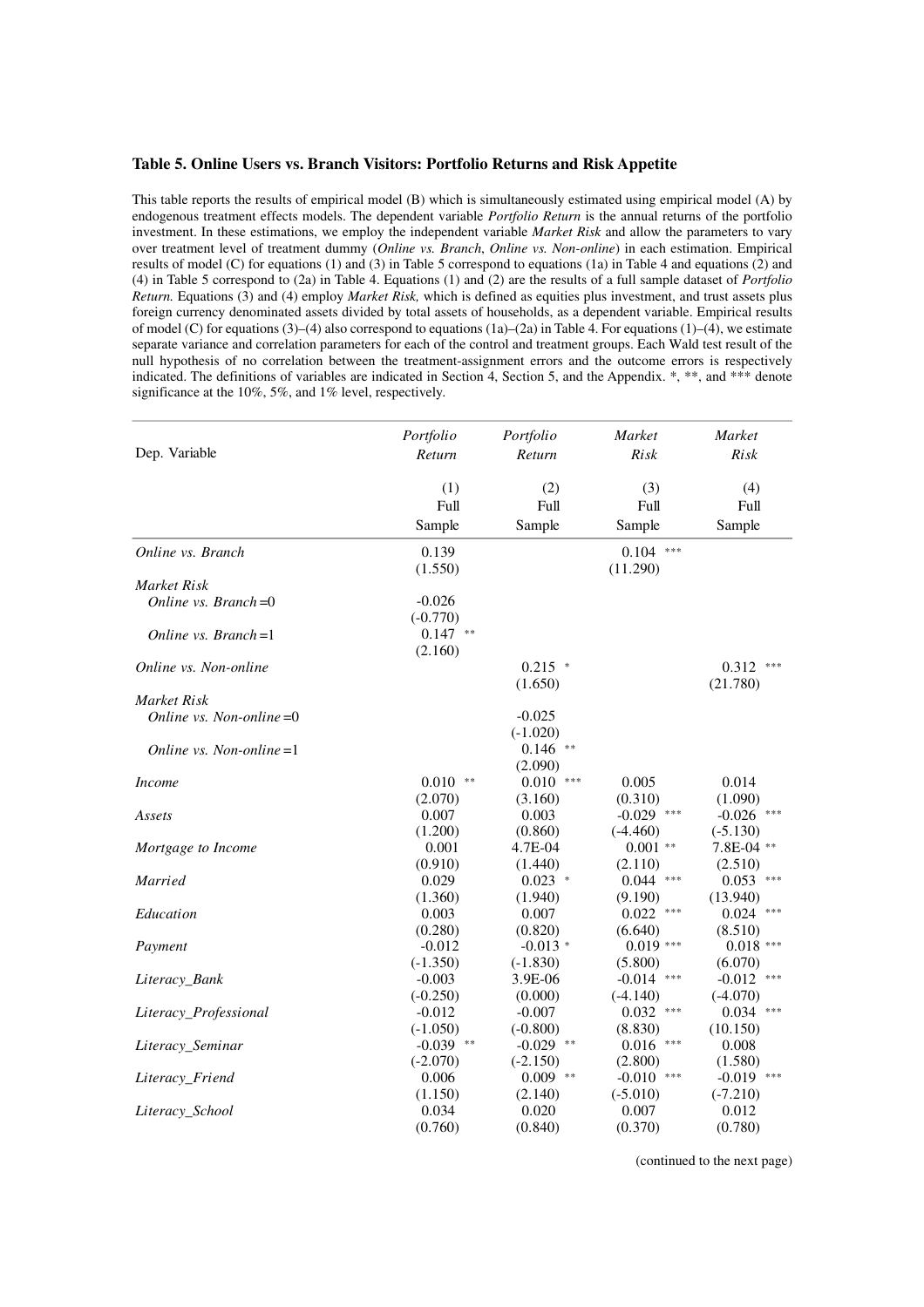### Table 5. Online Users vs. Branch Visitors: Portfolio Returns and Risk Appetite

This table reports the results of empirical model (B) which is simultaneously estimated using empirical model (A) by endogenous treatment effects models. The dependent variable *Portfolio Return* is the annual returns of the portfolio investment. In these estimations, we employ the independent variable *Market Risk* and allow the parameters to vary over treatment level of treatment dummy (*Online vs. Branch*, *Online vs. Non-online*) in each estimation. Empirical results of model (C) for equations (1) and (3) in Table 5 correspond to equations (1a) in Table 4 and equations (2) and (4) in Table 5 correspond to (2a) in Table 4. Equations (1) and (2) are the results of a full sample dataset of *Portfolio Return.* Equations (3) and (4) employ *Market Risk,* which is defined as equities plus investment, and trust assets plus foreign currency denominated assets divided by total assets of households, as a dependent variable. Empirical results of model (C) for equations (3)–(4) also correspond to equations (1a)–(2a) in Table 4. For equations (1)–(4), we estimate separate variance and correlation parameters for each of the control and treatment groups. Each Wald test result of the null hypothesis of no correlation between the treatment-assignment errors and the outcome errors is respectively indicated. The definitions of variables are indicated in Section 4, Section 5, and the Appendix. *, **, and *** denote significance at the 10%, 5%, and 1% level, respectively.

| Dep. Variable | *Portfolio Return* | *Portfolio Return* | *Market Risk* | *Market Risk* |
|---|---|---|---|---|
| | (1) Full Sample | (2) Full Sample | (3) Full Sample | (4) Full Sample |
| *Online vs. Branch* | 0.139 | | 0.104 *** | |
| | (1.550) | | (11.290) | |
| *Market Risk* | | | | |
| *Online vs. Branch* =0 | -0.026 | | | |
| | (-0.770) | | | |
| *Online vs. Branch* =1 | 0.147 ** | | | |
| | (2.160) | | | |
| *Online vs. Non-online* | | 0.215 * | | 0.312 *** |
| | | (1.650) | | (21.780) |
| *Market Risk* | | | | |
| *Online vs. Non-online* =0 | | -0.025 | | |
| | | (-1.020) | | |
| *Online vs. Non-online* =1 | | 0.146 ** | | |
| | | (2.090) | | |
| *Income* | 0.010 ** | 0.010 *** | 0.005 | 0.014 |
| | (2.070) | (3.160) | (0.310) | (1.090) |
| *Assets* | 0.007 | 0.003 | -0.029 *** | -0.026 *** |
| | (1.200) | (0.860) | (-4.460) | (-5.130) |
| *Mortgage to Income* | 0.001 | 4.7E-04 | 0.001 ** | 7.8E-04 ** |
| | (0.910) | (1.440) | (2.110) | (2.510) |
| *Married* | 0.029 | 0.023 * | 0.044 *** | 0.053 *** |
| | (1.360) | (1.940) | (9.190) | (13.940) |
| *Education* | 0.003 | 0.007 | 0.022 *** | 0.024 *** |
| | (0.280) | (0.820) | (6.640) | (8.510) |
| *Payment* | -0.012 | -0.013 * | 0.019 *** | 0.018 *** |
| | (-1.350) | (-1.830) | (5.800) | (6.070) |
| *Literacy_Bank* | -0.003 | 3.9E-06 | -0.014 *** | -0.012 *** |
| | (-0.250) | (0.000) | (-4.140) | (-4.070) |
| *Literacy_Professional* | -0.012 | -0.007 | 0.032 *** | 0.034 *** |
| | (-1.050) | (-0.800) | (8.830) | (10.150) |
| *Literacy_Seminar* | -0.039 ** | -0.029 ** | 0.016 *** | 0.008 |
| | (-2.070) | (-2.150) | (2.800) | (1.580) |
| *Literacy_Friend* | 0.006 | 0.009 ** | -0.010 *** | -0.019 *** |
| | (1.150) | (2.140) | (-5.010) | (-7.210) |
| *Literacy_School* | 0.034 | 0.020 | 0.007 | 0.012 |
| | (0.760) | (0.840) | (0.370) | (0.780) |

(continued to the next page)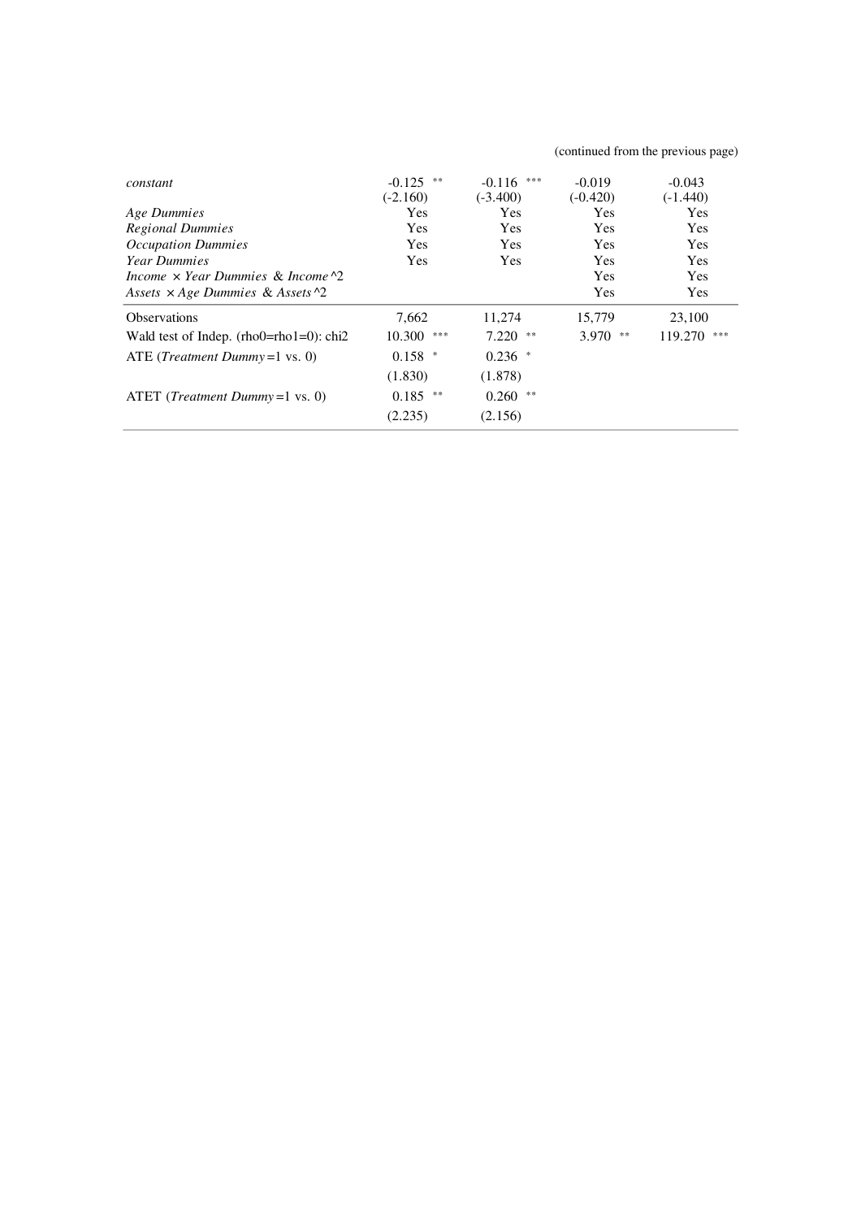(continued from the previous page)

| | | | | |
|---|---|---|---|---|
| *constant* | -0.125 ** | -0.116 *** | -0.019 | -0.043 |
| | (-2.160) | (-3.400) | (-0.420) | (-1.440) |
| *Age Dummies* | Yes | Yes | Yes | Yes |
| *Regional Dummies* | Yes | Yes | Yes | Yes |
| *Occupation Dummies* | Yes | Yes | Yes | Yes |
| *Year Dummies* | Yes | Yes | Yes | Yes |
| *Income* × *Year Dummies* & *Income*^2 | | | Yes | Yes |
| *Assets* × *Age Dummies* & *Assets*^2 | | | Yes | Yes |
| Observations | 7,662 | 11,274 | 15,779 | 23,100 |
| Wald test of Indep. (rho0=rho1=0): chi2 | 10.300 *** | 7.220 ** | 3.970 ** | 119.270 *** |
| ATE (*Treatment Dummy*=1 vs. 0) | 0.158 * | 0.236 * | | |
| | (1.830) | (1.878) | | |
| ATET (*Treatment Dummy*=1 vs. 0) | 0.185 ** | 0.260 ** | | |
| | (2.235) | (2.156) | | |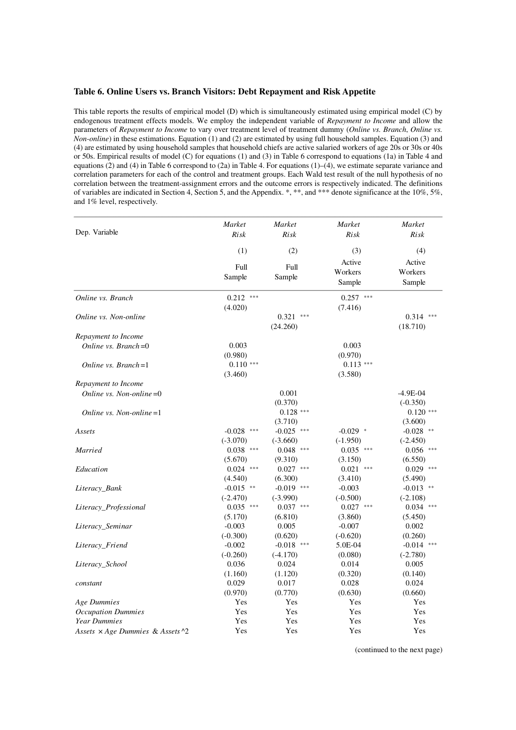### Table 6. Online Users vs. Branch Visitors: Debt Repayment and Risk Appetite

This table reports the results of empirical model (D) which is simultaneously estimated using empirical model (C) by endogenous treatment effects models. We employ the independent variable of *Repayment to Income* and allow the parameters of *Repayment to Income* to vary over treatment level of treatment dummy (*Online vs. Branch*, *Online vs. Non-online*) in these estimations. Equation (1) and (2) are estimated by using full household samples. Equation (3) and (4) are estimated by using household samples that household chiefs are active salaried workers of age 20s or 30s or 40s or 50s. Empirical results of model (C) for equations (1) and (3) in Table 6 correspond to equations (1a) in Table 4 and equations (2) and (4) in Table 6 correspond to (2a) in Table 4. For equations (1)–(4), we estimate separate variance and correlation parameters for each of the control and treatment groups. Each Wald test result of the null hypothesis of no correlation between the treatment-assignment errors and the outcome errors is respectively indicated. The definitions of variables are indicated in Section 4, Section 5, and the Appendix. *, **, and *** denote significance at the 10%, 5%, and 1% level, respectively.

| Dep. Variable | *Market Risk* | *Market Risk* | *Market Risk* | *Market Risk* |
|---|---|---|---|---|
| | (1) | (2) | (3) | (4) |
| | Full Sample | Full Sample | Active Workers Sample | Active Workers Sample |
| *Online vs. Branch* | 0.212 *** | | 0.257 *** | |
| | (4.020) | | (7.416) | |
| *Online vs. Non-online* | | 0.321 *** | | 0.314 *** |
| | | (24.260) | | (18.710) |
| *Repayment to Income* | | | | |
| *Online vs. Branch*=0 | 0.003 | | 0.003 | |
| | (0.980) | | (0.970) | |
| *Online vs. Branch*=1 | 0.110 *** | | 0.113 *** | |
| | (3.460) | | (3.580) | |
| *Repayment to Income* | | | | |
| *Online vs. Non-online*=0 | | 0.001 | | -4.9E-04 |
| | | (0.370) | | (-0.350) |
| *Online vs. Non-online*=1 | | 0.128 *** | | 0.120 *** |
| | | (3.710) | | (3.600) |
| *Assets* | -0.028 *** | -0.025 *** | -0.029 * | -0.028 ** |
| | (-3.070) | (-3.660) | (-1.950) | (-2.450) |
| *Married* | 0.038 *** | 0.048 *** | 0.035 *** | 0.056 *** |
| | (5.670) | (9.310) | (3.150) | (6.550) |
| *Education* | 0.024 *** | 0.027 *** | 0.021 *** | 0.029 *** |
| | (4.540) | (6.300) | (3.410) | (5.490) |
| *Literacy_Bank* | -0.015 ** | -0.019 *** | -0.003 | -0.013 ** |
| | (-2.470) | (-3.990) | (-0.500) | (-2.108) |
| *Literacy_Professional* | 0.035 *** | 0.037 *** | 0.027 *** | 0.034 *** |
| | (5.170) | (6.810) | (3.860) | (5.450) |
| *Literacy_Seminar* | -0.003 | 0.005 | -0.007 | 0.002 |
| | (-0.300) | (0.620) | (-0.620) | (0.260) |
| *Literacy_Friend* | -0.002 | -0.018 *** | 5.0E-04 | -0.014 *** |
| | (-0.260) | (-4.170) | (0.080) | (-2.780) |
| *Literacy_School* | 0.036 | 0.024 | 0.014 | 0.005 |
| | (1.160) | (1.120) | (0.320) | (0.140) |
| *constant* | 0.029 | 0.017 | 0.028 | 0.024 |
| | (0.970) | (0.770) | (0.630) | (0.660) |
| *Age Dummies* | Yes | Yes | Yes | Yes |
| *Occupation Dummies* | Yes | Yes | Yes | Yes |
| *Year Dummies* | Yes | Yes | Yes | Yes |
| *Assets × Age Dummies & Assets^2* | Yes | Yes | Yes | Yes |

(continued to the next page)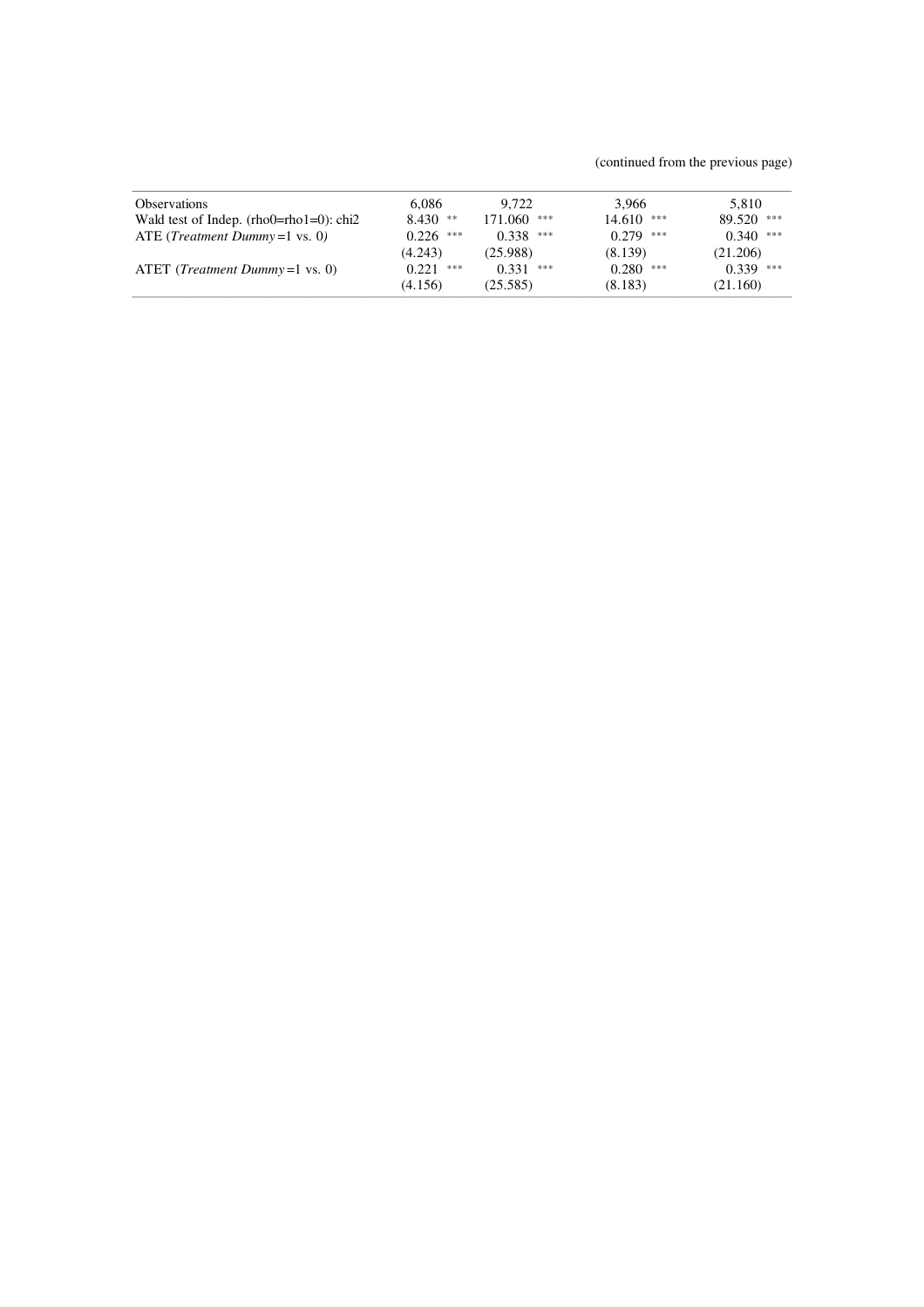(continued from the previous page)

| | | | | |
|---|---|---|---|---|
| Observations | 6,086 | 9,722 | 3,966 | 5,810 |
| Wald test of Indep. (rho0=rho1=0): chi2 | 8.430 ** | 171.060 *** | 14.610 *** | 89.520 *** |
| ATE (*Treatment Dummy*=1 vs. 0) | 0.226 *** | 0.338 *** | 0.279 *** | 0.340 *** |
| | (4.243) | (25.988) | (8.139) | (21.206) |
| ATET (*Treatment Dummy*=1 vs. 0) | 0.221 *** | 0.331 *** | 0.280 *** | 0.339 *** |
| | (4.156) | (25.585) | (8.183) | (21.160) |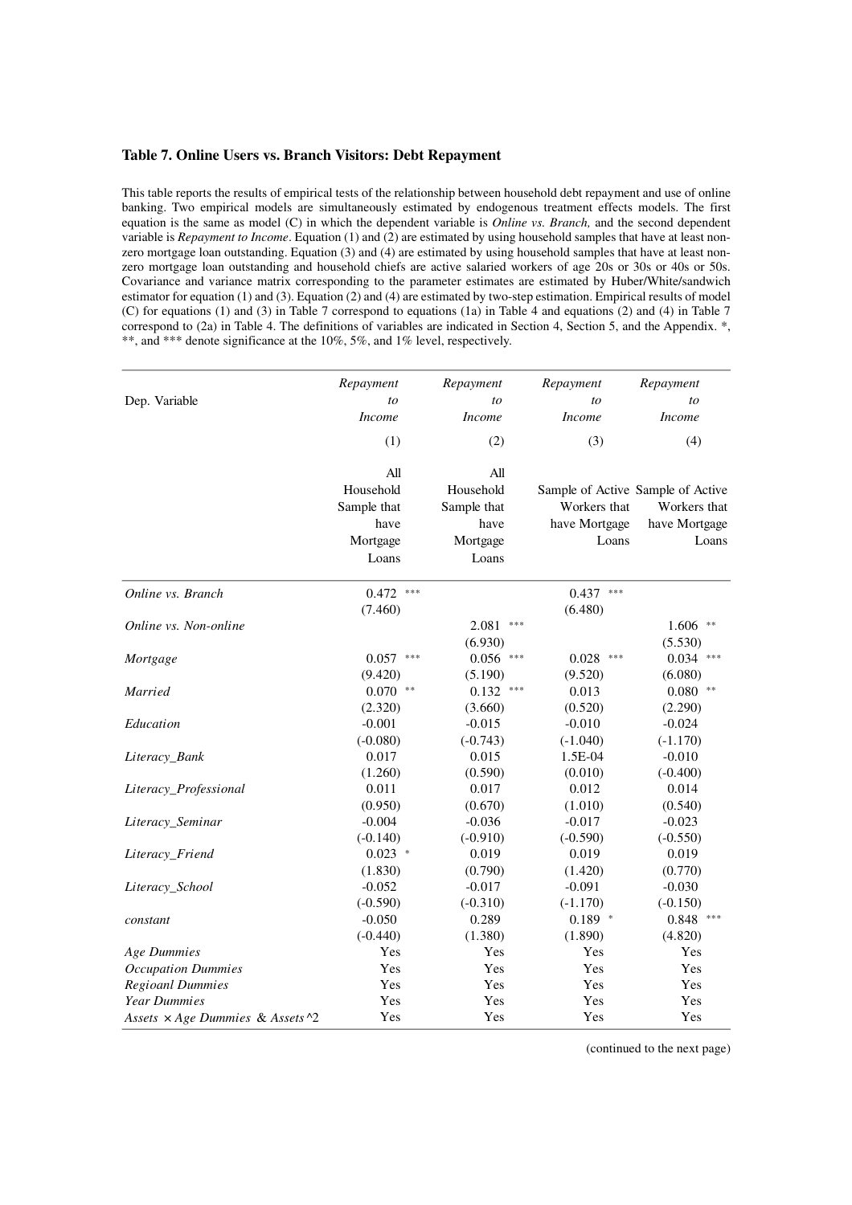**Table 7. Online Users vs. Branch Visitors: Debt Repayment**

This table reports the results of empirical tests of the relationship between household debt repayment and use of online banking. Two empirical models are simultaneously estimated by endogenous treatment effects models. The first equation is the same as model (C) in which the dependent variable is *Online vs. Branch,* and the second dependent variable is *Repayment to Income*. Equation (1) and (2) are estimated by using household samples that have at least non-zero mortgage loan outstanding. Equation (3) and (4) are estimated by using household samples that have at least non-zero mortgage loan outstanding and household chiefs are active salaried workers of age 20s or 30s or 40s or 50s. Covariance and variance matrix corresponding to the parameter estimates are estimated by Huber/White/sandwich estimator for equation (1) and (3). Equation (2) and (4) are estimated by two-step estimation. Empirical results of model (C) for equations (1) and (3) in Table 7 correspond to equations (1a) in Table 4 and equations (2) and (4) in Table 7 correspond to (2a) in Table 4. The definitions of variables are indicated in Section 4, Section 5, and the Appendix. *, **, and *** denote significance at the 10%, 5%, and 1% level, respectively.

| Dep. Variable | *Repayment to Income* | *Repayment to Income* | *Repayment to Income* | *Repayment to Income* |
|---|---|---|---|---|
| | (1) | (2) | (3) | (4) |
| | All Household Sample that have Mortgage Loans | All Household Sample that have Mortgage Loans | Sample of Active Workers that have Mortgage Loans | Sample of Active Workers that have Mortgage Loans |
| *Online vs. Branch* | 0.472 *** | | 0.437 *** | |
| | (7.460) | | (6.480) | |
| *Online vs. Non-online* | | 2.081 *** | | 1.606 ** |
| | | (6.930) | | (5.530) |
| *Mortgage* | 0.057 *** | 0.056 *** | 0.028 *** | 0.034 *** |
| | (9.420) | (5.190) | (9.520) | (6.080) |
| *Married* | 0.070 ** | 0.132 *** | 0.013 | 0.080 ** |
| | (2.320) | (3.660) | (0.520) | (2.290) |
| *Education* | -0.001 | -0.015 | -0.010 | -0.024 |
| | (-0.080) | (-0.743) | (-1.040) | (-1.170) |
| *Literacy_Bank* | 0.017 | 0.015 | 1.5E-04 | -0.010 |
| | (1.260) | (0.590) | (0.010) | (-0.400) |
| *Literacy_Professional* | 0.011 | 0.017 | 0.012 | 0.014 |
| | (0.950) | (0.670) | (1.010) | (0.540) |
| *Literacy_Seminar* | -0.004 | -0.036 | -0.017 | -0.023 |
| | (-0.140) | (-0.910) | (-0.590) | (-0.550) |
| *Literacy_Friend* | 0.023 * | 0.019 | 0.019 | 0.019 |
| | (1.830) | (0.790) | (1.420) | (0.770) |
| *Literacy_School* | -0.052 | -0.017 | -0.091 | -0.030 |
| | (-0.590) | (-0.310) | (-1.170) | (-0.150) |
| *constant* | -0.050 | 0.289 | 0.189 * | 0.848 *** |
| | (-0.440) | (1.380) | (1.890) | (4.820) |
| *Age Dummies* | Yes | Yes | Yes | Yes |
| *Occupation Dummies* | Yes | Yes | Yes | Yes |
| *Regioanl Dummies* | Yes | Yes | Yes | Yes |
| *Year Dummies* | Yes | Yes | Yes | Yes |
| *Assets × Age Dummies & Assets^2* | Yes | Yes | Yes | Yes |

(continued to the next page)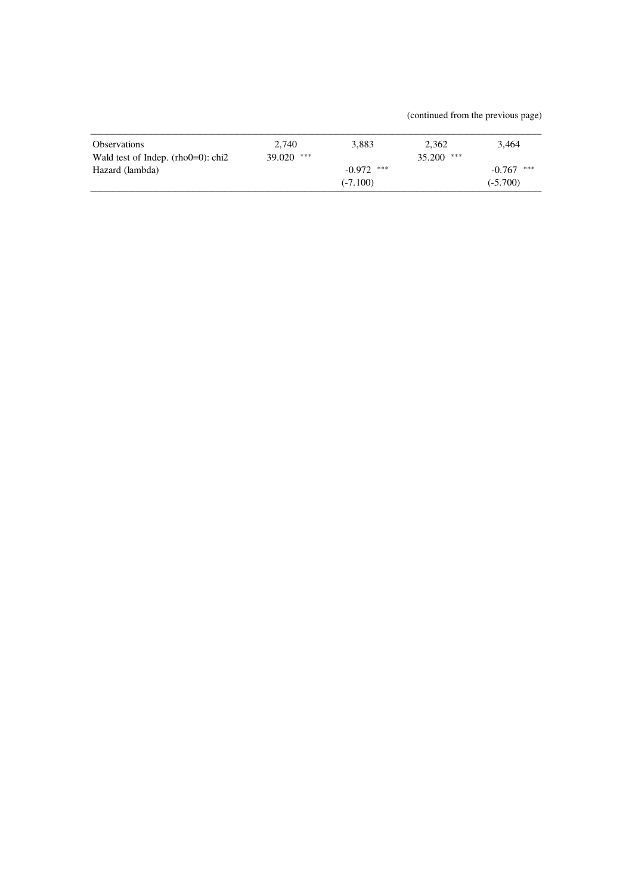(continued from the previous page)

| | | | | |
|---|---|---|---|---|
| Observations | 2,740 | 3,883 | 2,362 | 3,464 |
| Wald test of Indep. (rho0=0): chi2 | 39.020 *** | | 35.200 *** | |
| Hazard (lambda) | | -0.972 *** | | -0.767 *** |
| | | (-7.100) | | (-5.700) |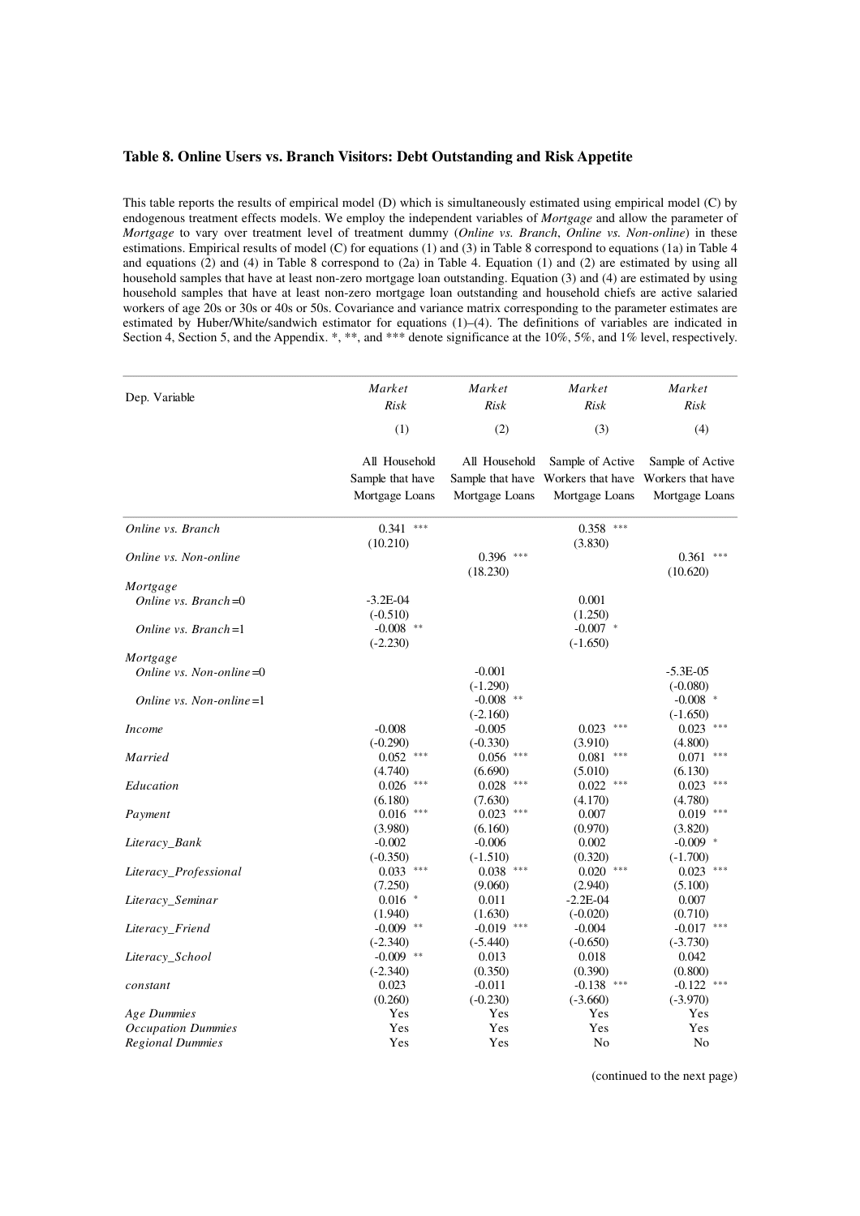### Table 8. Online Users vs. Branch Visitors: Debt Outstanding and Risk Appetite

This table reports the results of empirical model (D) which is simultaneously estimated using empirical model (C) by endogenous treatment effects models. We employ the independent variables of *Mortgage* and allow the parameter of *Mortgage* to vary over treatment level of treatment dummy (*Online vs. Branch*, *Online vs. Non-online*) in these estimations. Empirical results of model (C) for equations (1) and (3) in Table 8 correspond to equations (1a) in Table 4 and equations (2) and (4) in Table 8 correspond to (2a) in Table 4. Equation (1) and (2) are estimated by using all household samples that have at least non-zero mortgage loan outstanding. Equation (3) and (4) are estimated by using household samples that have at least non-zero mortgage loan outstanding and household chiefs are active salaried workers of age 20s or 30s or 40s or 50s. Covariance and variance matrix corresponding to the parameter estimates are estimated by Huber/White/sandwich estimator for equations (1)–(4). The definitions of variables are indicated in Section 4, Section 5, and the Appendix. *, **, and *** denote significance at the 10%, 5%, and 1% level, respectively.

| Dep. Variable | *Market Risk* | *Market Risk* | *Market Risk* | *Market Risk* |
|---|---|---|---|---|
| | (1) | (2) | (3) | (4) |
| | All Household Sample that have Mortgage Loans | All Household Sample that have Mortgage Loans | Sample of Active Workers that have Mortgage Loans | Sample of Active Workers that have Mortgage Loans |
| *Online vs. Branch* | 0.341 *** | | 0.358 *** | |
| | (10.210) | | (3.830) | |
| *Online vs. Non-online* | | 0.396 *** | | 0.361 *** |
| | | (18.230) | | (10.620) |
| *Mortgage* | | | | |
| *Online vs. Branch*=0 | -3.2E-04 | | 0.001 | |
| | (-0.510) | | (1.250) | |
| *Online vs. Branch*=1 | -0.008 ** | | -0.007 * | |
| | (-2.230) | | (-1.650) | |
| *Mortgage* | | | | |
| *Online vs. Non-online*=0 | | -0.001 | | -5.3E-05 |
| | | (-1.290) | | (-0.080) |
| *Online vs. Non-online*=1 | | -0.008 ** | | -0.008 * |
| | | (-2.160) | | (-1.650) |
| *Income* | -0.008 | -0.005 | 0.023 *** | 0.023 *** |
| | (-0.290) | (-0.330) | (3.910) | (4.800) |
| *Married* | 0.052 *** | 0.056 *** | 0.081 *** | 0.071 *** |
| | (4.740) | (6.690) | (5.010) | (6.130) |
| *Education* | 0.026 *** | 0.028 *** | 0.022 *** | 0.023 *** |
| | (6.180) | (7.630) | (4.170) | (4.780) |
| *Payment* | 0.016 *** | 0.023 *** | 0.007 | 0.019 *** |
| | (3.980) | (6.160) | (0.970) | (3.820) |
| *Literacy_Bank* | -0.002 | -0.006 | 0.002 | -0.009 * |
| | (-0.350) | (-1.510) | (0.320) | (-1.700) |
| *Literacy_Professional* | 0.033 *** | 0.038 *** | 0.020 *** | 0.023 *** |
| | (7.250) | (9.060) | (2.940) | (5.100) |
| *Literacy_Seminar* | 0.016 * | 0.011 | -2.2E-04 | 0.007 |
| | (1.940) | (1.630) | (-0.020) | (0.710) |
| *Literacy_Friend* | -0.009 ** | -0.019 *** | -0.004 | -0.017 *** |
| | (-2.340) | (-5.440) | (-0.650) | (-3.730) |
| *Literacy_School* | -0.009 ** | 0.013 | 0.018 | 0.042 |
| | (-2.340) | (0.350) | (0.390) | (0.800) |
| *constant* | 0.023 | -0.011 | -0.138 *** | -0.122 *** |
| | (0.260) | (-0.230) | (-3.660) | (-3.970) |
| *Age Dummies* | Yes | Yes | Yes | Yes |
| *Occupation Dummies* | Yes | Yes | Yes | Yes |
| *Regional Dummies* | Yes | Yes | No | No |

(continued to the next page)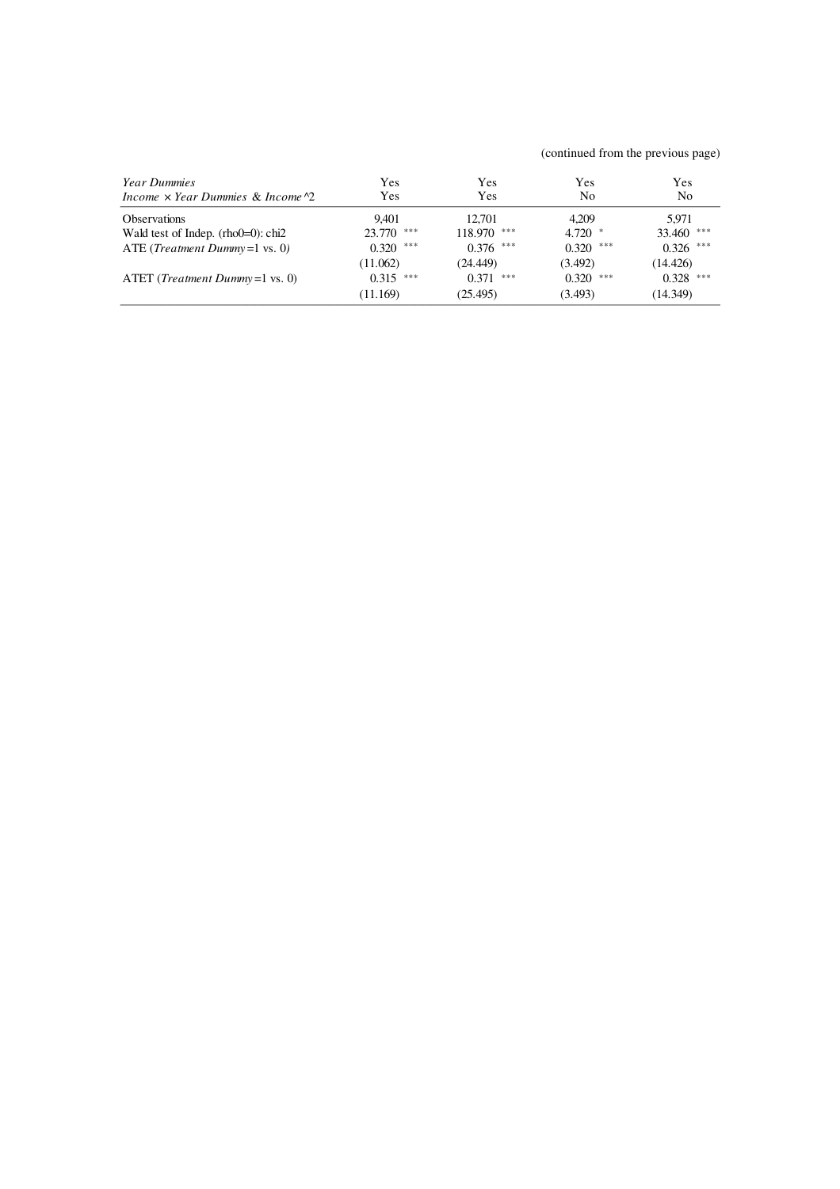(continued from the previous page)

| | | | | |
|---|---|---|---|---|
| *Year Dummies* | Yes | Yes | Yes | Yes |
| *Income* × *Year Dummies* & *Income*^2 | Yes | Yes | No | No |
| Observations | 9,401 | 12,701 | 4,209 | 5,971 |
| Wald test of Indep. (rho0=0): chi2 | 23.770 *** | 118.970 *** | 4.720 * | 33.460 *** |
| ATE (*Treatment Dummy*=1 vs. 0) | 0.320 *** | 0.376 *** | 0.320 *** | 0.326 *** |
| | (11.062) | (24.449) | (3.492) | (14.426) |
| ATET (*Treatment Dummy*=1 vs. 0) | 0.315 *** | 0.371 *** | 0.320 *** | 0.328 *** |
| | (11.169) | (25.495) | (3.493) | (14.349) |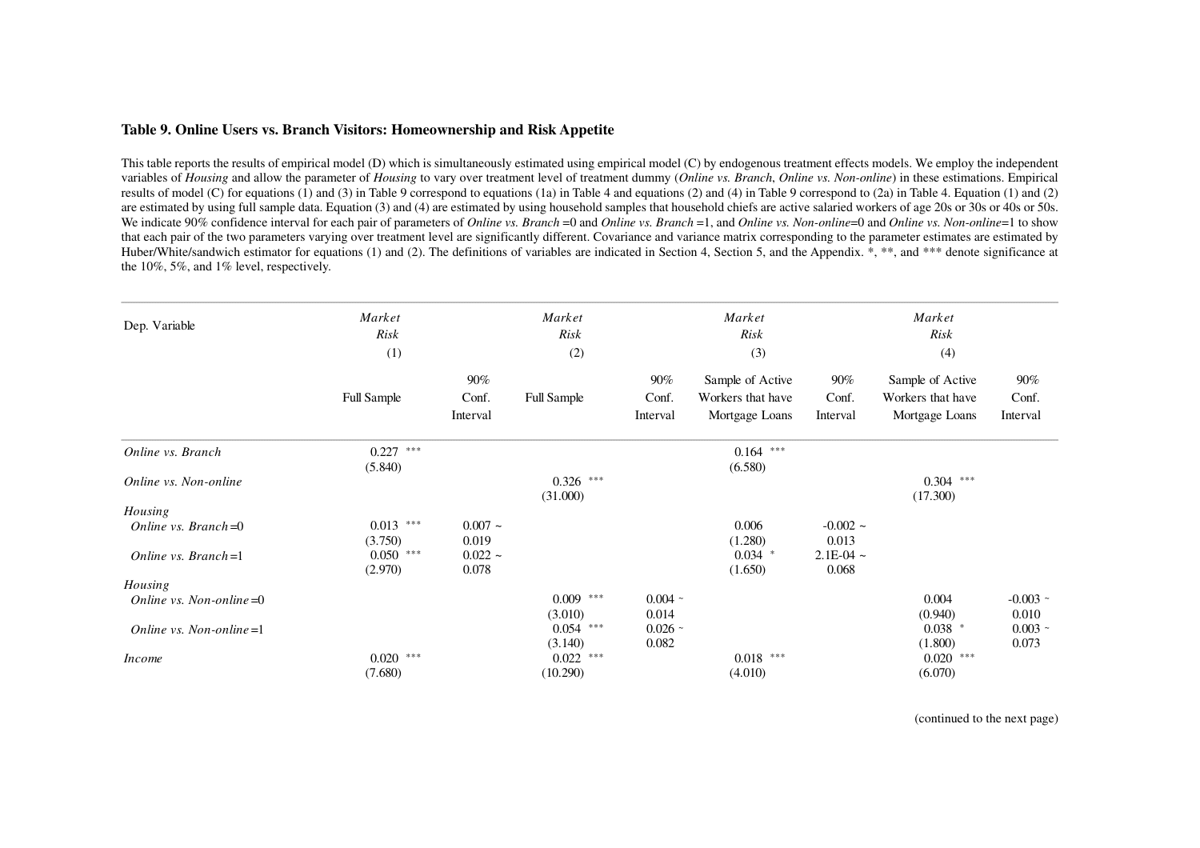### Table 9. Online Users vs. Branch Visitors: Homeownership and Risk Appetite

This table reports the results of empirical model (D) which is simultaneously estimated using empirical model (C) by endogenous treatment effects models. We employ the independent variables of *Housing* and allow the parameter of *Housing* to vary over treatment level of treatment dummy (*Online vs. Branch*, *Online vs. Non-online*) in these estimations. Empirical results of model (C) for equations (1) and (3) in Table 9 correspond to equations (1a) in Table 4 and equations (2) and (4) in Table 9 correspond to (2a) in Table 4. Equation (1) and (2) are estimated by using full sample data. Equation (3) and (4) are estimated by using household samples that household chiefs are active salaried workers of age 20s or 30s or 40s or 50s. We indicate 90% confidence interval for each pair of parameters of *Online vs. Branch* =0 and *Online vs. Branch* =1, and *Online vs. Non-online*=0 and *Online vs. Non-online*=1 to show that each pair of the two parameters varying over treatment level are significantly different. Covariance and variance matrix corresponding to the parameter estimates are estimated by Huber/White/sandwich estimator for equations (1) and (2). The definitions of variables are indicated in Section 4, Section 5, and the Appendix. *, **, and *** denote significance at the 10%, 5%, and 1% level, respectively.

| Dep. Variable | *Market Risk* (1) | | *Market Risk* (2) | | *Market Risk* (3) | | *Market Risk* (4) | |
|---|---|---|---|---|---|---|---|---|
| | Full Sample | 90% Conf. Interval | Full Sample | 90% Conf. Interval | Sample of Active Workers that have Mortgage Loans | 90% Conf. Interval | Sample of Active Workers that have Mortgage Loans | 90% Conf. Interval |
| *Online vs. Branch* | 0.227 *** | | | | 0.164 *** | | | |
| | (5.840) | | | | (6.580) | | | |
| *Online vs. Non-online* | | | 0.326 *** | | | | 0.304 *** | |
| | | | (31.000) | | | | (17.300) | |
| *Housing* | | | | | | | | |
| *Online vs. Branch*=0 | 0.013 *** | 0.007 ~ | | | 0.006 | -0.002 ~ | | |
| | (3.750) | 0.019 | | | (1.280) | 0.013 | | |
| *Online vs. Branch*=1 | 0.050 *** | 0.022 ~ | | | 0.034 * | 2.1E-04 ~ | | |
| | (2.970) | 0.078 | | | (1.650) | 0.068 | | |
| *Housing* | | | | | | | | |
| *Online vs. Non-online*=0 | | | 0.009 *** | 0.004 ~ | | | 0.004 | -0.003 ~ |
| | | | (3.010) | 0.014 | | | (0.940) | 0.010 |
| *Online vs. Non-online*=1 | | | 0.054 *** | 0.026 ~ | | | 0.038 * | 0.003 ~ |
| | | | (3.140) | 0.082 | | | (1.800) | 0.073 |
| *Income* | 0.020 *** | | 0.022 *** | | 0.018 *** | | 0.020 *** | |
| | (7.680) | | (10.290) | | (4.010) | | (6.070) | |

(continued to the next page)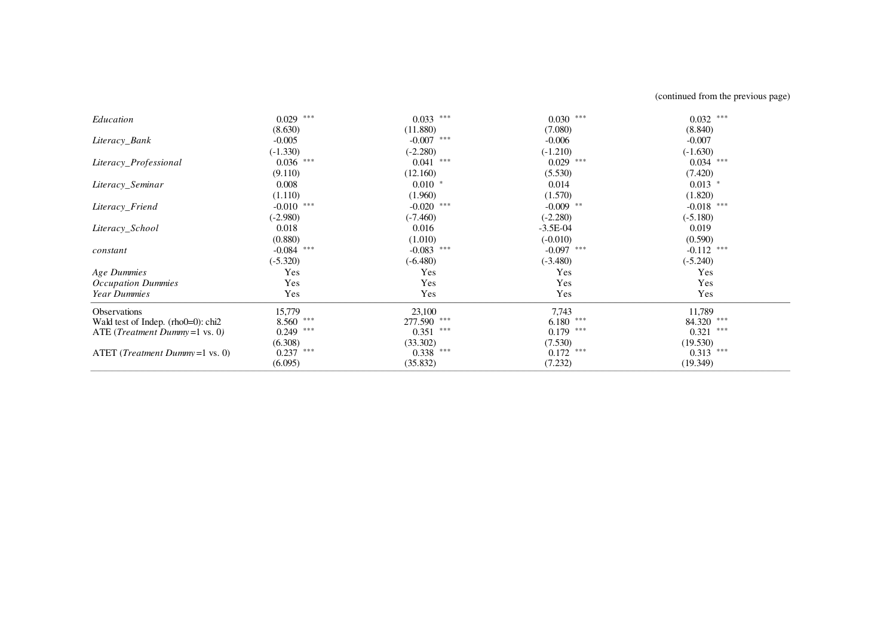(continued from the previous page)

| | | | | |
|---|---|---|---|---|
| *Education* | 0.029 *** | 0.033 *** | 0.030 *** | 0.032 *** |
| | (8.630) | (11.880) | (7.080) | (8.840) |
| *Literacy_Bank* | -0.005 | -0.007 *** | -0.006 | -0.007 |
| | (-1.330) | (-2.280) | (-1.210) | (-1.630) |
| *Literacy_Professional* | 0.036 *** | 0.041 *** | 0.029 *** | 0.034 *** |
| | (9.110) | (12.160) | (5.530) | (7.420) |
| *Literacy_Seminar* | 0.008 | 0.010 * | 0.014 | 0.013 * |
| | (1.110) | (1.960) | (1.570) | (1.820) |
| *Literacy_Friend* | -0.010 *** | -0.020 *** | -0.009 ** | -0.018 *** |
| | (-2.980) | (-7.460) | (-2.280) | (-5.180) |
| *Literacy_School* | 0.018 | 0.016 | -3.5E-04 | 0.019 |
| | (0.880) | (1.010) | (-0.010) | (0.590) |
| *constant* | -0.084 *** | -0.083 *** | -0.097 *** | -0.112 *** |
| | (-5.320) | (-6.480) | (-3.480) | (-5.240) |
| *Age Dummies* | Yes | Yes | Yes | Yes |
| *Occupation Dummies* | Yes | Yes | Yes | Yes |
| *Year Dummies* | Yes | Yes | Yes | Yes |
| Observations | 15,779 | 23,100 | 7,743 | 11,789 |
| Wald test of Indep. (rho0=0): chi2 | 8.560 *** | 277.590 *** | 6.180 *** | 84.320 *** |
| ATE (*Treatment Dummy*=1 vs. 0) | 0.249 *** | 0.351 *** | 0.179 *** | 0.321 *** |
| | (6.308) | (33.302) | (7.530) | (19.530) |
| ATET (*Treatment Dummy*=1 vs. 0) | 0.237 *** | 0.338 *** | 0.172 *** | 0.313 *** |
| | (6.095) | (35.832) | (7.232) | (19.349) |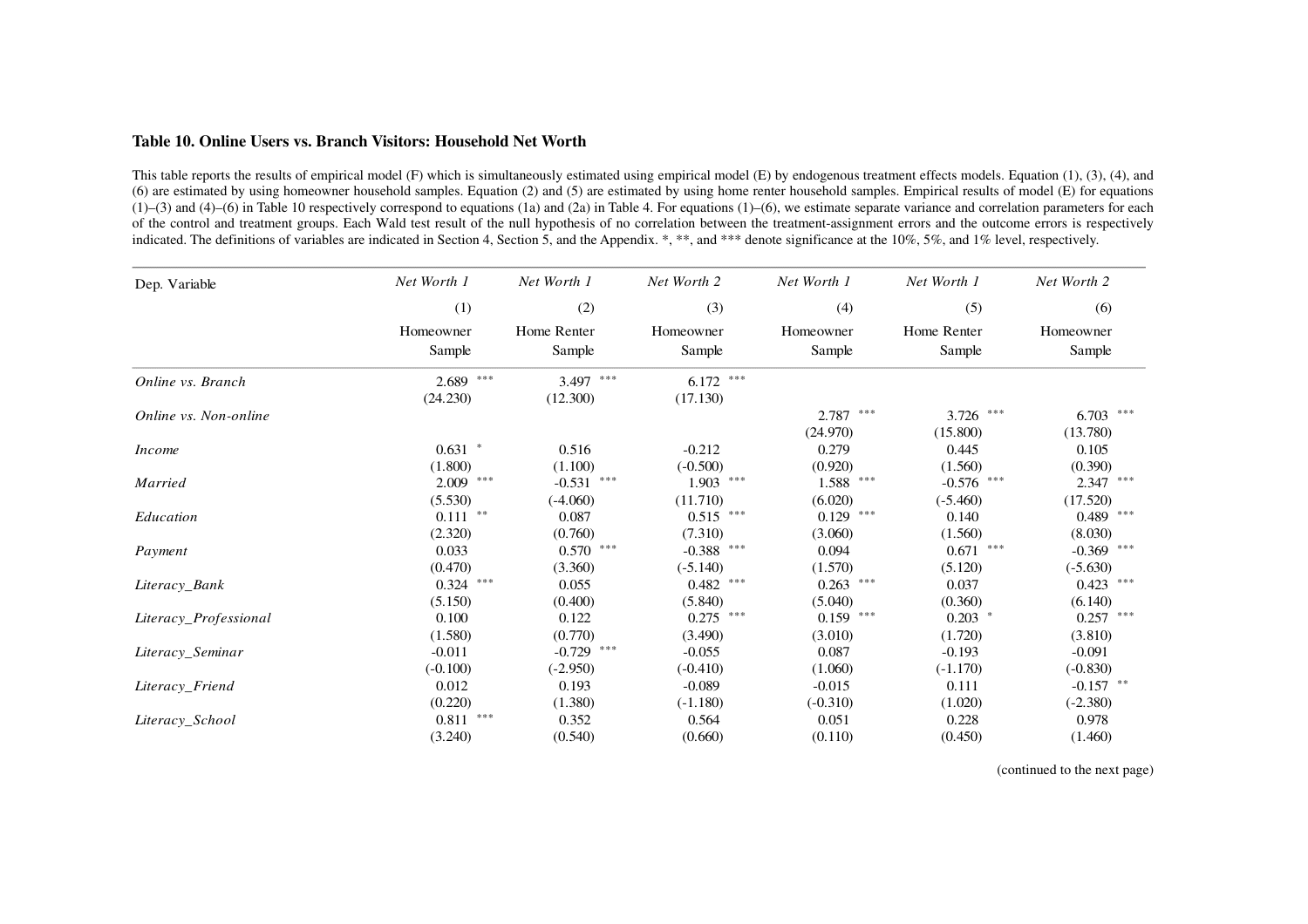**Table 10. Online Users vs. Branch Visitors: Household Net Worth**

This table reports the results of empirical model (F) which is simultaneously estimated using empirical model (E) by endogenous treatment effects models. Equation (1), (3), (4), and (6) are estimated by using homeowner household samples. Equation (2) and (5) are estimated by using home renter household samples. Empirical results of model (E) for equations (1)–(3) and (4)–(6) in Table 10 respectively correspond to equations (1a) and (2a) in Table 4. For equations (1)–(6), we estimate separate variance and correlation parameters for each of the control and treatment groups. Each Wald test result of the null hypothesis of no correlation between the treatment-assignment errors and the outcome errors is respectively indicated. The definitions of variables are indicated in Section 4, Section 5, and the Appendix. *, **, and *** denote significance at the 10%, 5%, and 1% level, respectively.

| Dep. Variable | *Net Worth 1* | *Net Worth 1* | *Net Worth 2* | *Net Worth 1* | *Net Worth 1* | *Net Worth 2* |
|---|---|---|---|---|---|---|
| | (1) | (2) | (3) | (4) | (5) | (6) |
| | Homeowner Sample | Home Renter Sample | Homeowner Sample | Homeowner Sample | Home Renter Sample | Homeowner Sample |
| *Online vs. Branch* | 2.689 *** | 3.497 *** | 6.172 *** | | | |
| | (24.230) | (12.300) | (17.130) | | | |
| *Online vs. Non-online* | | | | 2.787 *** | 3.726 *** | 6.703 *** |
| | | | | (24.970) | (15.800) | (13.780) |
| *Income* | 0.631 * | 0.516 | -0.212 | 0.279 | 0.445 | 0.105 |
| | (1.800) | (1.100) | (-0.500) | (0.920) | (1.560) | (0.390) |
| *Married* | 2.009 *** | -0.531 *** | 1.903 *** | 1.588 *** | -0.576 *** | 2.347 *** |
| | (5.530) | (-4.060) | (11.710) | (6.020) | (-5.460) | (17.520) |
| *Education* | 0.111 ** | 0.087 | 0.515 *** | 0.129 *** | 0.140 | 0.489 *** |
| | (2.320) | (0.760) | (7.310) | (3.060) | (1.560) | (8.030) |
| *Payment* | 0.033 | 0.570 *** | -0.388 *** | 0.094 | 0.671 *** | -0.369 *** |
| | (0.470) | (3.360) | (-5.140) | (1.570) | (5.120) | (-5.630) |
| *Literacy_Bank* | 0.324 *** | 0.055 | 0.482 *** | 0.263 *** | 0.037 | 0.423 *** |
| | (5.150) | (0.400) | (5.840) | (5.040) | (0.360) | (6.140) |
| *Literacy_Professional* | 0.100 | 0.122 | 0.275 *** | 0.159 *** | 0.203 * | 0.257 *** |
| | (1.580) | (0.770) | (3.490) | (3.010) | (1.720) | (3.810) |
| *Literacy_Seminar* | -0.011 | -0.729 *** | -0.055 | 0.087 | -0.193 | -0.091 |
| | (-0.100) | (-2.950) | (-0.410) | (1.060) | (-1.170) | (-0.830) |
| *Literacy_Friend* | 0.012 | 0.193 | -0.089 | -0.015 | 0.111 | -0.157 ** |
| | (0.220) | (1.380) | (-1.180) | (-0.310) | (1.020) | (-2.380) |
| *Literacy_School* | 0.811 *** | 0.352 | 0.564 | 0.051 | 0.228 | 0.978 |
| | (3.240) | (0.540) | (0.660) | (0.110) | (0.450) | (1.460) |

(continued to the next page)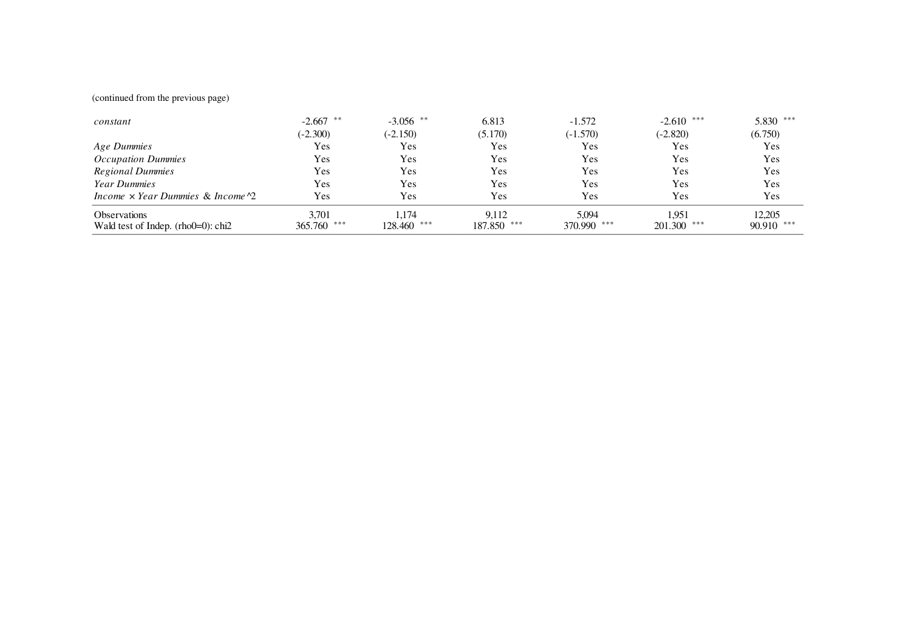(continued from the previous page)

| | | | | | | |
|---|---|---|---|---|---|---|
| *constant* | -2.667 ** | -3.056 ** | 6.813 | -1.572 | -2.610 *** | 5.830 *** |
| | (-2.300) | (-2.150) | (5.170) | (-1.570) | (-2.820) | (6.750) |
| *Age Dummies* | Yes | Yes | Yes | Yes | Yes | Yes |
| *Occupation Dummies* | Yes | Yes | Yes | Yes | Yes | Yes |
| *Regional Dummies* | Yes | Yes | Yes | Yes | Yes | Yes |
| *Year Dummies* | Yes | Yes | Yes | Yes | Yes | Yes |
| *Income × Year Dummies & Income^2* | Yes | Yes | Yes | Yes | Yes | Yes |
| Observations | 3,701 | 1,174 | 9,112 | 5,094 | 1,951 | 12,205 |
| Wald test of Indep. (rho0=0): chi2 | 365.760 *** | 128.460 *** | 187.850 *** | 370.990 *** | 201.300 *** | 90.910 *** |